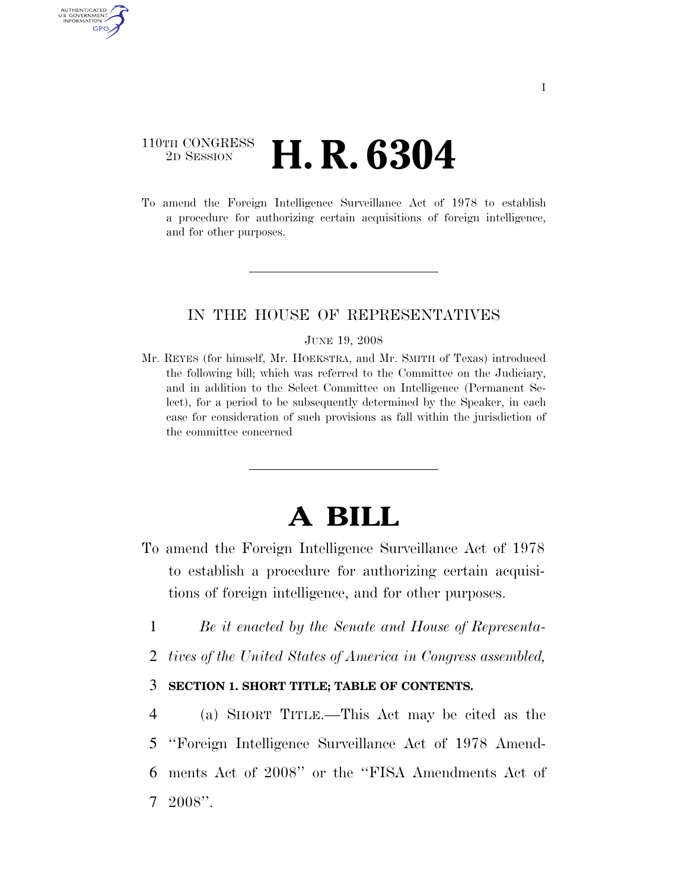110TH CONGRESS
2D SESSION

# H. R. 6304

To amend the Foreign Intelligence Surveillance Act of 1978 to establish a procedure for authorizing certain acquisitions of foreign intelligence, and for other purposes.

---

IN THE HOUSE OF REPRESENTATIVES

JUNE 19, 2008

Mr. REYES (for himself, Mr. HOEKSTRA, and Mr. SMITH of Texas) introduced the following bill; which was referred to the Committee on the Judiciary, and in addition to the Select Committee on Intelligence (Permanent Select), for a period to be subsequently determined by the Speaker, in each case for consideration of such provisions as fall within the jurisdiction of the committee concerned

---

# A BILL

To amend the Foreign Intelligence Surveillance Act of 1978 to establish a procedure for authorizing certain acquisitions of foreign intelligence, and for other purposes.

1 *Be it enacted by the Senate and House of Representa-*
2 *tives of the United States of America in Congress assembled,*

3 **SECTION 1. SHORT TITLE; TABLE OF CONTENTS.**

4 (a) SHORT TITLE.—This Act may be cited as the
5 ''Foreign Intelligence Surveillance Act of 1978 Amend-
6 ments Act of 2008'' or the ''FISA Amendments Act of
7 2008''.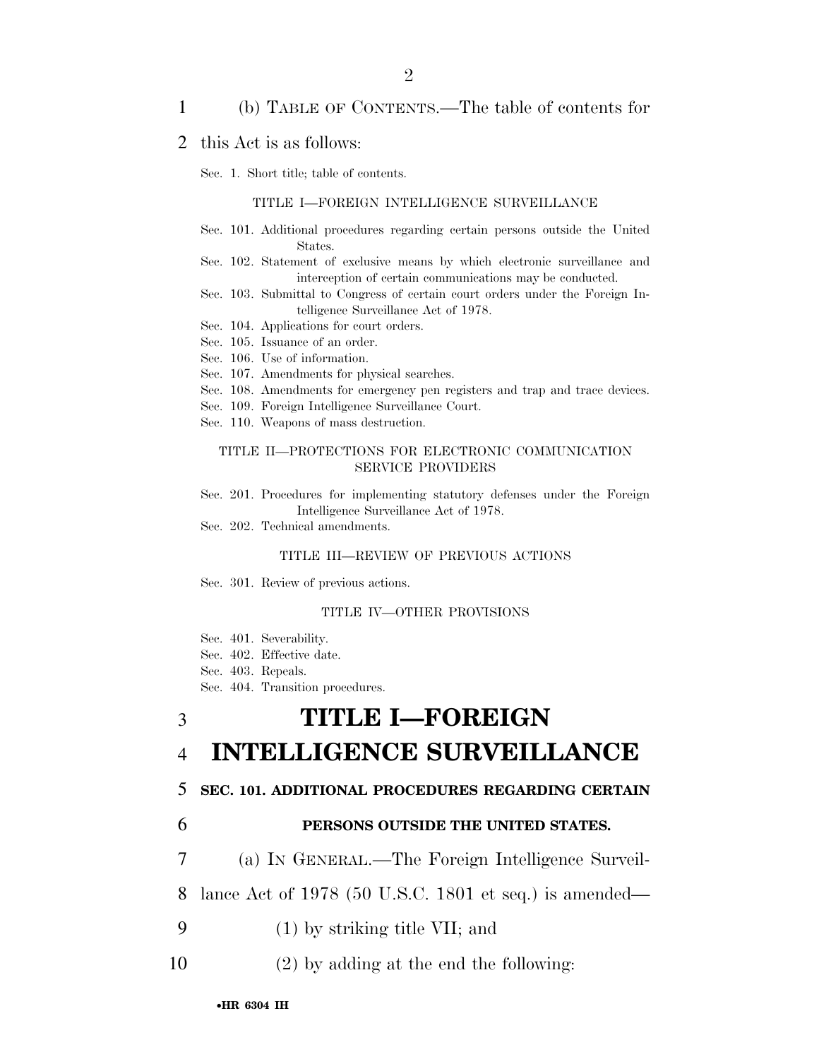(b) TABLE OF CONTENTS.—The table of contents for this Act is as follows:

Sec. 1. Short title; table of contents.

TITLE I—FOREIGN INTELLIGENCE SURVEILLANCE

Sec. 101. Additional procedures regarding certain persons outside the United States.
Sec. 102. Statement of exclusive means by which electronic surveillance and interception of certain communications may be conducted.
Sec. 103. Submittal to Congress of certain court orders under the Foreign Intelligence Surveillance Act of 1978.
Sec. 104. Applications for court orders.
Sec. 105. Issuance of an order.
Sec. 106. Use of information.
Sec. 107. Amendments for physical searches.
Sec. 108. Amendments for emergency pen registers and trap and trace devices.
Sec. 109. Foreign Intelligence Surveillance Court.
Sec. 110. Weapons of mass destruction.

TITLE II—PROTECTIONS FOR ELECTRONIC COMMUNICATION SERVICE PROVIDERS

Sec. 201. Procedures for implementing statutory defenses under the Foreign Intelligence Surveillance Act of 1978.
Sec. 202. Technical amendments.

TITLE III—REVIEW OF PREVIOUS ACTIONS

Sec. 301. Review of previous actions.

TITLE IV—OTHER PROVISIONS

Sec. 401. Severability.
Sec. 402. Effective date.
Sec. 403. Repeals.
Sec. 404. Transition procedures.

# TITLE I—FOREIGN INTELLIGENCE SURVEILLANCE

## SEC. 101. ADDITIONAL PROCEDURES REGARDING CERTAIN PERSONS OUTSIDE THE UNITED STATES.

(a) IN GENERAL.—The Foreign Intelligence Surveillance Act of 1978 (50 U.S.C. 1801 et seq.) is amended—

(1) by striking title VII; and

(2) by adding at the end the following: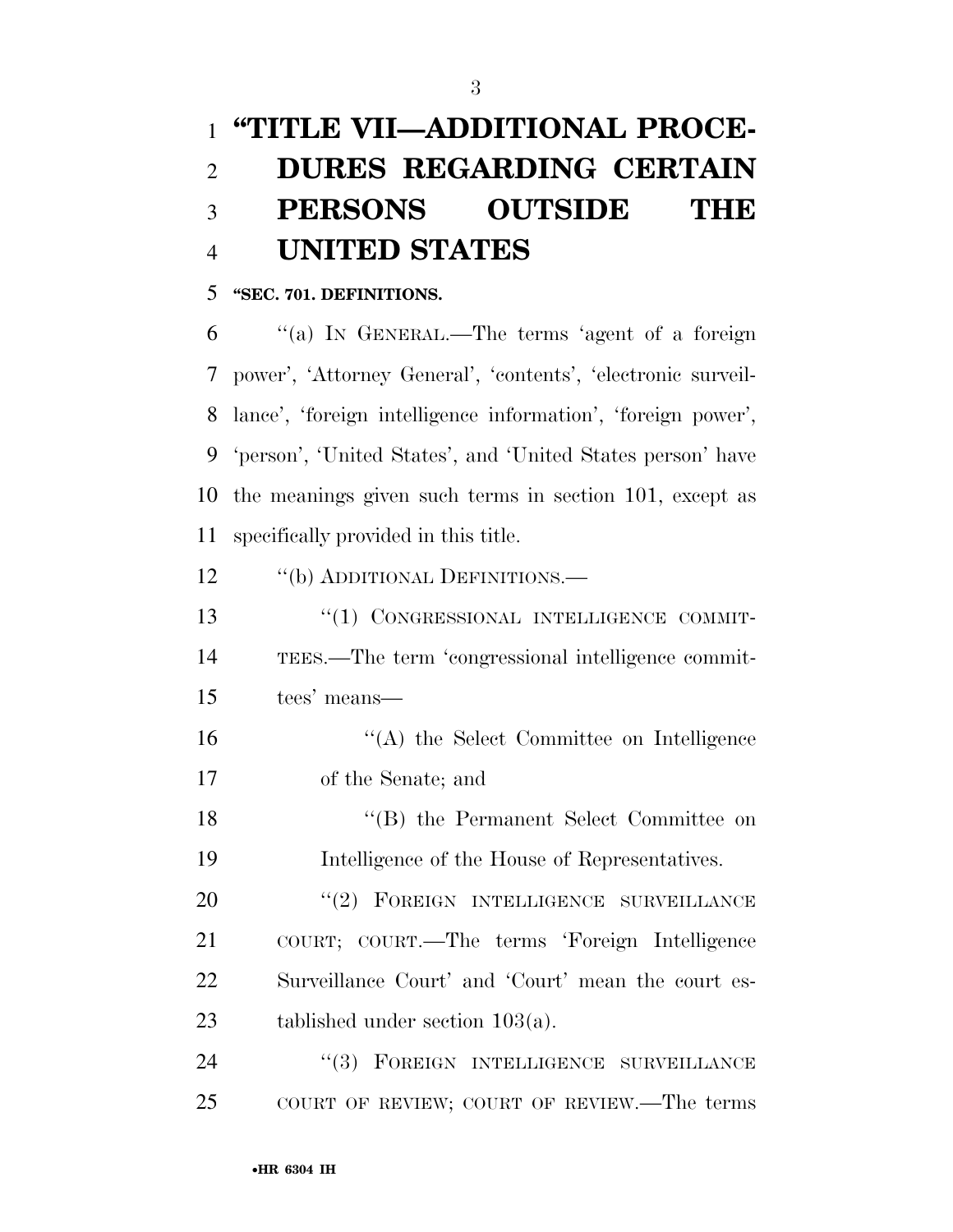# "TITLE VII—ADDITIONAL PROCEDURES REGARDING CERTAIN PERSONS OUTSIDE THE UNITED STATES

**"SEC. 701. DEFINITIONS.**

"(a) IN GENERAL.—The terms 'agent of a foreign power', 'Attorney General', 'contents', 'electronic surveillance', 'foreign intelligence information', 'foreign power', 'person', 'United States', and 'United States person' have the meanings given such terms in section 101, except as specifically provided in this title.

"(b) ADDITIONAL DEFINITIONS.—

"(1) CONGRESSIONAL INTELLIGENCE COMMITTEES.—The term 'congressional intelligence committees' means—

"(A) the Select Committee on Intelligence of the Senate; and

"(B) the Permanent Select Committee on Intelligence of the House of Representatives.

"(2) FOREIGN INTELLIGENCE SURVEILLANCE COURT; COURT.—The terms 'Foreign Intelligence Surveillance Court' and 'Court' mean the court established under section 103(a).

"(3) FOREIGN INTELLIGENCE SURVEILLANCE COURT OF REVIEW; COURT OF REVIEW.—The terms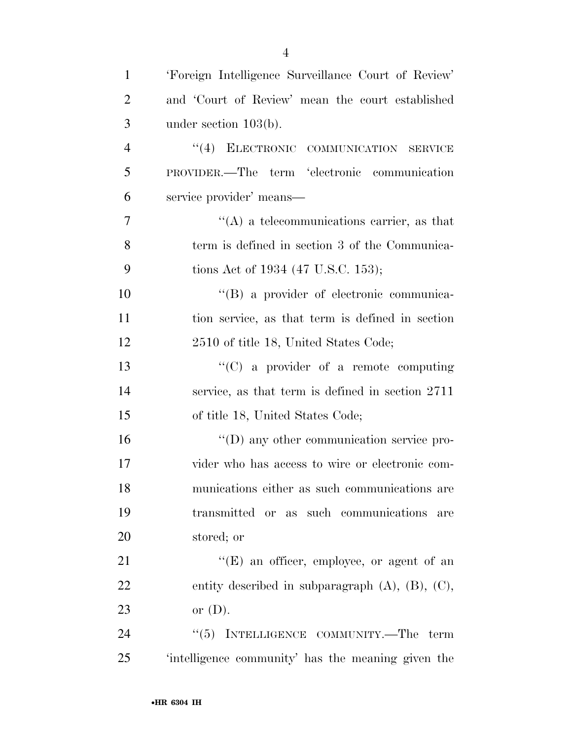'Foreign Intelligence Surveillance Court of Review' and 'Court of Review' mean the court established under section 103(b).

"(4) ELECTRONIC COMMUNICATION SERVICE PROVIDER.—The term 'electronic communication service provider' means—

"(A) a telecommunications carrier, as that term is defined in section 3 of the Communications Act of 1934 (47 U.S.C. 153);

"(B) a provider of electronic communication service, as that term is defined in section 2510 of title 18, United States Code;

"(C) a provider of a remote computing service, as that term is defined in section 2711 of title 18, United States Code;

"(D) any other communication service provider who has access to wire or electronic communications either as such communications are transmitted or as such communications are stored; or

"(E) an officer, employee, or agent of an entity described in subparagraph (A), (B), (C), or (D).

"(5) INTELLIGENCE COMMUNITY.—The term 'intelligence community' has the meaning given the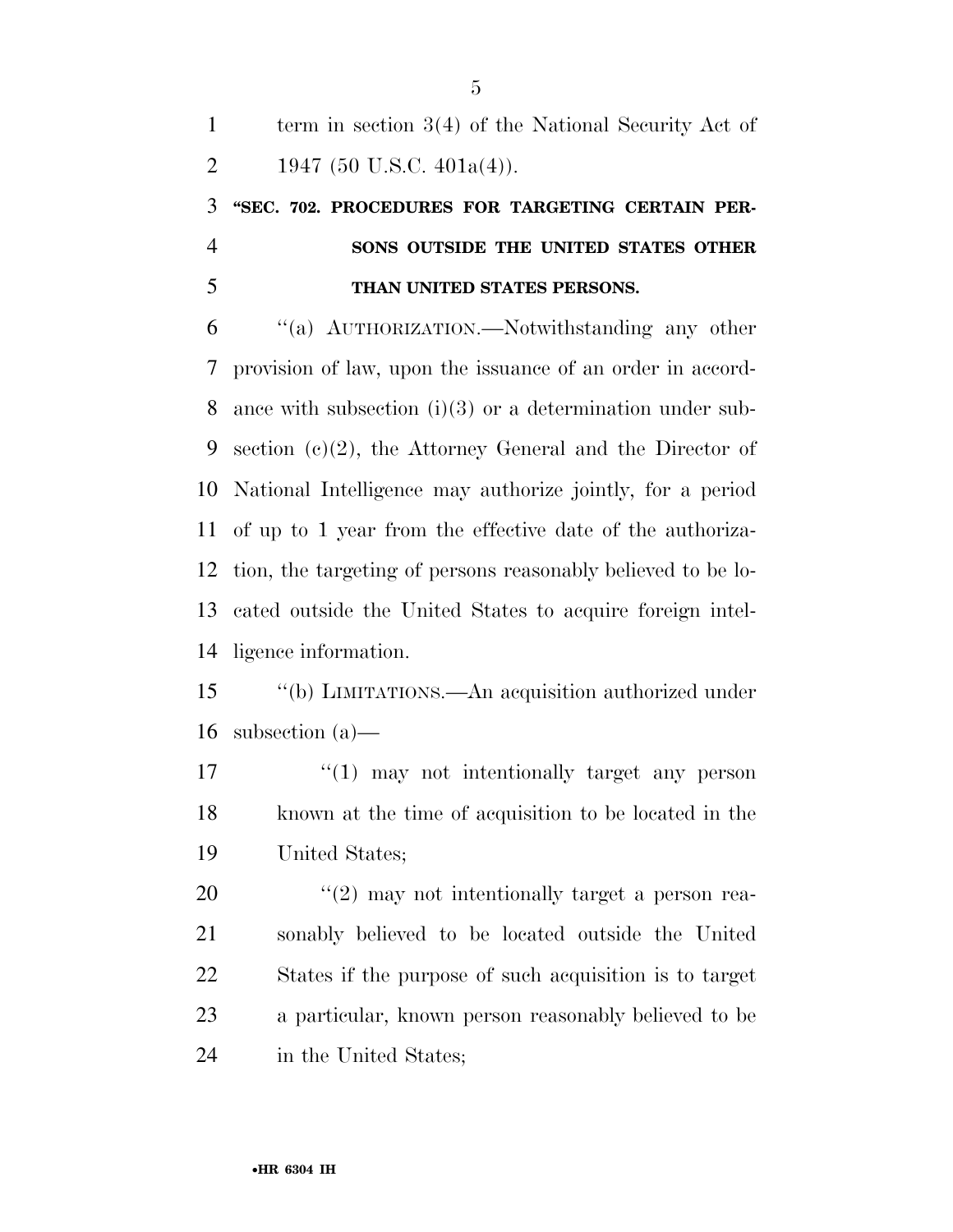term in section 3(4) of the National Security Act of 1947 (50 U.S.C. 401a(4)).

### "SEC. 702. PROCEDURES FOR TARGETING CERTAIN PERSONS OUTSIDE THE UNITED STATES OTHER THAN UNITED STATES PERSONS.

"(a) AUTHORIZATION.—Notwithstanding any other provision of law, upon the issuance of an order in accordance with subsection (i)(3) or a determination under subsection (c)(2), the Attorney General and the Director of National Intelligence may authorize jointly, for a period of up to 1 year from the effective date of the authorization, the targeting of persons reasonably believed to be located outside the United States to acquire foreign intelligence information.

"(b) LIMITATIONS.—An acquisition authorized under subsection (a)—

"(1) may not intentionally target any person known at the time of acquisition to be located in the United States;

"(2) may not intentionally target a person reasonably believed to be located outside the United States if the purpose of such acquisition is to target a particular, known person reasonably believed to be in the United States;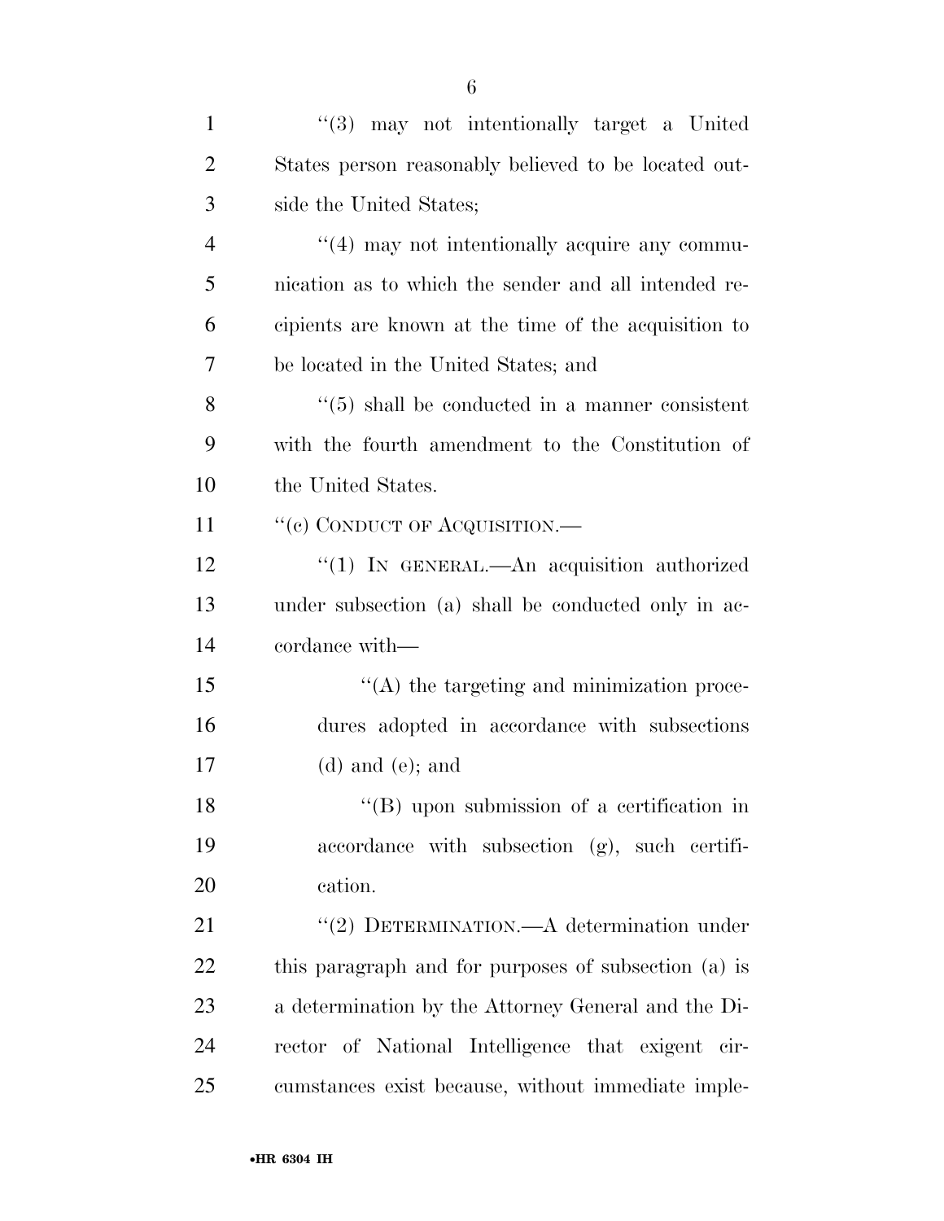''(3) may not intentionally target a United States person reasonably believed to be located outside the United States;

''(4) may not intentionally acquire any communication as to which the sender and all intended recipients are known at the time of the acquisition to be located in the United States; and

''(5) shall be conducted in a manner consistent with the fourth amendment to the Constitution of the United States.

''(c) CONDUCT OF ACQUISITION.—

''(1) IN GENERAL.—An acquisition authorized under subsection (a) shall be conducted only in accordance with—

''(A) the targeting and minimization procedures adopted in accordance with subsections (d) and (e); and

''(B) upon submission of a certification in accordance with subsection (g), such certification.

''(2) DETERMINATION.—A determination under this paragraph and for purposes of subsection (a) is a determination by the Attorney General and the Director of National Intelligence that exigent circumstances exist because, without immediate imple-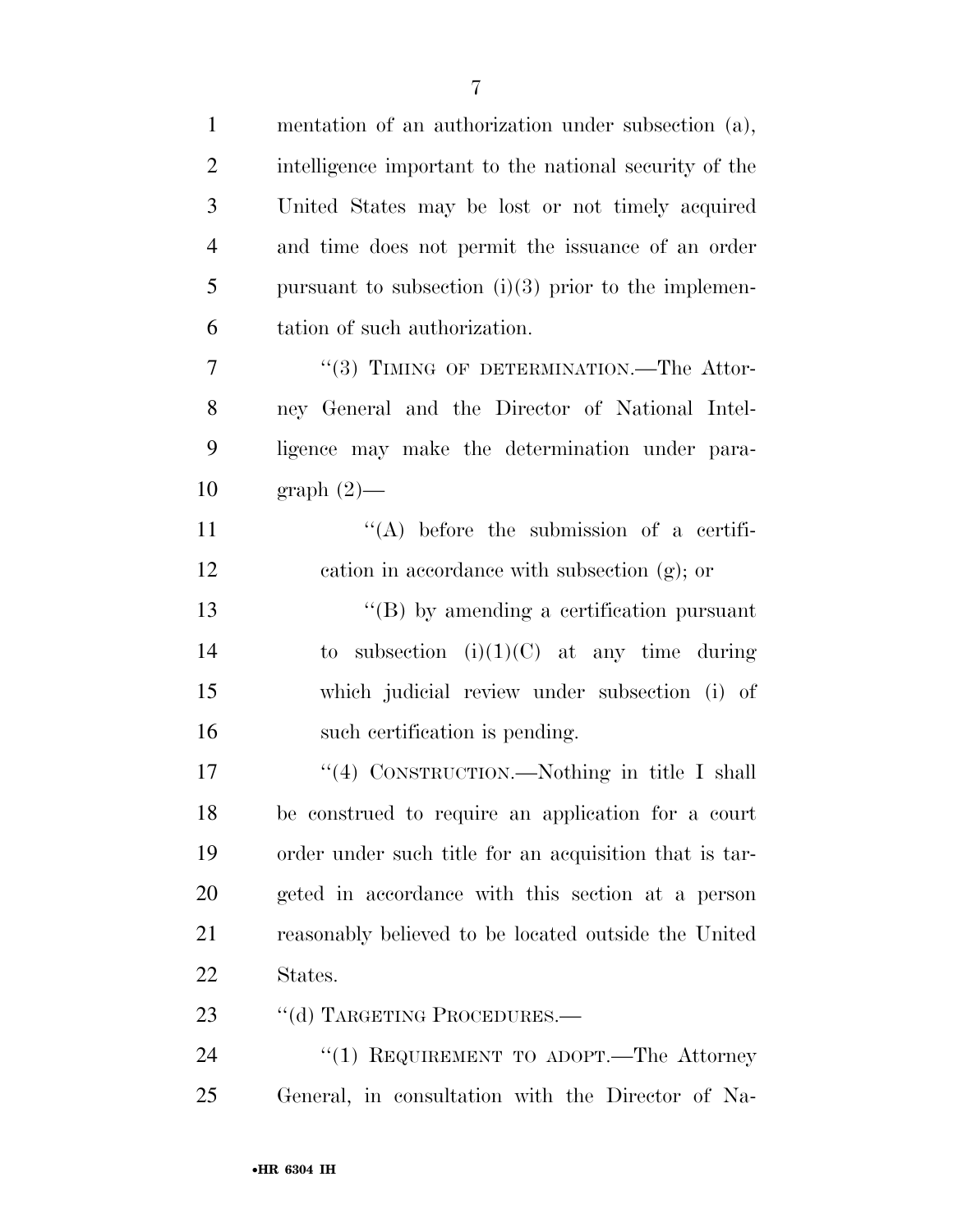mentation of an authorization under subsection (a), intelligence important to the national security of the United States may be lost or not timely acquired and time does not permit the issuance of an order pursuant to subsection (i)(3) prior to the implementation of such authorization.

"(3) TIMING OF DETERMINATION.—The Attorney General and the Director of National Intelligence may make the determination under paragraph (2)—

"(A) before the submission of a certification in accordance with subsection (g); or

"(B) by amending a certification pursuant to subsection (i)(1)(C) at any time during which judicial review under subsection (i) of such certification is pending.

"(4) CONSTRUCTION.—Nothing in title I shall be construed to require an application for a court order under such title for an acquisition that is targeted in accordance with this section at a person reasonably believed to be located outside the United States.

"(d) TARGETING PROCEDURES.—

"(1) REQUIREMENT TO ADOPT.—The Attorney General, in consultation with the Director of Na-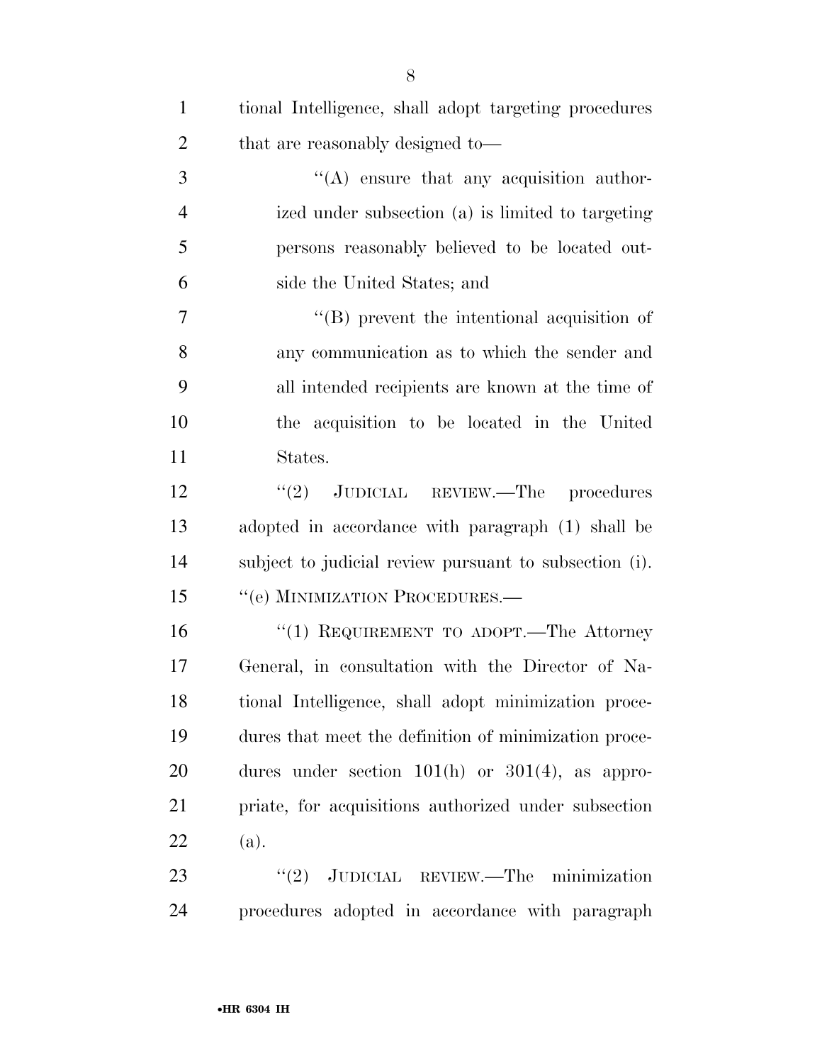tional Intelligence, shall adopt targeting procedures that are reasonably designed to—

''(A) ensure that any acquisition authorized under subsection (a) is limited to targeting persons reasonably believed to be located outside the United States; and

''(B) prevent the intentional acquisition of any communication as to which the sender and all intended recipients are known at the time of the acquisition to be located in the United States.

''(2) JUDICIAL REVIEW.—The procedures adopted in accordance with paragraph (1) shall be subject to judicial review pursuant to subsection (i).

''(e) MINIMIZATION PROCEDURES.—

''(1) REQUIREMENT TO ADOPT.—The Attorney General, in consultation with the Director of National Intelligence, shall adopt minimization procedures that meet the definition of minimization procedures under section 101(h) or 301(4), as appropriate, for acquisitions authorized under subsection (a).

''(2) JUDICIAL REVIEW.—The minimization procedures adopted in accordance with paragraph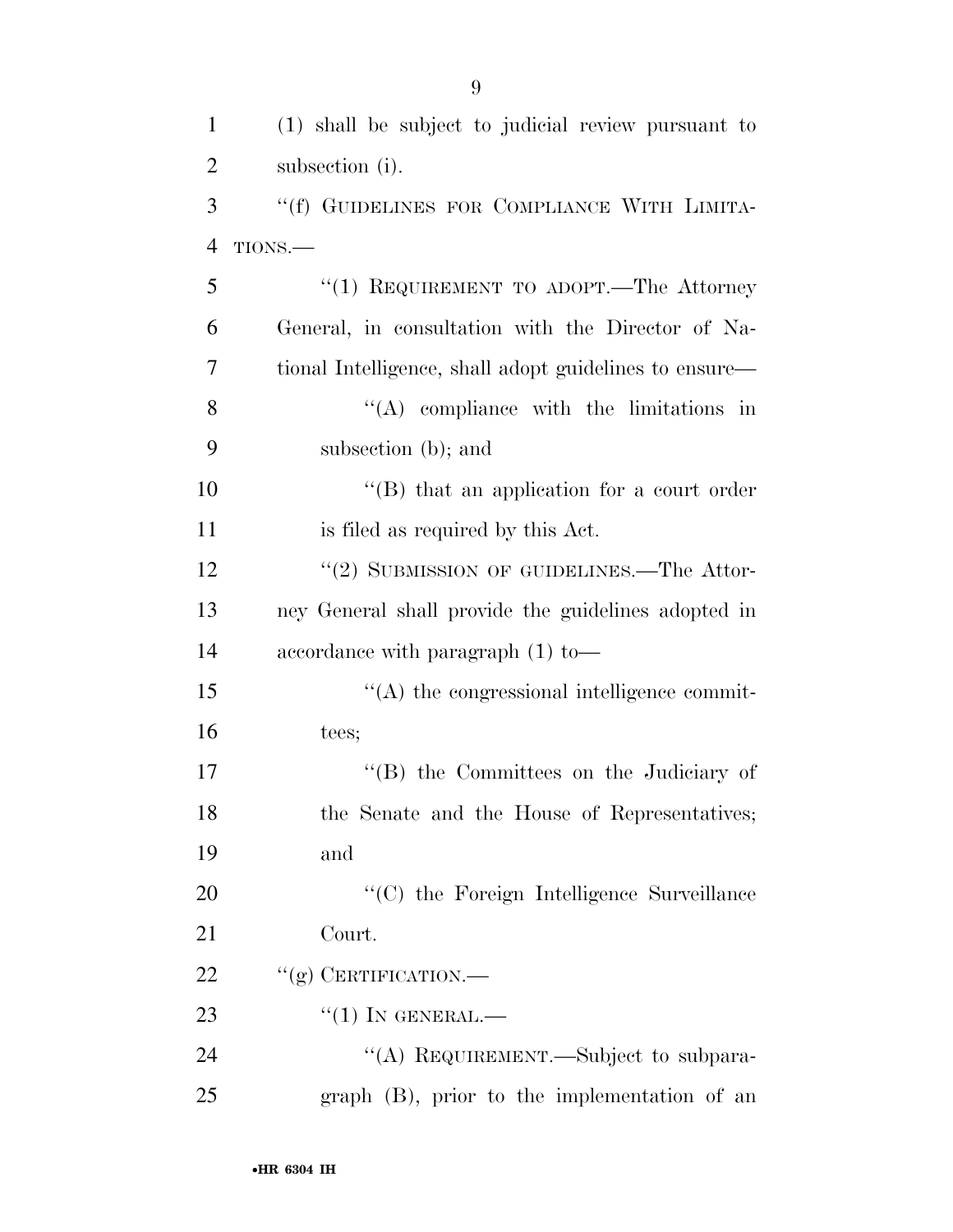(1) shall be subject to judicial review pursuant to subsection (i).

''(f) GUIDELINES FOR COMPLIANCE WITH LIMITATIONS.—

''(1) REQUIREMENT TO ADOPT.—The Attorney General, in consultation with the Director of National Intelligence, shall adopt guidelines to ensure—

''(A) compliance with the limitations in subsection (b); and

''(B) that an application for a court order is filed as required by this Act.

''(2) SUBMISSION OF GUIDELINES.—The Attorney General shall provide the guidelines adopted in accordance with paragraph (1) to—

''(A) the congressional intelligence committees;

''(B) the Committees on the Judiciary of the Senate and the House of Representatives; and

''(C) the Foreign Intelligence Surveillance Court.

''(g) CERTIFICATION.—

''(1) IN GENERAL.—

''(A) REQUIREMENT.—Subject to subparagraph (B), prior to the implementation of an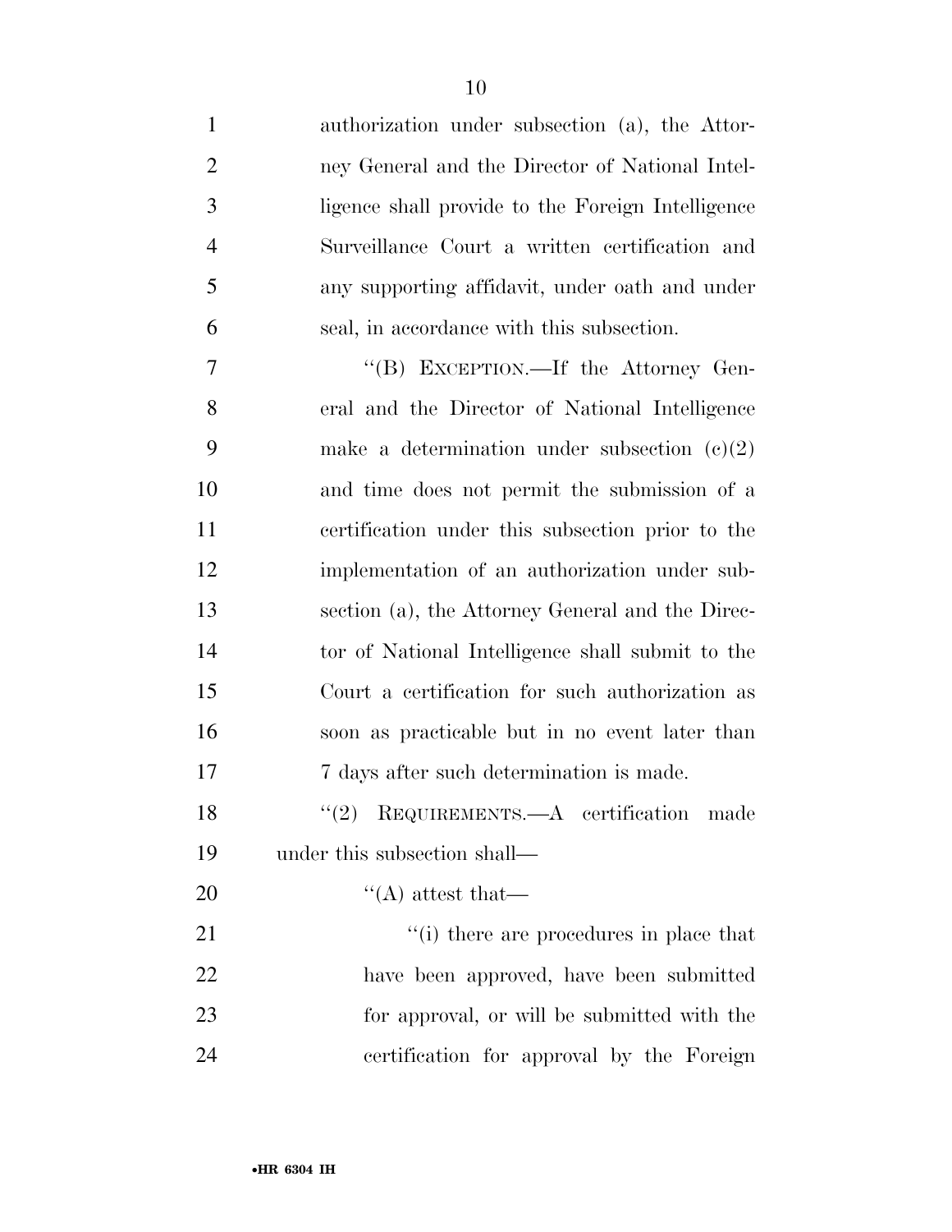authorization under subsection (a), the Attorney General and the Director of National Intelligence shall provide to the Foreign Intelligence Surveillance Court a written certification and any supporting affidavit, under oath and under seal, in accordance with this subsection.

''(B) EXCEPTION.—If the Attorney General and the Director of National Intelligence make a determination under subsection (c)(2) and time does not permit the submission of a certification under this subsection prior to the implementation of an authorization under subsection (a), the Attorney General and the Director of National Intelligence shall submit to the Court a certification for such authorization as soon as practicable but in no event later than 7 days after such determination is made.

''(2) REQUIREMENTS.—A certification made under this subsection shall—

''(A) attest that—

''(i) there are procedures in place that have been approved, have been submitted for approval, or will be submitted with the certification for approval by the Foreign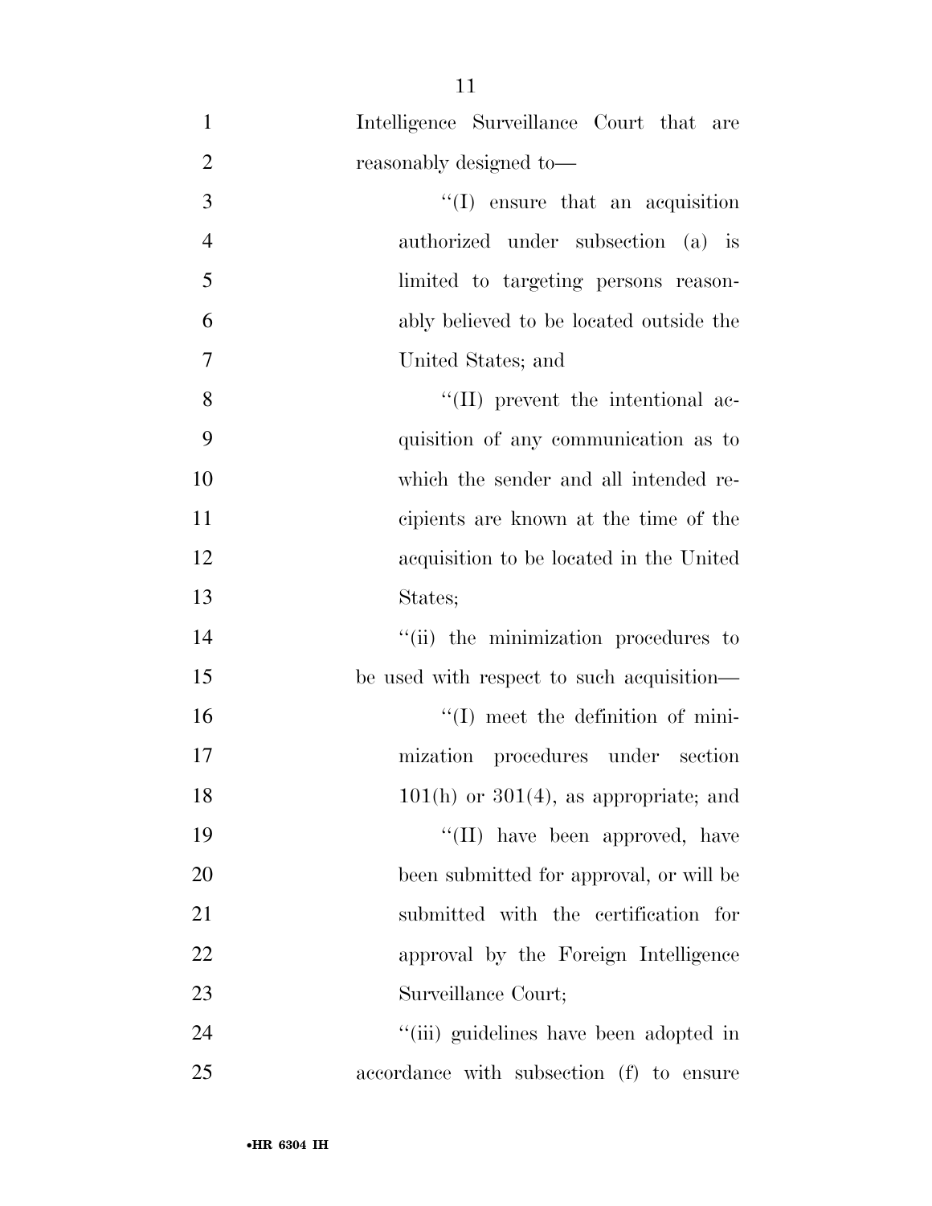Intelligence Surveillance Court that are reasonably designed to—

''(I) ensure that an acquisition authorized under subsection (a) is limited to targeting persons reasonably believed to be located outside the United States; and

''(II) prevent the intentional acquisition of any communication as to which the sender and all intended recipients are known at the time of the acquisition to be located in the United States;

''(ii) the minimization procedures to be used with respect to such acquisition—

''(I) meet the definition of minimization procedures under section 101(h) or 301(4), as appropriate; and

''(II) have been approved, have been submitted for approval, or will be submitted with the certification for approval by the Foreign Intelligence Surveillance Court;

''(iii) guidelines have been adopted in accordance with subsection (f) to ensure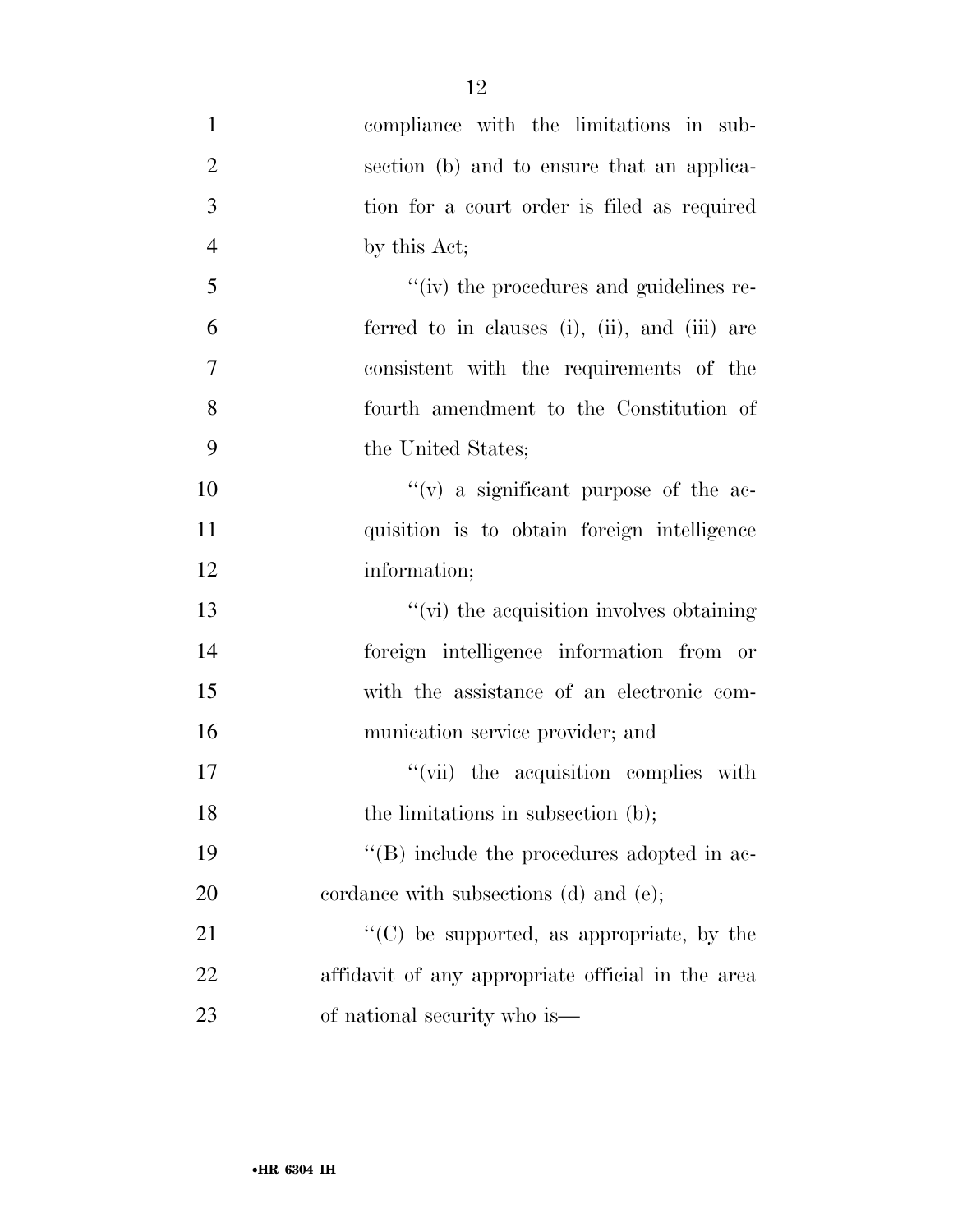compliance with the limitations in subsection (b) and to ensure that an application for a court order is filed as required by this Act;

''(iv) the procedures and guidelines referred to in clauses (i), (ii), and (iii) are consistent with the requirements of the fourth amendment to the Constitution of the United States;

''(v) a significant purpose of the acquisition is to obtain foreign intelligence information;

''(vi) the acquisition involves obtaining foreign intelligence information from or with the assistance of an electronic communication service provider; and

''(vii) the acquisition complies with the limitations in subsection (b);

''(B) include the procedures adopted in accordance with subsections (d) and (e);

''(C) be supported, as appropriate, by the affidavit of any appropriate official in the area of national security who is—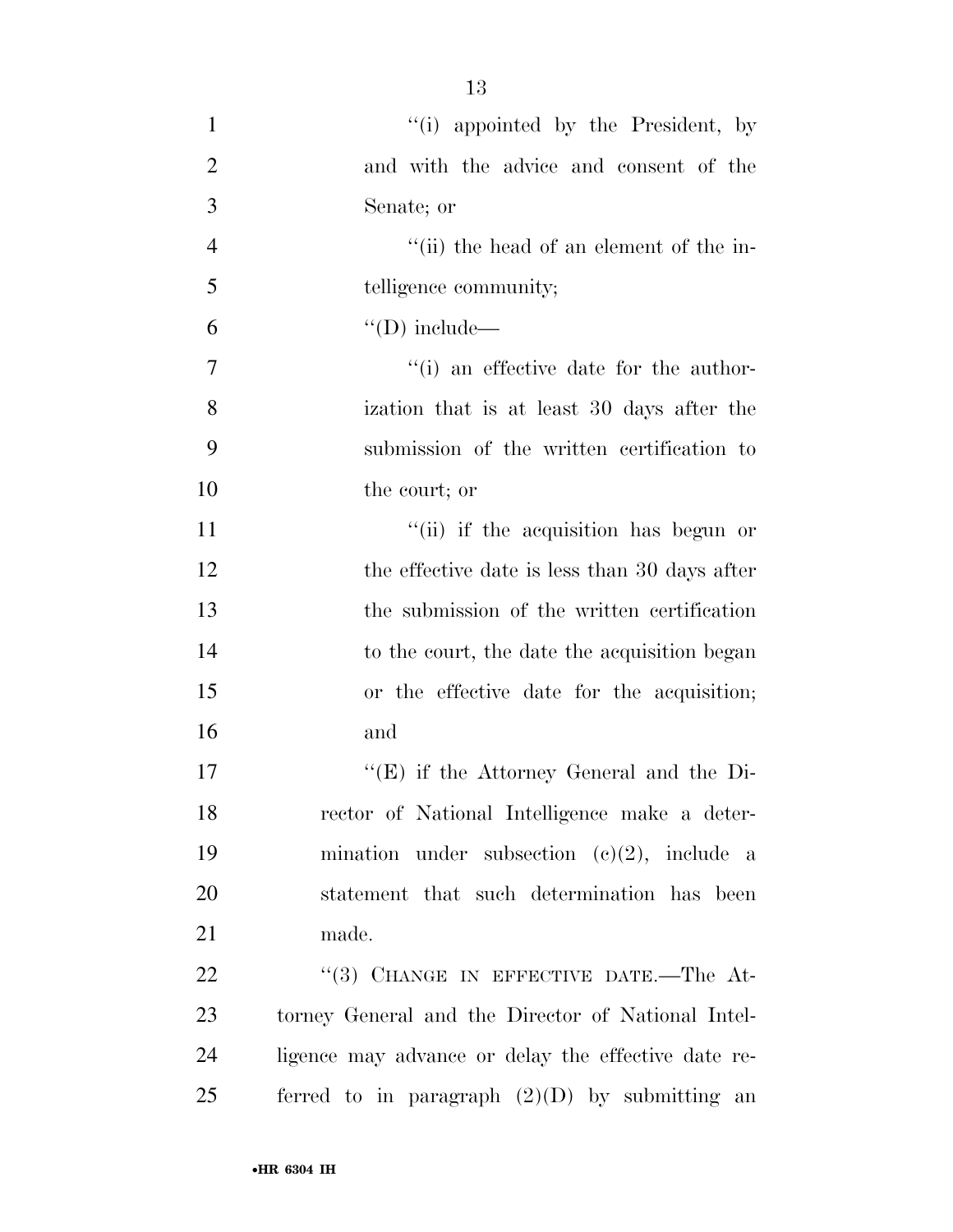''(i) appointed by the President, by and with the advice and consent of the Senate; or

''(ii) the head of an element of the intelligence community;

''(D) include—

''(i) an effective date for the authorization that is at least 30 days after the submission of the written certification to the court; or

''(ii) if the acquisition has begun or the effective date is less than 30 days after the submission of the written certification to the court, the date the acquisition began or the effective date for the acquisition; and

''(E) if the Attorney General and the Director of National Intelligence make a determination under subsection (c)(2), include a statement that such determination has been made.

''(3) CHANGE IN EFFECTIVE DATE.—The Attorney General and the Director of National Intelligence may advance or delay the effective date referred to in paragraph (2)(D) by submitting an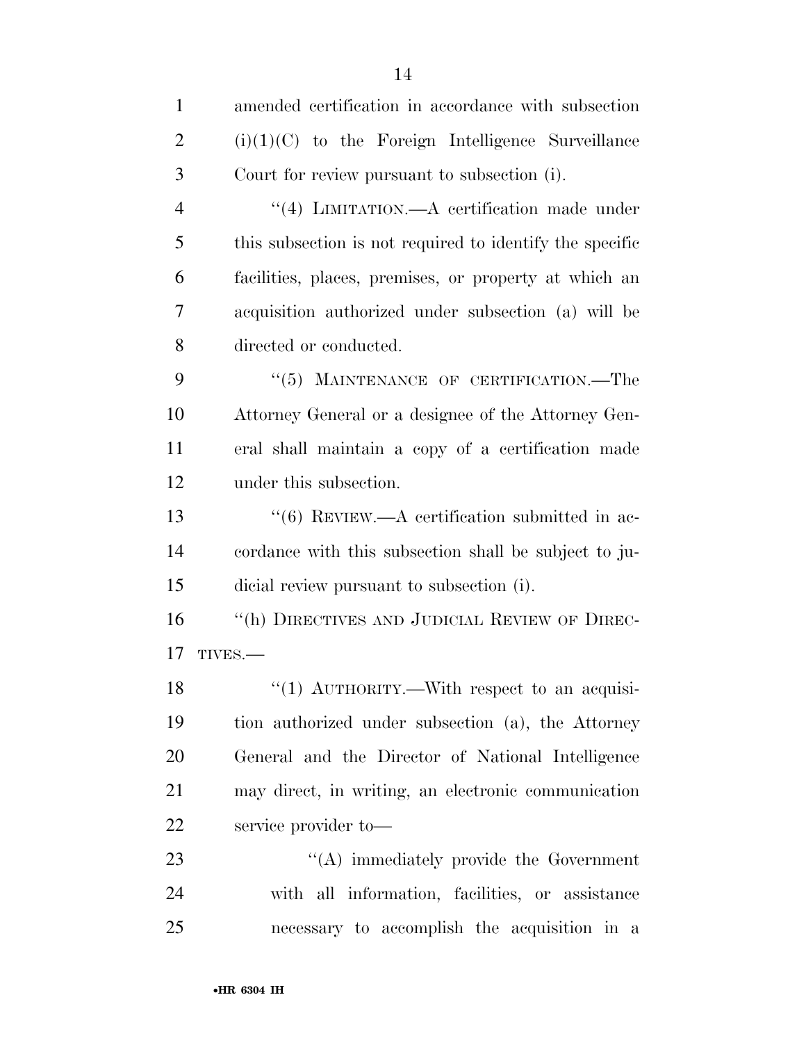amended certification in accordance with subsection (i)(1)(C) to the Foreign Intelligence Surveillance Court for review pursuant to subsection (i).

''(4) LIMITATION.—A certification made under this subsection is not required to identify the specific facilities, places, premises, or property at which an acquisition authorized under subsection (a) will be directed or conducted.

''(5) MAINTENANCE OF CERTIFICATION.—The Attorney General or a designee of the Attorney General shall maintain a copy of a certification made under this subsection.

''(6) REVIEW.—A certification submitted in accordance with this subsection shall be subject to judicial review pursuant to subsection (i).

''(h) DIRECTIVES AND JUDICIAL REVIEW OF DIRECTIVES.—

''(1) AUTHORITY.—With respect to an acquisition authorized under subsection (a), the Attorney General and the Director of National Intelligence may direct, in writing, an electronic communication service provider to—

''(A) immediately provide the Government with all information, facilities, or assistance necessary to accomplish the acquisition in a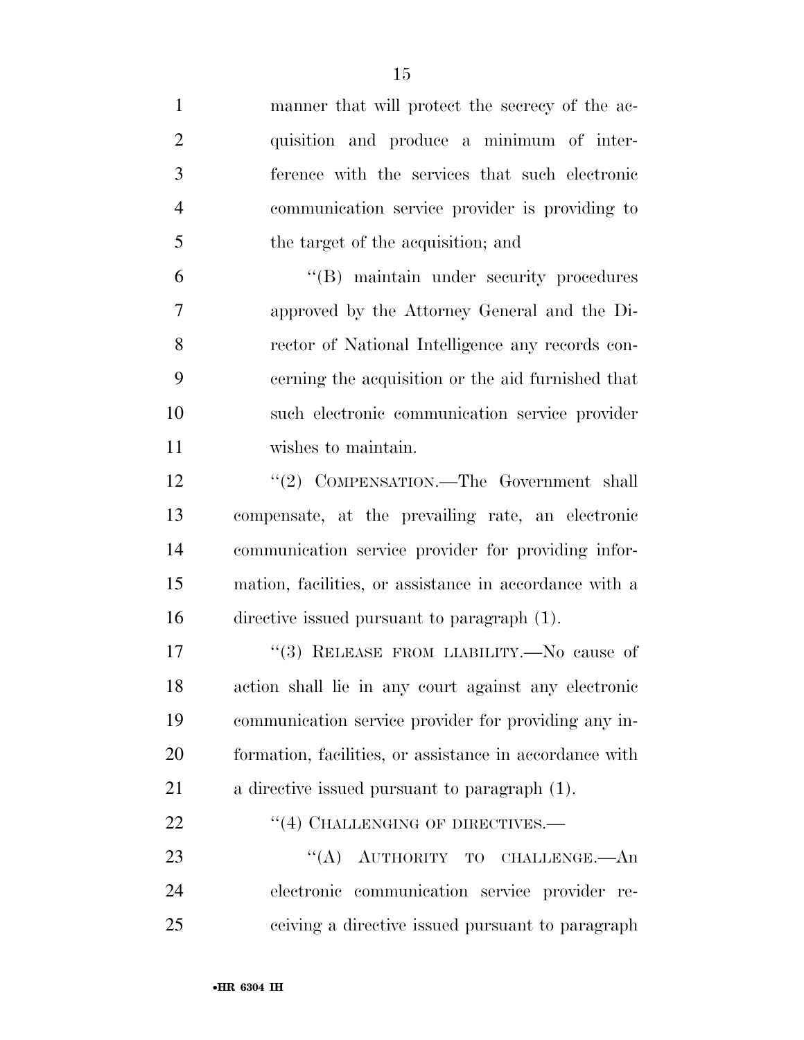manner that will protect the secrecy of the acquisition and produce a minimum of interference with the services that such electronic communication service provider is providing to the target of the acquisition; and

"(B) maintain under security procedures approved by the Attorney General and the Director of National Intelligence any records concerning the acquisition or the aid furnished that such electronic communication service provider wishes to maintain.

"(2) COMPENSATION.—The Government shall compensate, at the prevailing rate, an electronic communication service provider for providing information, facilities, or assistance in accordance with a directive issued pursuant to paragraph (1).

"(3) RELEASE FROM LIABILITY.—No cause of action shall lie in any court against any electronic communication service provider for providing any information, facilities, or assistance in accordance with a directive issued pursuant to paragraph (1).

"(4) CHALLENGING OF DIRECTIVES.—

"(A) AUTHORITY TO CHALLENGE.—An electronic communication service provider receiving a directive issued pursuant to paragraph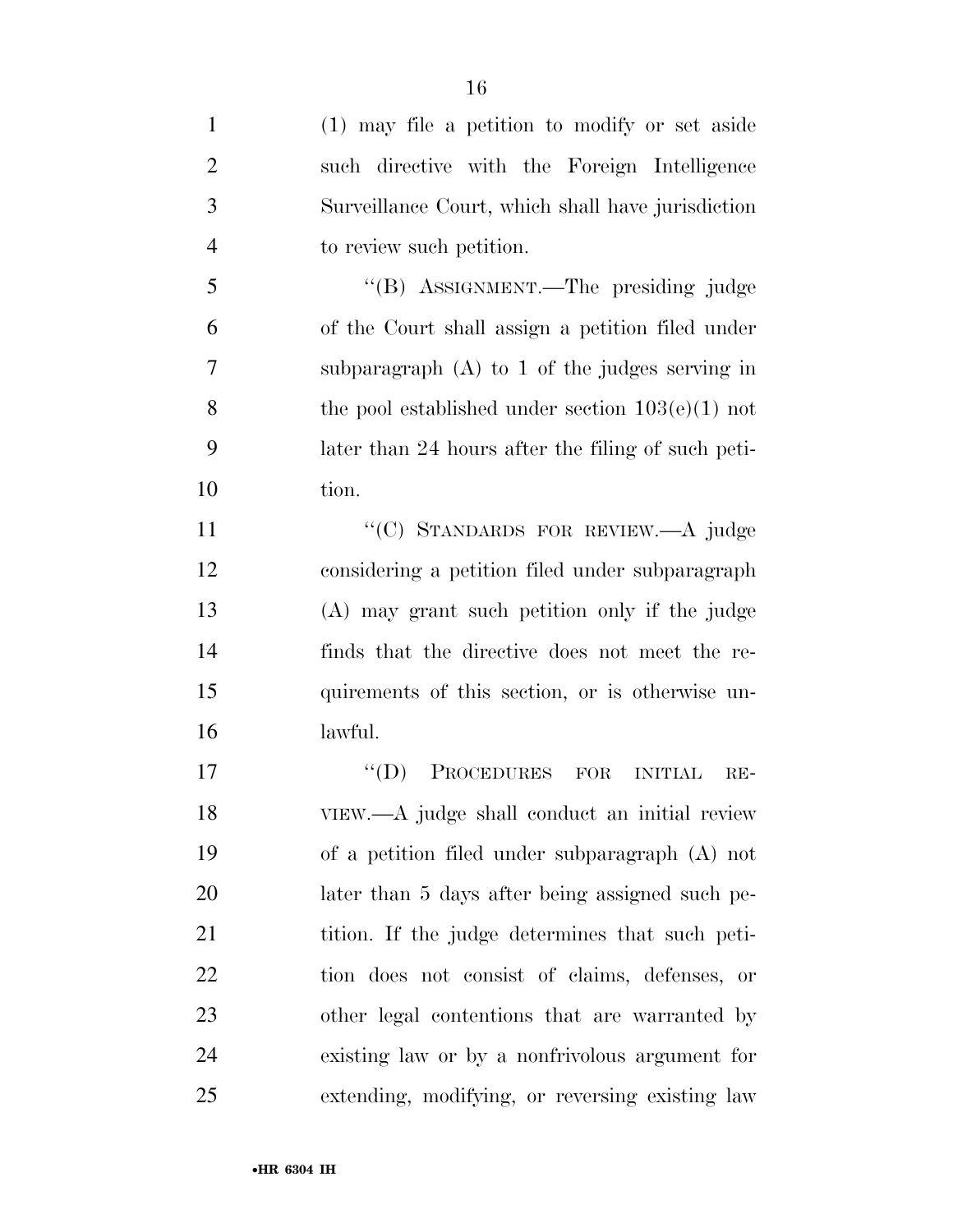(1) may file a petition to modify or set aside such directive with the Foreign Intelligence Surveillance Court, which shall have jurisdiction to review such petition.

"(B) ASSIGNMENT.—The presiding judge of the Court shall assign a petition filed under subparagraph (A) to 1 of the judges serving in the pool established under section 103(e)(1) not later than 24 hours after the filing of such petition.

"(C) STANDARDS FOR REVIEW.—A judge considering a petition filed under subparagraph (A) may grant such petition only if the judge finds that the directive does not meet the requirements of this section, or is otherwise unlawful.

"(D) PROCEDURES FOR INITIAL REVIEW.—A judge shall conduct an initial review of a petition filed under subparagraph (A) not later than 5 days after being assigned such petition. If the judge determines that such petition does not consist of claims, defenses, or other legal contentions that are warranted by existing law or by a nonfrivolous argument for extending, modifying, or reversing existing law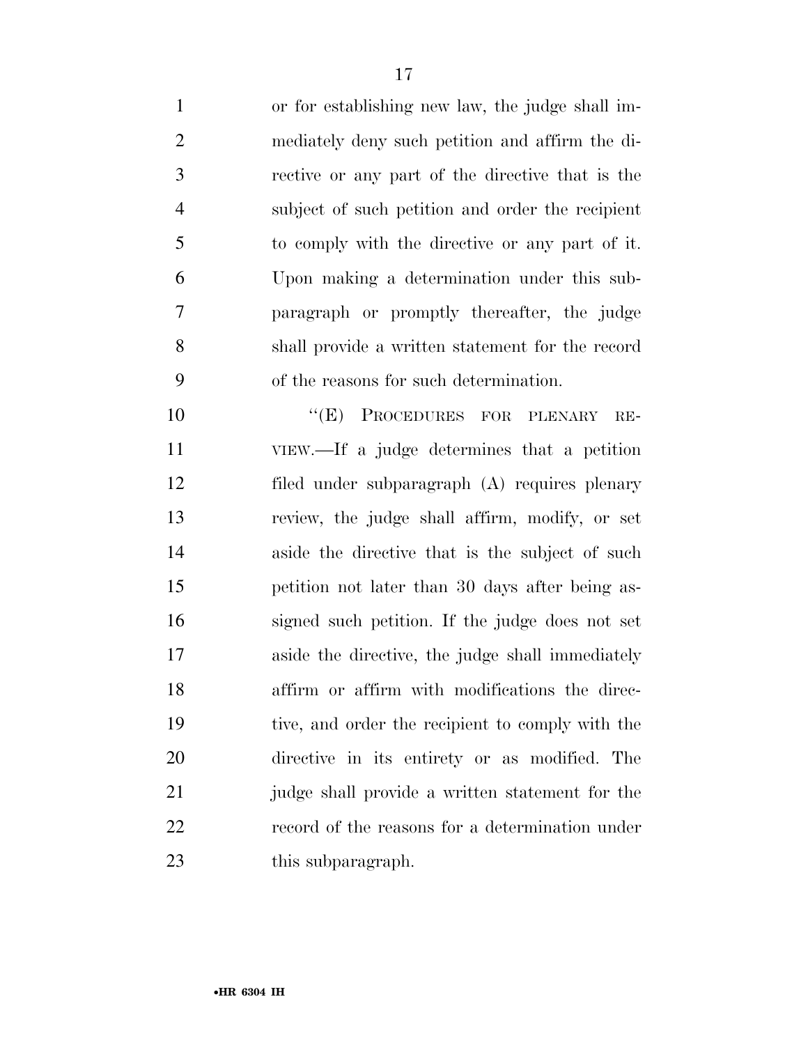or for establishing new law, the judge shall immediately deny such petition and affirm the directive or any part of the directive that is the subject of such petition and order the recipient to comply with the directive or any part of it. Upon making a determination under this subparagraph or promptly thereafter, the judge shall provide a written statement for the record of the reasons for such determination.

"(E) PROCEDURES FOR PLENARY REVIEW.—If a judge determines that a petition filed under subparagraph (A) requires plenary review, the judge shall affirm, modify, or set aside the directive that is the subject of such petition not later than 30 days after being assigned such petition. If the judge does not set aside the directive, the judge shall immediately affirm or affirm with modifications the directive, and order the recipient to comply with the directive in its entirety or as modified. The judge shall provide a written statement for the record of the reasons for a determination under this subparagraph.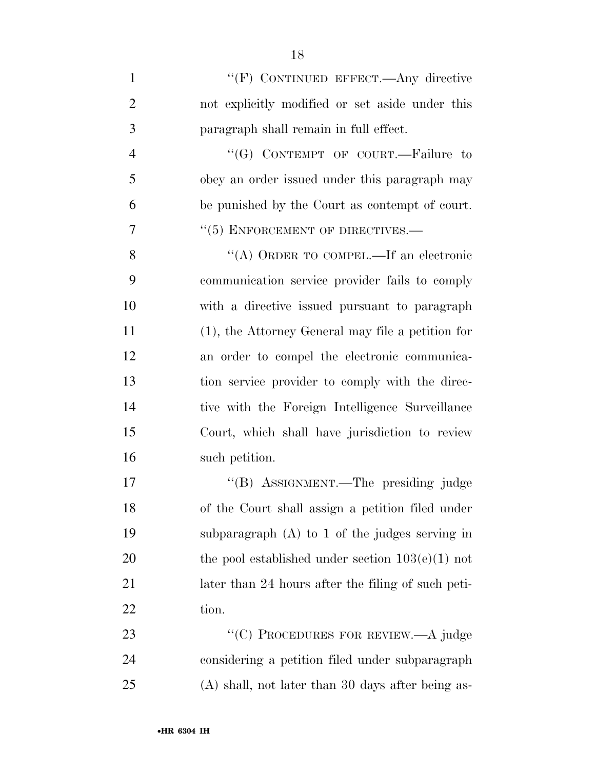"(F) CONTINUED EFFECT.—Any directive not explicitly modified or set aside under this paragraph shall remain in full effect.

"(G) CONTEMPT OF COURT.—Failure to obey an order issued under this paragraph may be punished by the Court as contempt of court.

"(5) ENFORCEMENT OF DIRECTIVES.—

"(A) ORDER TO COMPEL.—If an electronic communication service provider fails to comply with a directive issued pursuant to paragraph (1), the Attorney General may file a petition for an order to compel the electronic communication service provider to comply with the directive with the Foreign Intelligence Surveillance Court, which shall have jurisdiction to review such petition.

"(B) ASSIGNMENT.—The presiding judge of the Court shall assign a petition filed under subparagraph (A) to 1 of the judges serving in the pool established under section 103(e)(1) not later than 24 hours after the filing of such petition.

"(C) PROCEDURES FOR REVIEW.—A judge considering a petition filed under subparagraph (A) shall, not later than 30 days after being as-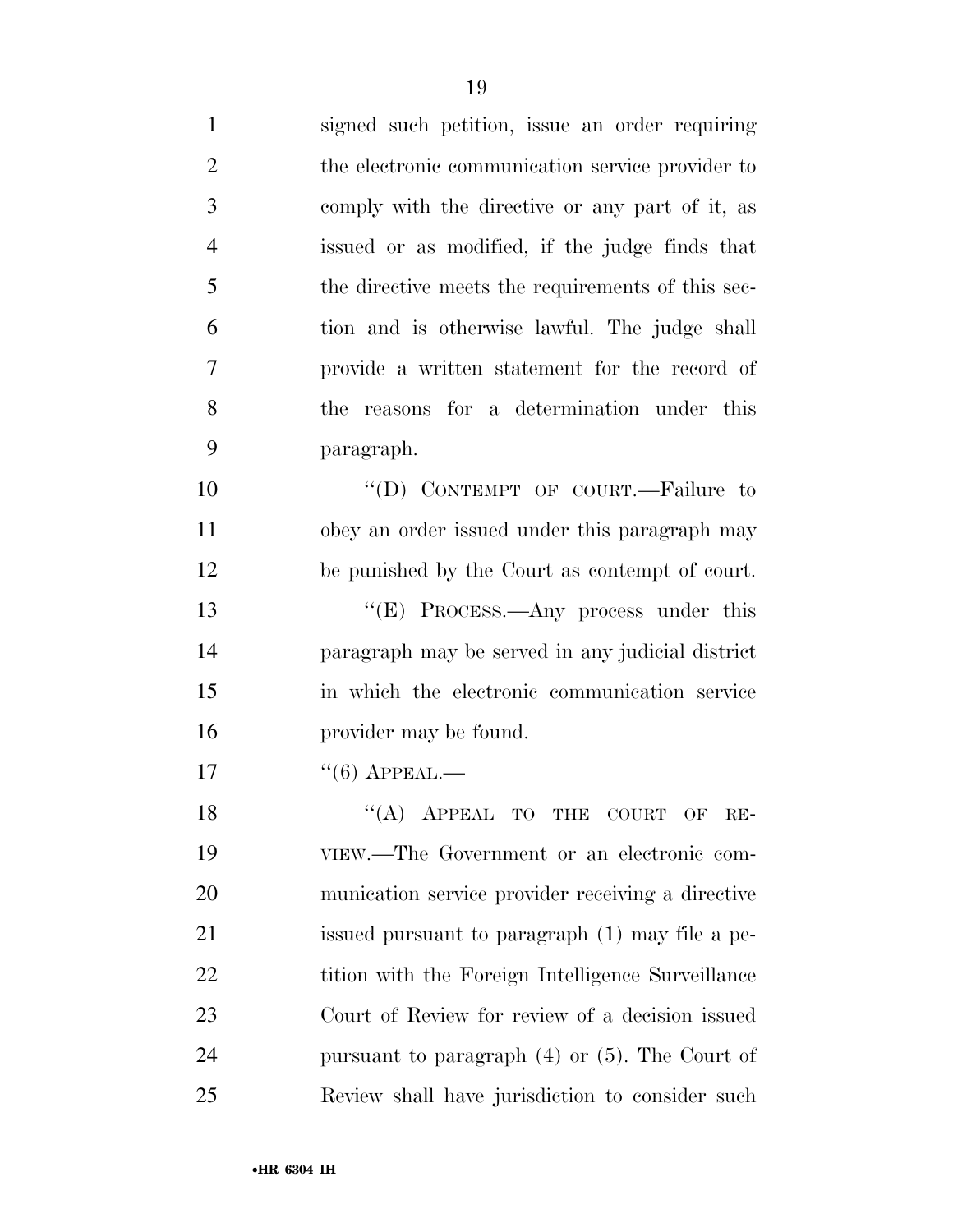signed such petition, issue an order requiring the electronic communication service provider to comply with the directive or any part of it, as issued or as modified, if the judge finds that the directive meets the requirements of this section and is otherwise lawful. The judge shall provide a written statement for the record of the reasons for a determination under this paragraph.

"(D) CONTEMPT OF COURT.—Failure to obey an order issued under this paragraph may be punished by the Court as contempt of court.

"(E) PROCESS.—Any process under this paragraph may be served in any judicial district in which the electronic communication service provider may be found.

"(6) APPEAL.—

"(A) APPEAL TO THE COURT OF REVIEW.—The Government or an electronic communication service provider receiving a directive issued pursuant to paragraph (1) may file a petition with the Foreign Intelligence Surveillance Court of Review for review of a decision issued pursuant to paragraph (4) or (5). The Court of Review shall have jurisdiction to consider such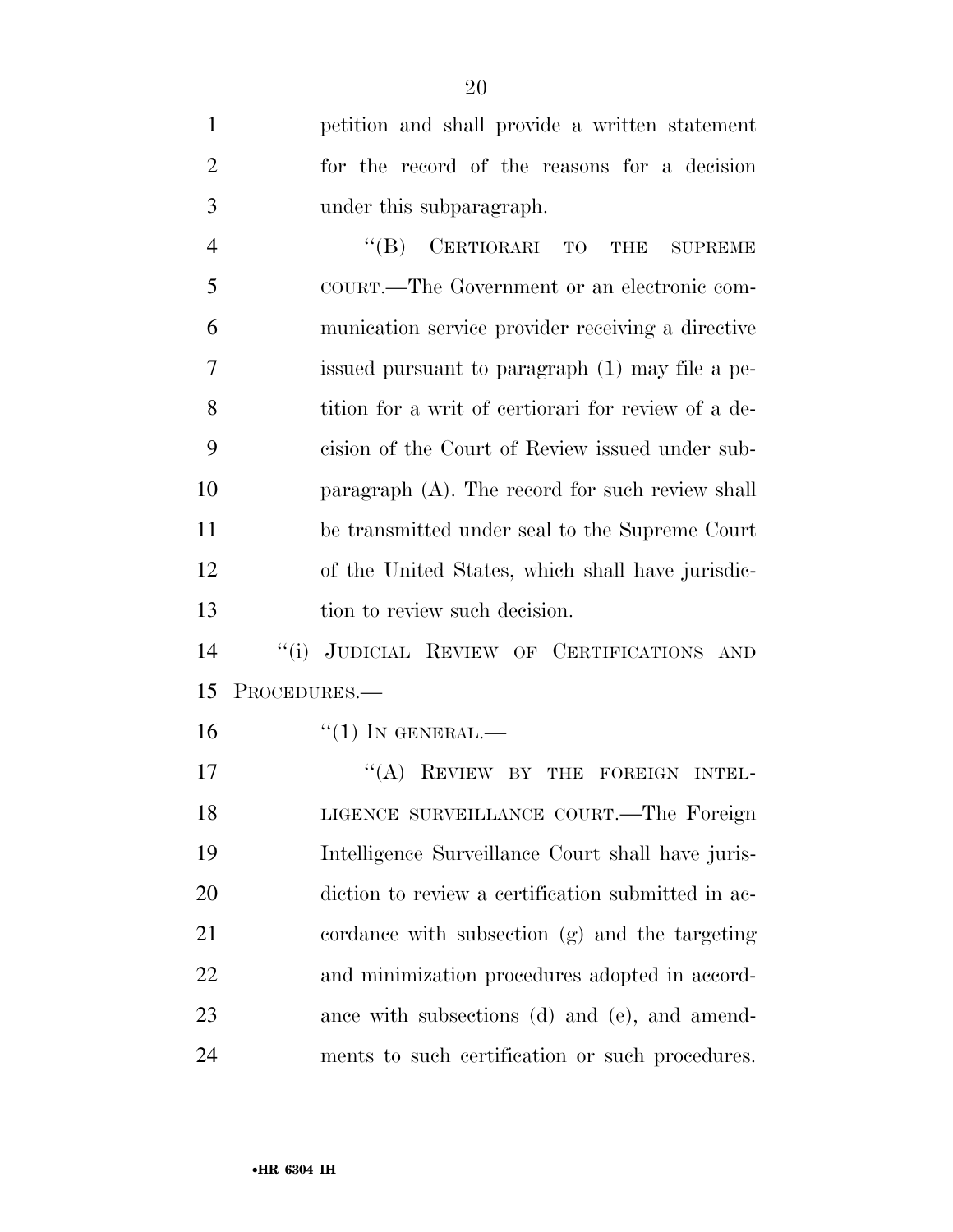petition and shall provide a written statement for the record of the reasons for a decision under this subparagraph.

"(B) CERTIORARI TO THE SUPREME COURT.—The Government or an electronic communication service provider receiving a directive issued pursuant to paragraph (1) may file a petition for a writ of certiorari for review of a decision of the Court of Review issued under subparagraph (A). The record for such review shall be transmitted under seal to the Supreme Court of the United States, which shall have jurisdiction to review such decision.

"(i) JUDICIAL REVIEW OF CERTIFICATIONS AND PROCEDURES.—

"(1) IN GENERAL.—

"(A) REVIEW BY THE FOREIGN INTELLIGENCE SURVEILLANCE COURT.—The Foreign Intelligence Surveillance Court shall have jurisdiction to review a certification submitted in accordance with subsection (g) and the targeting and minimization procedures adopted in accordance with subsections (d) and (e), and amendments to such certification or such procedures.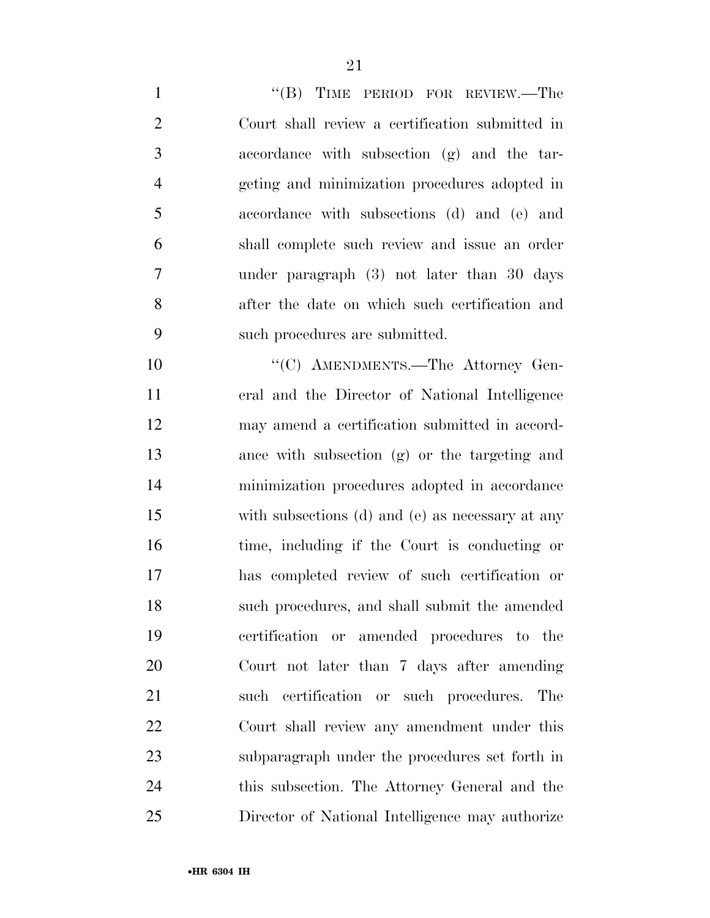"(B) TIME PERIOD FOR REVIEW.—The Court shall review a certification submitted in accordance with subsection (g) and the targeting and minimization procedures adopted in accordance with subsections (d) and (e) and shall complete such review and issue an order under paragraph (3) not later than 30 days after the date on which such certification and such procedures are submitted.

"(C) AMENDMENTS.—The Attorney General and the Director of National Intelligence may amend a certification submitted in accordance with subsection (g) or the targeting and minimization procedures adopted in accordance with subsections (d) and (e) as necessary at any time, including if the Court is conducting or has completed review of such certification or such procedures, and shall submit the amended certification or amended procedures to the Court not later than 7 days after amending such certification or such procedures. The Court shall review any amendment under this subparagraph under the procedures set forth in this subsection. The Attorney General and the Director of National Intelligence may authorize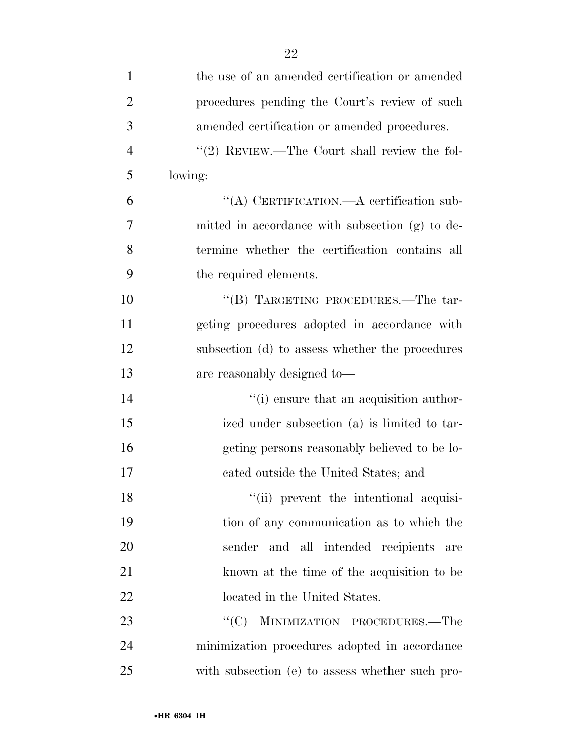the use of an amended certification or amended procedures pending the Court's review of such amended certification or amended procedures.

"(2) REVIEW.—The Court shall review the following:

"(A) CERTIFICATION.—A certification submitted in accordance with subsection (g) to determine whether the certification contains all the required elements.

"(B) TARGETING PROCEDURES.—The targeting procedures adopted in accordance with subsection (d) to assess whether the procedures are reasonably designed to—

"(i) ensure that an acquisition authorized under subsection (a) is limited to targeting persons reasonably believed to be located outside the United States; and

"(ii) prevent the intentional acquisition of any communication as to which the sender and all intended recipients are known at the time of the acquisition to be located in the United States.

"(C) MINIMIZATION PROCEDURES.—The minimization procedures adopted in accordance with subsection (e) to assess whether such pro-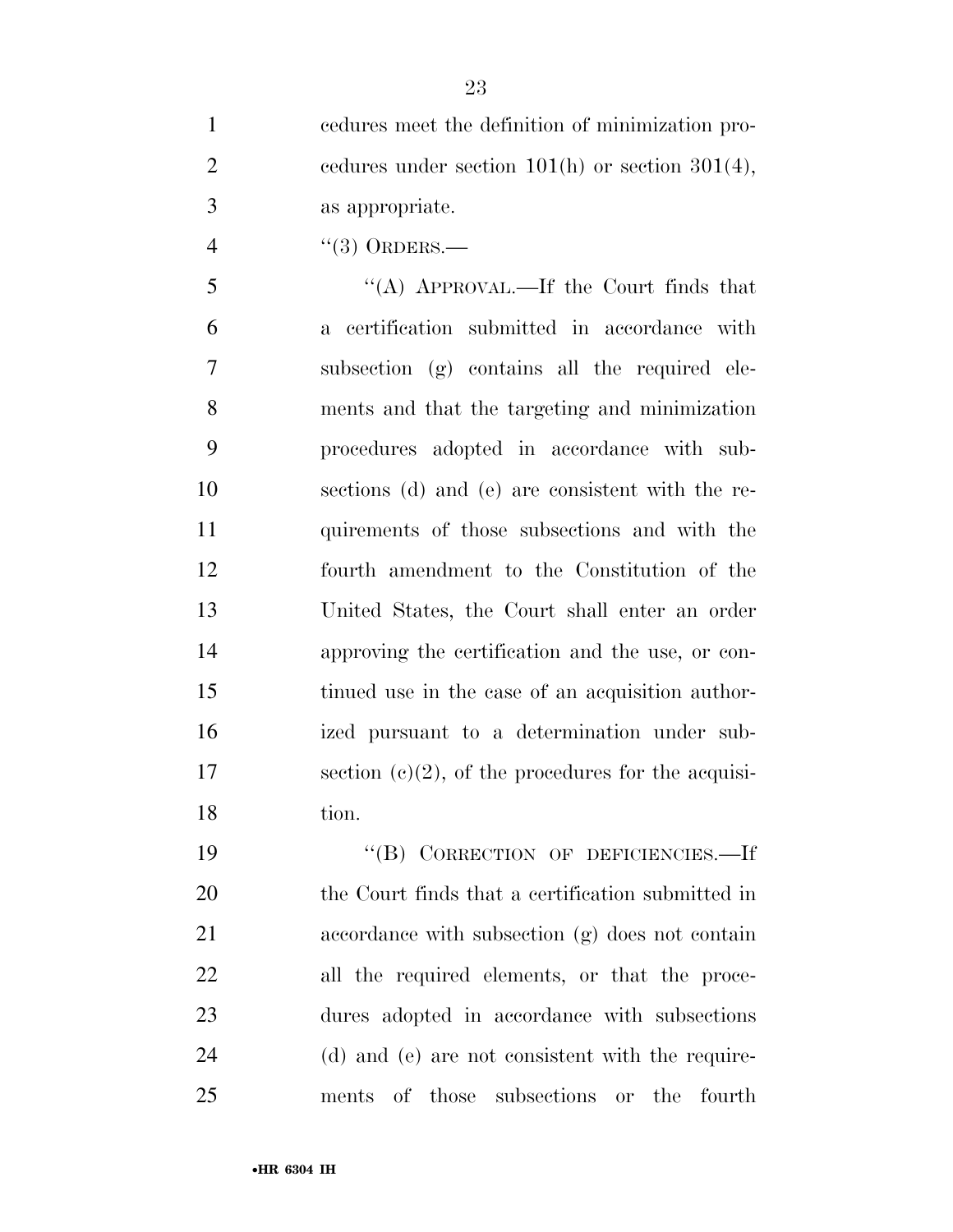cedures meet the definition of minimization procedures under section 101(h) or section 301(4), as appropriate.

"(3) ORDERS.—

"(A) APPROVAL.—If the Court finds that a certification submitted in accordance with subsection (g) contains all the required elements and that the targeting and minimization procedures adopted in accordance with subsections (d) and (e) are consistent with the requirements of those subsections and with the fourth amendment to the Constitution of the United States, the Court shall enter an order approving the certification and the use, or continued use in the case of an acquisition authorized pursuant to a determination under subsection (c)(2), of the procedures for the acquisition.

"(B) CORRECTION OF DEFICIENCIES.—If the Court finds that a certification submitted in accordance with subsection (g) does not contain all the required elements, or that the procedures adopted in accordance with subsections (d) and (e) are not consistent with the requirements of those subsections or the fourth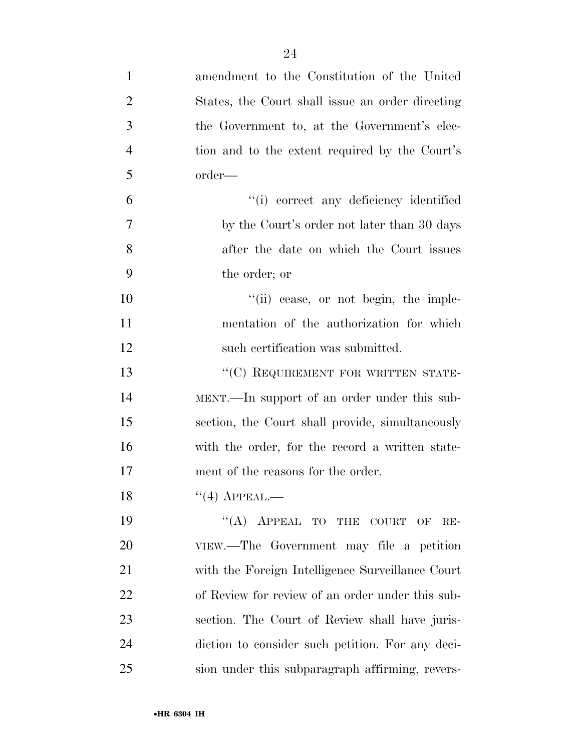amendment to the Constitution of the United States, the Court shall issue an order directing the Government to, at the Government's election and to the extent required by the Court's order—

"(i) correct any deficiency identified by the Court's order not later than 30 days after the date on which the Court issues the order; or

"(ii) cease, or not begin, the implementation of the authorization for which such certification was submitted.

"(C) REQUIREMENT FOR WRITTEN STATEMENT.—In support of an order under this subsection, the Court shall provide, simultaneously with the order, for the record a written statement of the reasons for the order.

"(4) APPEAL.—

"(A) APPEAL TO THE COURT OF REVIEW.—The Government may file a petition with the Foreign Intelligence Surveillance Court of Review for review of an order under this subsection. The Court of Review shall have jurisdiction to consider such petition. For any decision under this subparagraph affirming, revers-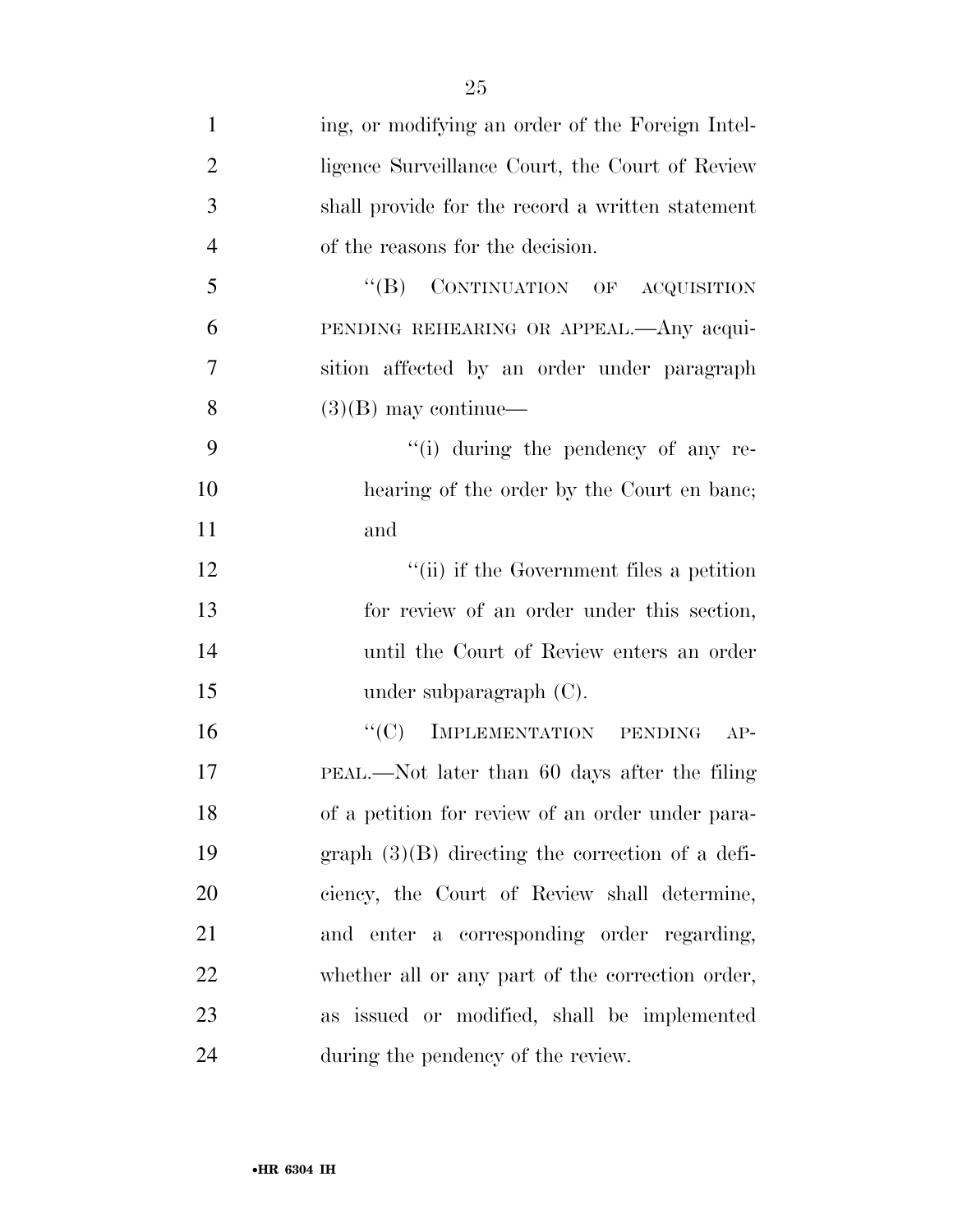ing, or modifying an order of the Foreign Intelligence Surveillance Court, the Court of Review shall provide for the record a written statement of the reasons for the decision.

''(B) CONTINUATION OF ACQUISITION PENDING REHEARING OR APPEAL.—Any acquisition affected by an order under paragraph (3)(B) may continue—

''(i) during the pendency of any rehearing of the order by the Court en banc; and

''(ii) if the Government files a petition for review of an order under this section, until the Court of Review enters an order under subparagraph (C).

''(C) IMPLEMENTATION PENDING APPEAL.—Not later than 60 days after the filing of a petition for review of an order under paragraph (3)(B) directing the correction of a deficiency, the Court of Review shall determine, and enter a corresponding order regarding, whether all or any part of the correction order, as issued or modified, shall be implemented during the pendency of the review.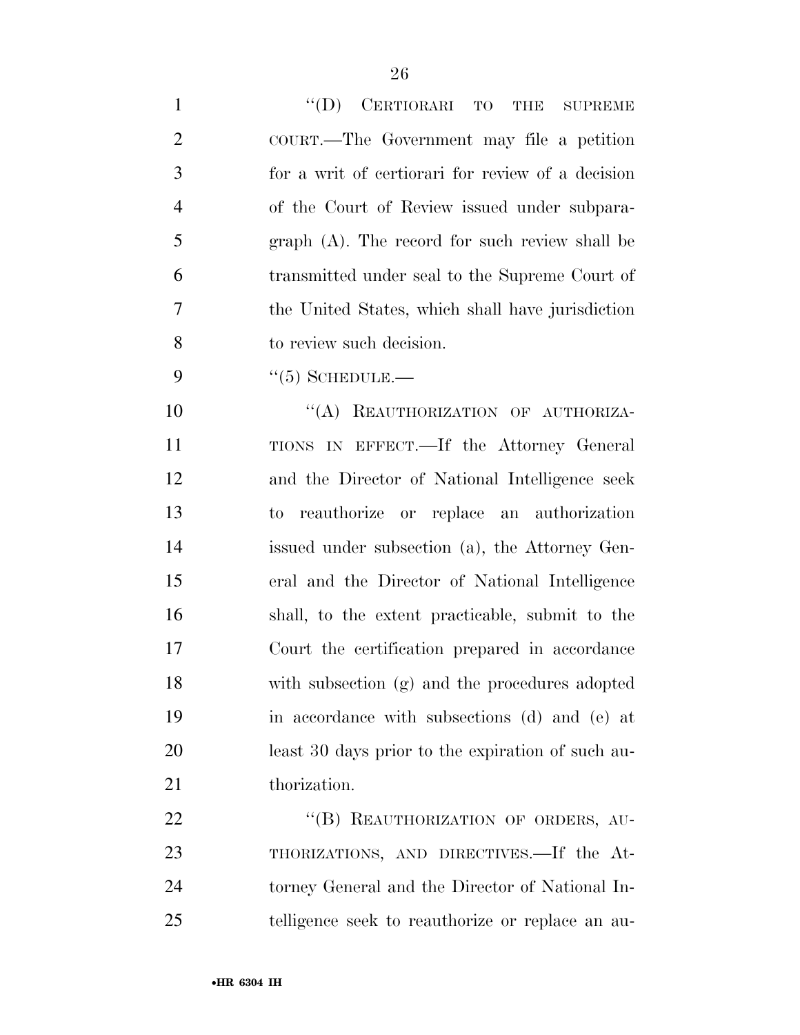"(D) CERTIORARI TO THE SUPREME COURT.—The Government may file a petition for a writ of certiorari for review of a decision of the Court of Review issued under subparagraph (A). The record for such review shall be transmitted under seal to the Supreme Court of the United States, which shall have jurisdiction to review such decision.

"(5) SCHEDULE.—

"(A) REAUTHORIZATION OF AUTHORIZATIONS IN EFFECT.—If the Attorney General and the Director of National Intelligence seek to reauthorize or replace an authorization issued under subsection (a), the Attorney General and the Director of National Intelligence shall, to the extent practicable, submit to the Court the certification prepared in accordance with subsection (g) and the procedures adopted in accordance with subsections (d) and (e) at least 30 days prior to the expiration of such authorization.

"(B) REAUTHORIZATION OF ORDERS, AUTHORIZATIONS, AND DIRECTIVES.—If the Attorney General and the Director of National Intelligence seek to reauthorize or replace an au-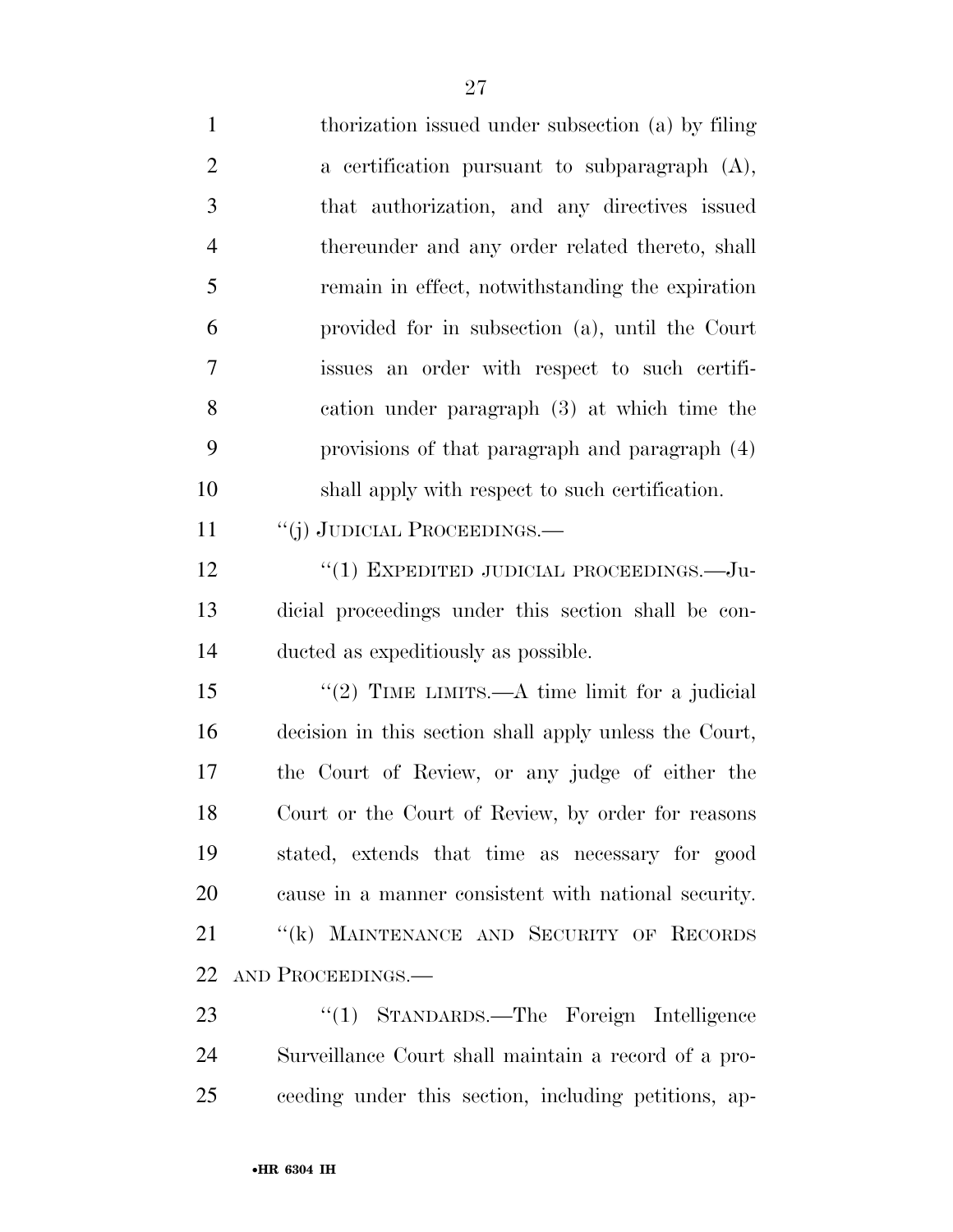thorization issued under subsection (a) by filing a certification pursuant to subparagraph (A), that authorization, and any directives issued thereunder and any order related thereto, shall remain in effect, notwithstanding the expiration provided for in subsection (a), until the Court issues an order with respect to such certification under paragraph (3) at which time the provisions of that paragraph and paragraph (4) shall apply with respect to such certification.

"(j) JUDICIAL PROCEEDINGS.—

"(1) EXPEDITED JUDICIAL PROCEEDINGS.—Judicial proceedings under this section shall be conducted as expeditiously as possible.

"(2) TIME LIMITS.—A time limit for a judicial decision in this section shall apply unless the Court, the Court of Review, or any judge of either the Court or the Court of Review, by order for reasons stated, extends that time as necessary for good cause in a manner consistent with national security.

"(k) MAINTENANCE AND SECURITY OF RECORDS AND PROCEEDINGS.—

"(1) STANDARDS.—The Foreign Intelligence Surveillance Court shall maintain a record of a proceeding under this section, including petitions, ap-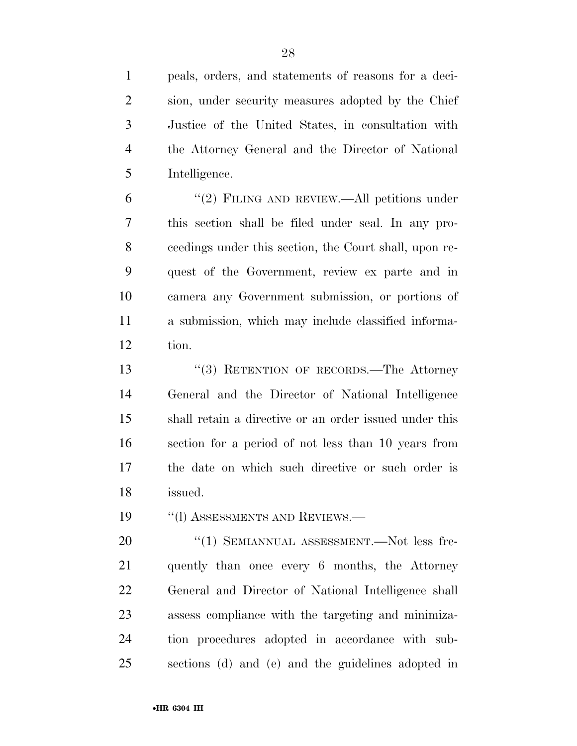peals, orders, and statements of reasons for a decision, under security measures adopted by the Chief Justice of the United States, in consultation with the Attorney General and the Director of National Intelligence.

"(2) FILING AND REVIEW.—All petitions under this section shall be filed under seal. In any proceedings under this section, the Court shall, upon request of the Government, review ex parte and in camera any Government submission, or portions of a submission, which may include classified information.

"(3) RETENTION OF RECORDS.—The Attorney General and the Director of National Intelligence shall retain a directive or an order issued under this section for a period of not less than 10 years from the date on which such directive or such order is issued.

"(l) ASSESSMENTS AND REVIEWS.—

"(1) SEMIANNUAL ASSESSMENT.—Not less frequently than once every 6 months, the Attorney General and Director of National Intelligence shall assess compliance with the targeting and minimization procedures adopted in accordance with subsections (d) and (e) and the guidelines adopted in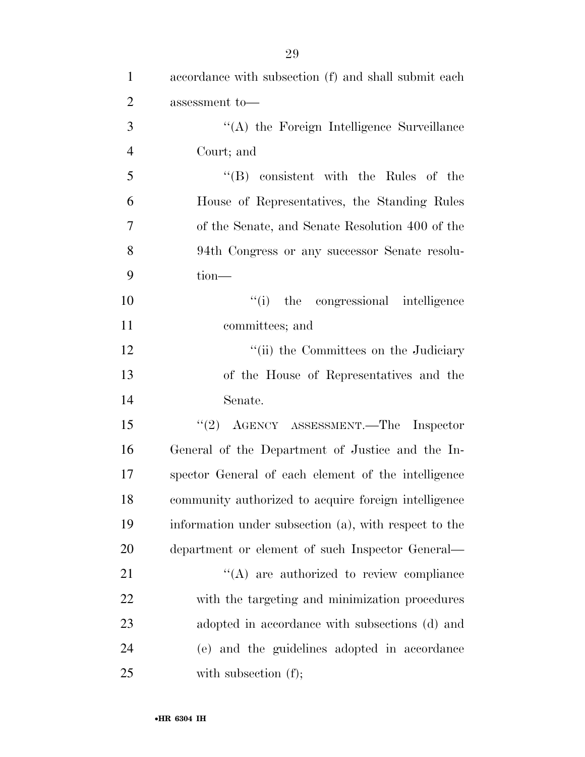accordance with subsection (f) and shall submit each assessment to—

''(A) the Foreign Intelligence Surveillance Court; and

''(B) consistent with the Rules of the House of Representatives, the Standing Rules of the Senate, and Senate Resolution 400 of the 94th Congress or any successor Senate resolution—

''(i) the congressional intelligence committees; and

''(ii) the Committees on the Judiciary of the House of Representatives and the Senate.

''(2) AGENCY ASSESSMENT.—The Inspector General of the Department of Justice and the Inspector General of each element of the intelligence community authorized to acquire foreign intelligence information under subsection (a), with respect to the department or element of such Inspector General—

''(A) are authorized to review compliance with the targeting and minimization procedures adopted in accordance with subsections (d) and (e) and the guidelines adopted in accordance with subsection (f);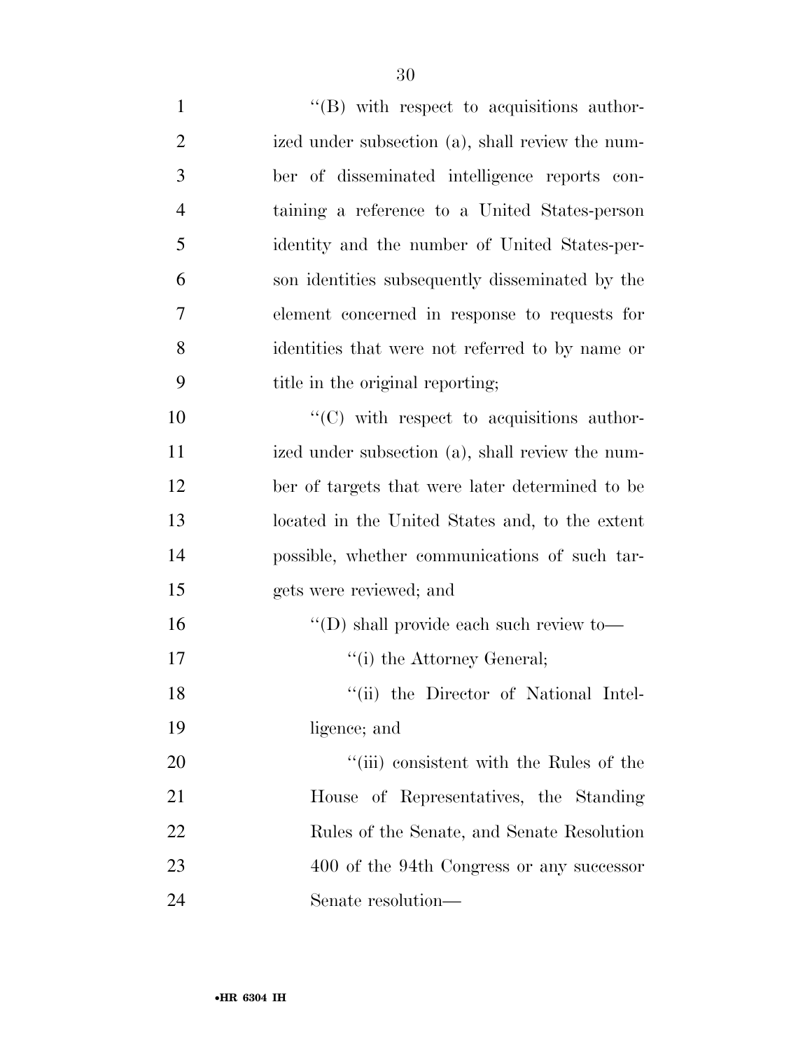''(B) with respect to acquisitions authorized under subsection (a), shall review the number of disseminated intelligence reports containing a reference to a United States-person identity and the number of United States-person identities subsequently disseminated by the element concerned in response to requests for identities that were not referred to by name or title in the original reporting;

''(C) with respect to acquisitions authorized under subsection (a), shall review the number of targets that were later determined to be located in the United States and, to the extent possible, whether communications of such targets were reviewed; and

''(D) shall provide each such review to—

''(i) the Attorney General;

''(ii) the Director of National Intelligence; and

''(iii) consistent with the Rules of the House of Representatives, the Standing Rules of the Senate, and Senate Resolution 400 of the 94th Congress or any successor Senate resolution—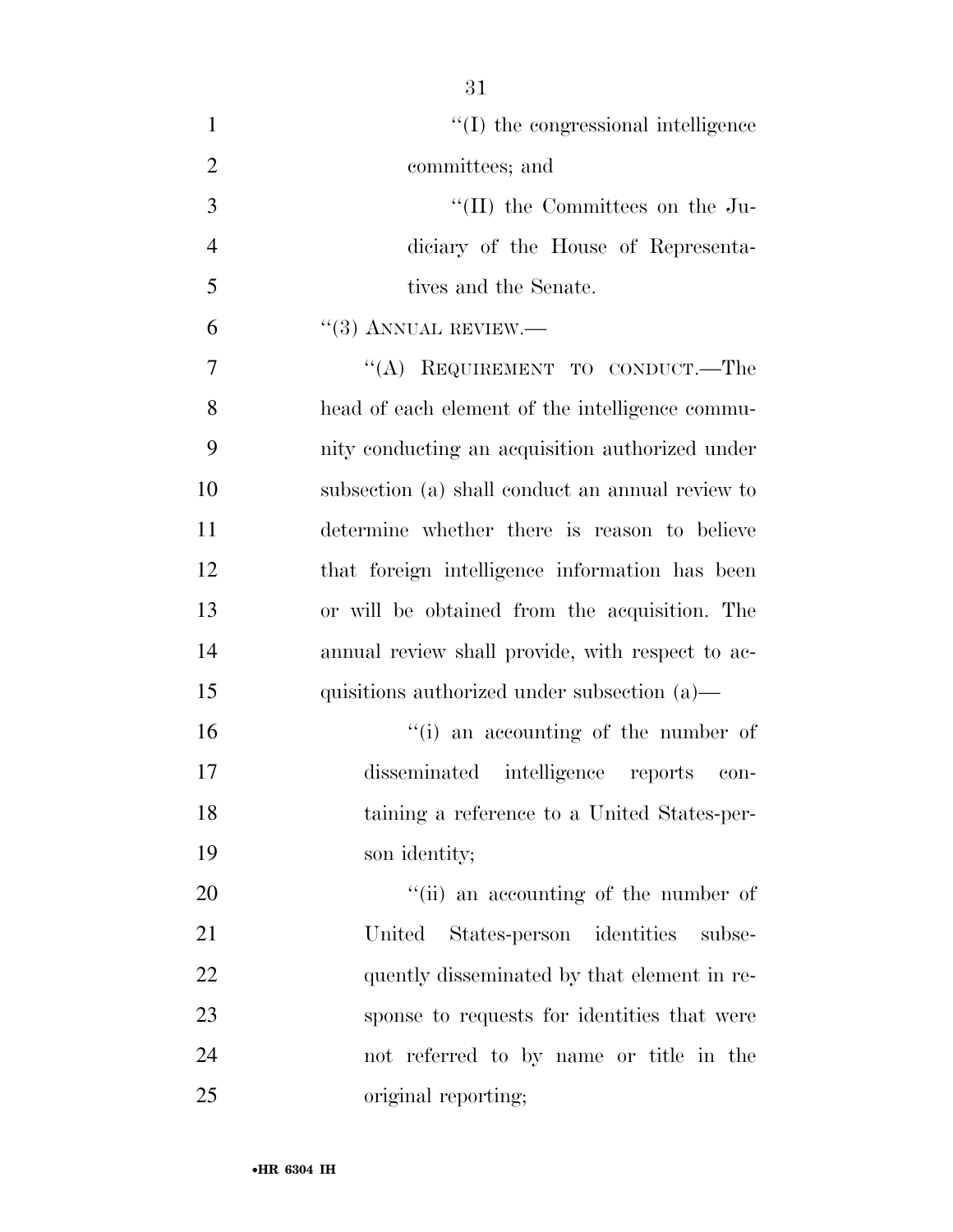''(I) the congressional intelligence committees; and

''(II) the Committees on the Judiciary of the House of Representatives and the Senate.

''(3) ANNUAL REVIEW.—

''(A) REQUIREMENT TO CONDUCT.—The head of each element of the intelligence community conducting an acquisition authorized under subsection (a) shall conduct an annual review to determine whether there is reason to believe that foreign intelligence information has been or will be obtained from the acquisition. The annual review shall provide, with respect to acquisitions authorized under subsection (a)—

''(i) an accounting of the number of disseminated intelligence reports containing a reference to a United States-person identity;

''(ii) an accounting of the number of United States-person identities subsequently disseminated by that element in response to requests for identities that were not referred to by name or title in the original reporting;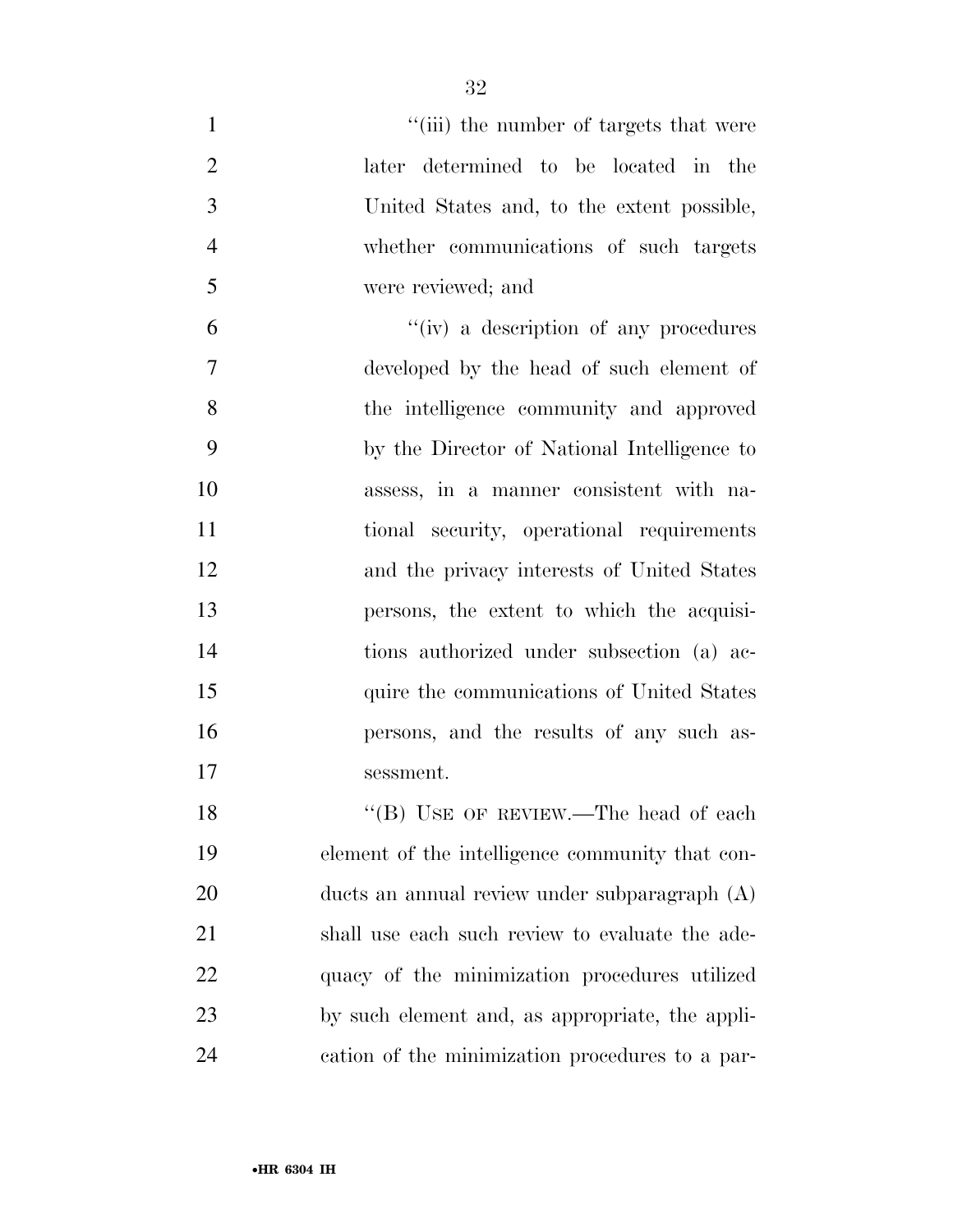"(iii) the number of targets that were later determined to be located in the United States and, to the extent possible, whether communications of such targets were reviewed; and

"(iv) a description of any procedures developed by the head of such element of the intelligence community and approved by the Director of National Intelligence to assess, in a manner consistent with national security, operational requirements and the privacy interests of United States persons, the extent to which the acquisitions authorized under subsection (a) acquire the communications of United States persons, and the results of any such assessment.

"(B) USE OF REVIEW.—The head of each element of the intelligence community that conducts an annual review under subparagraph (A) shall use each such review to evaluate the adequacy of the minimization procedures utilized by such element and, as appropriate, the application of the minimization procedures to a par-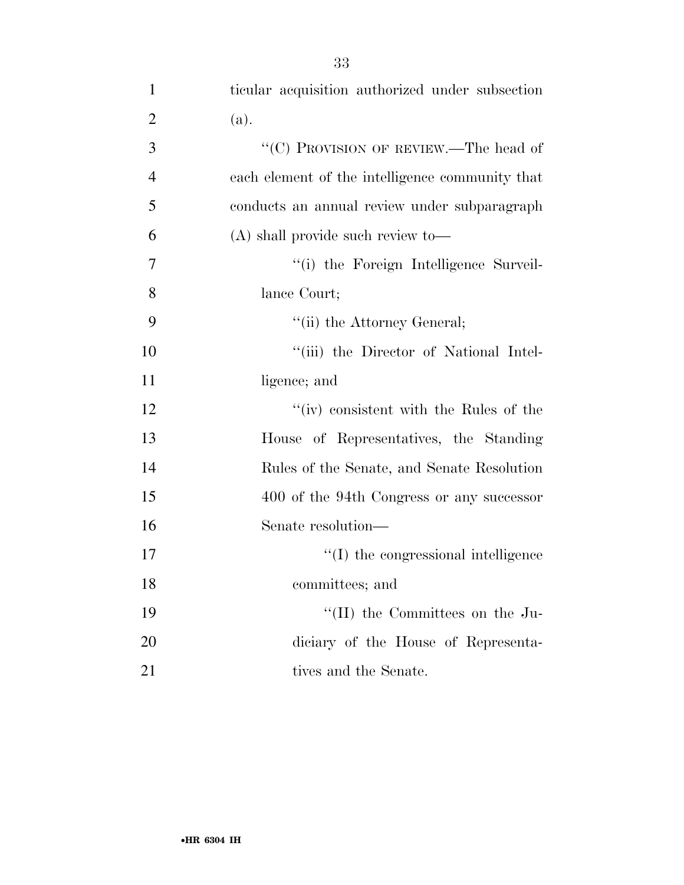ticular acquisition authorized under subsection (a).

"(C) PROVISION OF REVIEW.—The head of each element of the intelligence community that conducts an annual review under subparagraph (A) shall provide such review to—

"(i) the Foreign Intelligence Surveillance Court;

"(ii) the Attorney General;

"(iii) the Director of National Intelligence; and

"(iv) consistent with the Rules of the House of Representatives, the Standing Rules of the Senate, and Senate Resolution 400 of the 94th Congress or any successor Senate resolution—

"(I) the congressional intelligence committees; and

"(II) the Committees on the Judiciary of the House of Representatives and the Senate.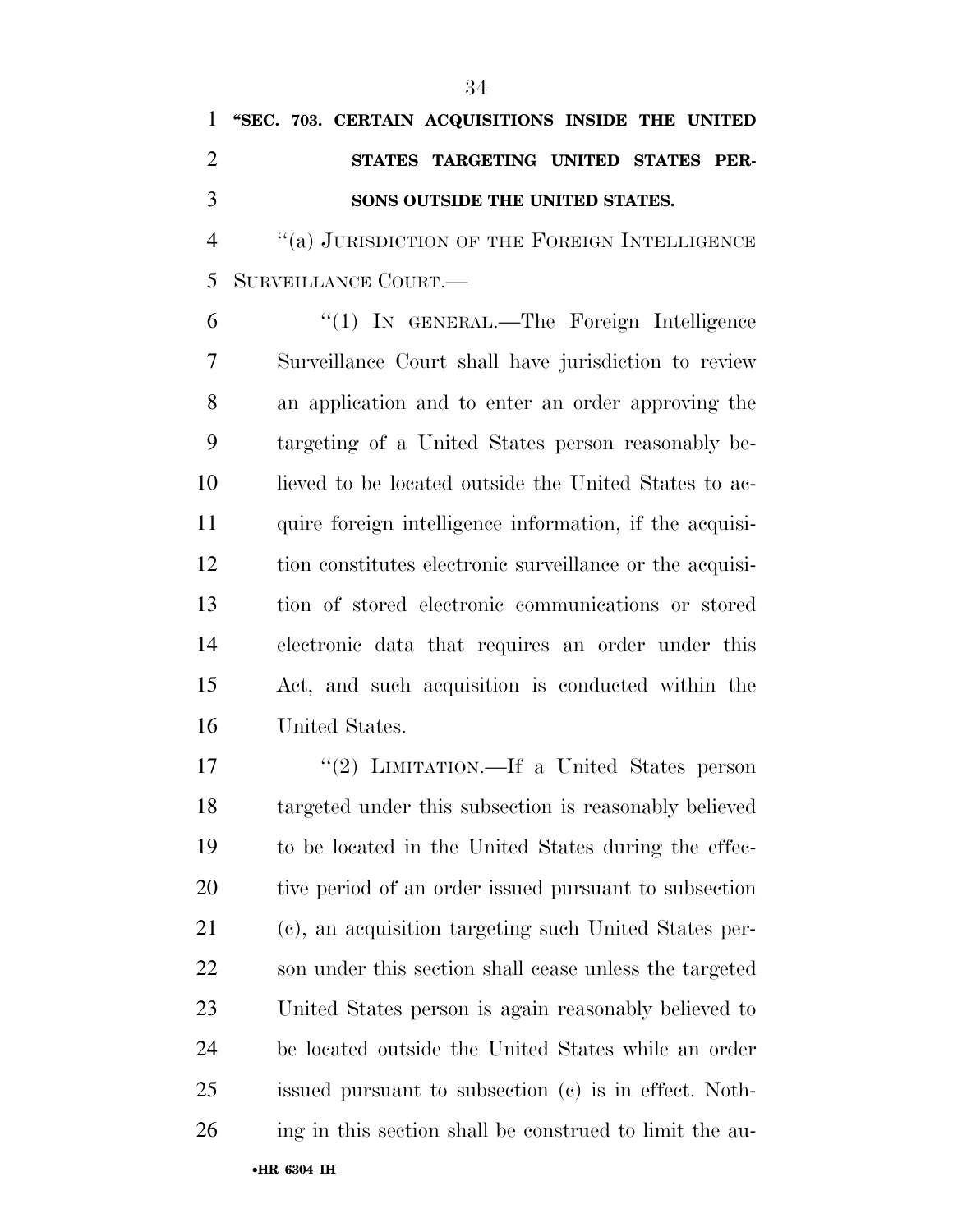**"SEC. 703. CERTAIN ACQUISITIONS INSIDE THE UNITED STATES TARGETING UNITED STATES PERSONS OUTSIDE THE UNITED STATES.**

"(a) JURISDICTION OF THE FOREIGN INTELLIGENCE SURVEILLANCE COURT.—

"(1) IN GENERAL.—The Foreign Intelligence Surveillance Court shall have jurisdiction to review an application and to enter an order approving the targeting of a United States person reasonably believed to be located outside the United States to acquire foreign intelligence information, if the acquisition constitutes electronic surveillance or the acquisition of stored electronic communications or stored electronic data that requires an order under this Act, and such acquisition is conducted within the United States.

"(2) LIMITATION.—If a United States person targeted under this subsection is reasonably believed to be located in the United States during the effective period of an order issued pursuant to subsection (c), an acquisition targeting such United States person under this section shall cease unless the targeted United States person is again reasonably believed to be located outside the United States while an order issued pursuant to subsection (c) is in effect. Nothing in this section shall be construed to limit the au-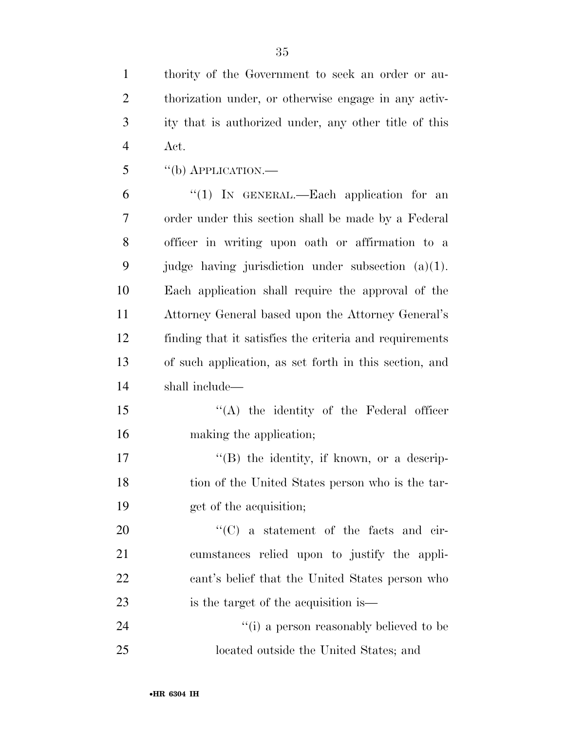thority of the Government to seek an order or authorization under, or otherwise engage in any activity that is authorized under, any other title of this Act.

''(b) APPLICATION.—

''(1) IN GENERAL.—Each application for an order under this section shall be made by a Federal officer in writing upon oath or affirmation to a judge having jurisdiction under subsection (a)(1). Each application shall require the approval of the Attorney General based upon the Attorney General's finding that it satisfies the criteria and requirements of such application, as set forth in this section, and shall include—

''(A) the identity of the Federal officer making the application;

''(B) the identity, if known, or a description of the United States person who is the target of the acquisition;

''(C) a statement of the facts and circumstances relied upon to justify the applicant's belief that the United States person who is the target of the acquisition is—

''(i) a person reasonably believed to be located outside the United States; and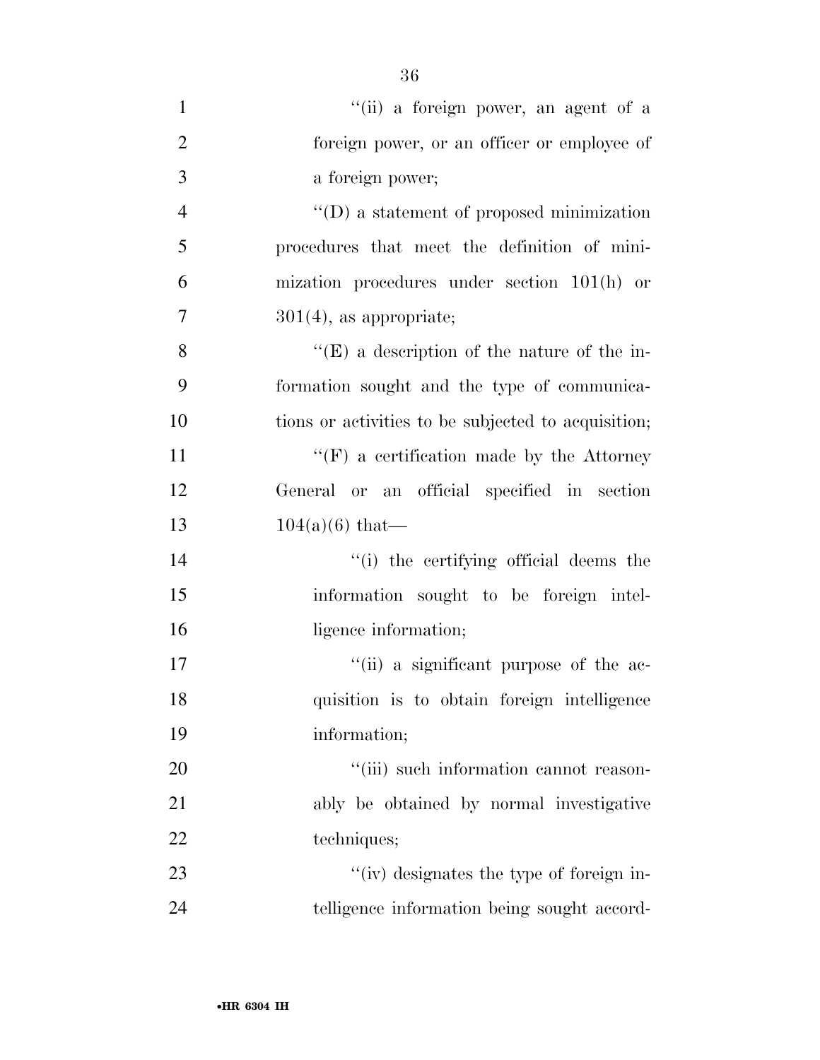''(ii) a foreign power, an agent of a foreign power, or an officer or employee of a foreign power;

''(D) a statement of proposed minimization procedures that meet the definition of minimization procedures under section 101(h) or 301(4), as appropriate;

''(E) a description of the nature of the information sought and the type of communications or activities to be subjected to acquisition;

''(F) a certification made by the Attorney General or an official specified in section 104(a)(6) that—

''(i) the certifying official deems the information sought to be foreign intelligence information;

''(ii) a significant purpose of the acquisition is to obtain foreign intelligence information;

''(iii) such information cannot reasonably be obtained by normal investigative techniques;

''(iv) designates the type of foreign intelligence information being sought accord-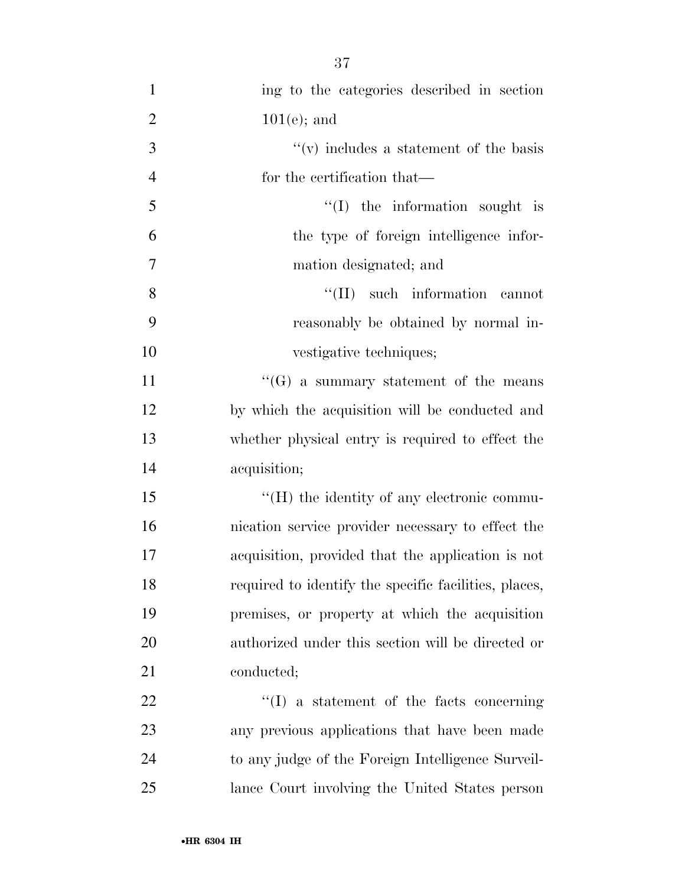ing to the categories described in section 101(e); and

''(v) includes a statement of the basis for the certification that—

''(I) the information sought is the type of foreign intelligence information designated; and

''(II) such information cannot reasonably be obtained by normal investigative techniques;

''(G) a summary statement of the means by which the acquisition will be conducted and whether physical entry is required to effect the acquisition;

''(H) the identity of any electronic communication service provider necessary to effect the acquisition, provided that the application is not required to identify the specific facilities, places, premises, or property at which the acquisition authorized under this section will be directed or conducted;

''(I) a statement of the facts concerning any previous applications that have been made to any judge of the Foreign Intelligence Surveillance Court involving the United States person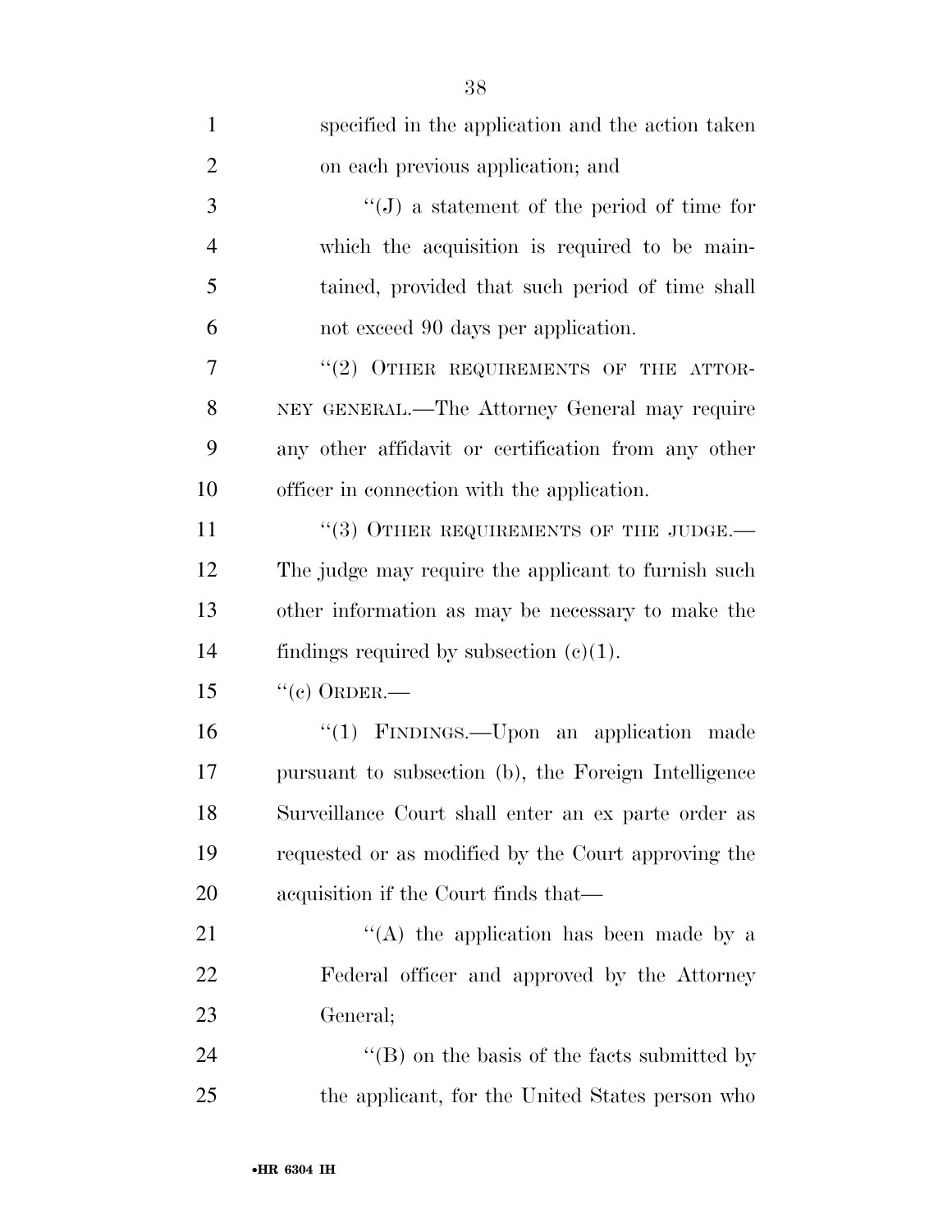specified in the application and the action taken on each previous application; and

''(J) a statement of the period of time for which the acquisition is required to be maintained, provided that such period of time shall not exceed 90 days per application.

''(2) OTHER REQUIREMENTS OF THE ATTORNEY GENERAL.—The Attorney General may require any other affidavit or certification from any other officer in connection with the application.

''(3) OTHER REQUIREMENTS OF THE JUDGE.—The judge may require the applicant to furnish such other information as may be necessary to make the findings required by subsection (c)(1).

''(c) ORDER.—

''(1) FINDINGS.—Upon an application made pursuant to subsection (b), the Foreign Intelligence Surveillance Court shall enter an ex parte order as requested or as modified by the Court approving the acquisition if the Court finds that—

''(A) the application has been made by a Federal officer and approved by the Attorney General;

''(B) on the basis of the facts submitted by the applicant, for the United States person who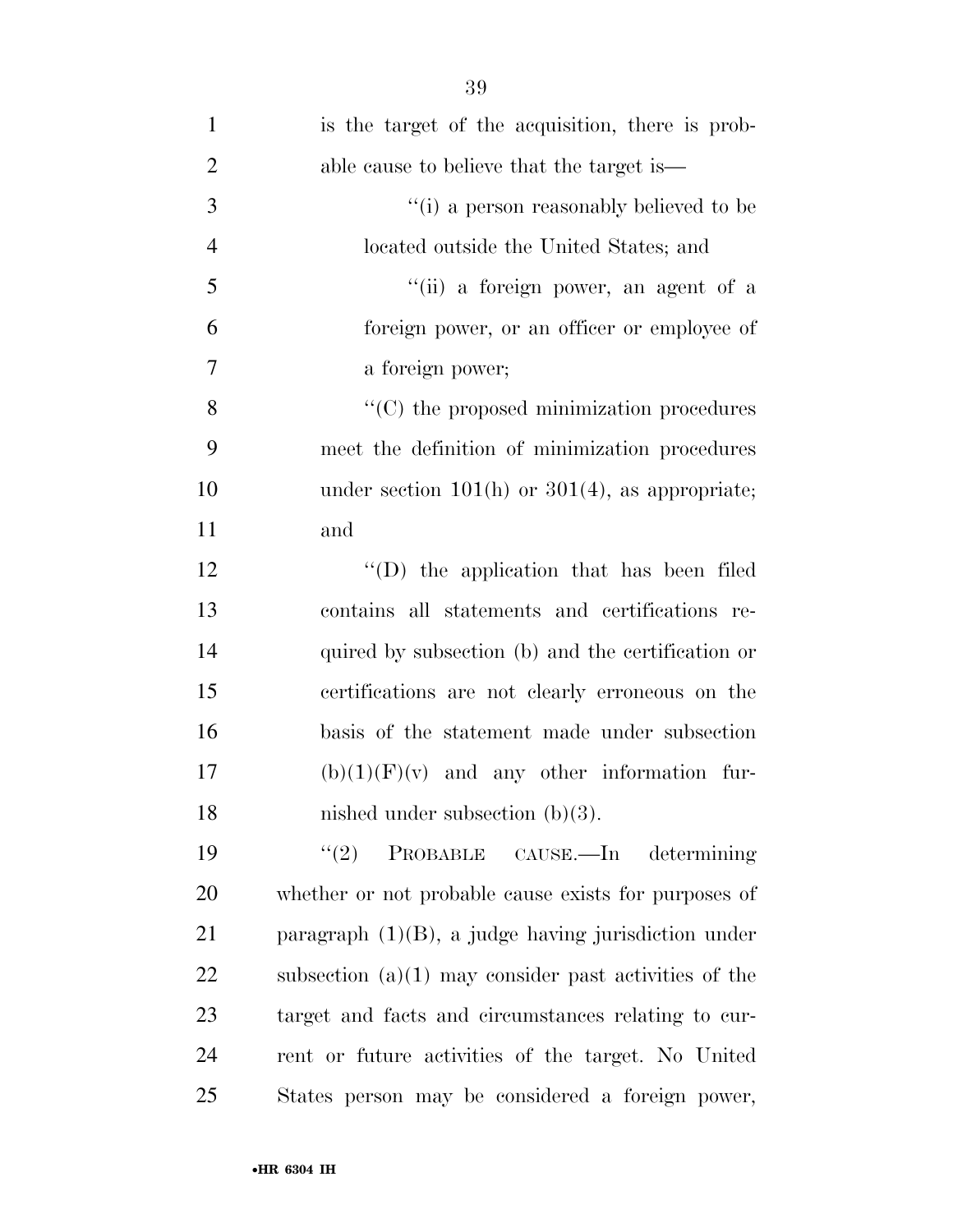is the target of the acquisition, there is probable cause to believe that the target is—

''(i) a person reasonably believed to be located outside the United States; and

''(ii) a foreign power, an agent of a foreign power, or an officer or employee of a foreign power;

''(C) the proposed minimization procedures meet the definition of minimization procedures under section 101(h) or 301(4), as appropriate; and

''(D) the application that has been filed contains all statements and certifications required by subsection (b) and the certification or certifications are not clearly erroneous on the basis of the statement made under subsection (b)(1)(F)(v) and any other information furnished under subsection (b)(3).

''(2) PROBABLE CAUSE.—In determining whether or not probable cause exists for purposes of paragraph (1)(B), a judge having jurisdiction under subsection (a)(1) may consider past activities of the target and facts and circumstances relating to current or future activities of the target. No United States person may be considered a foreign power,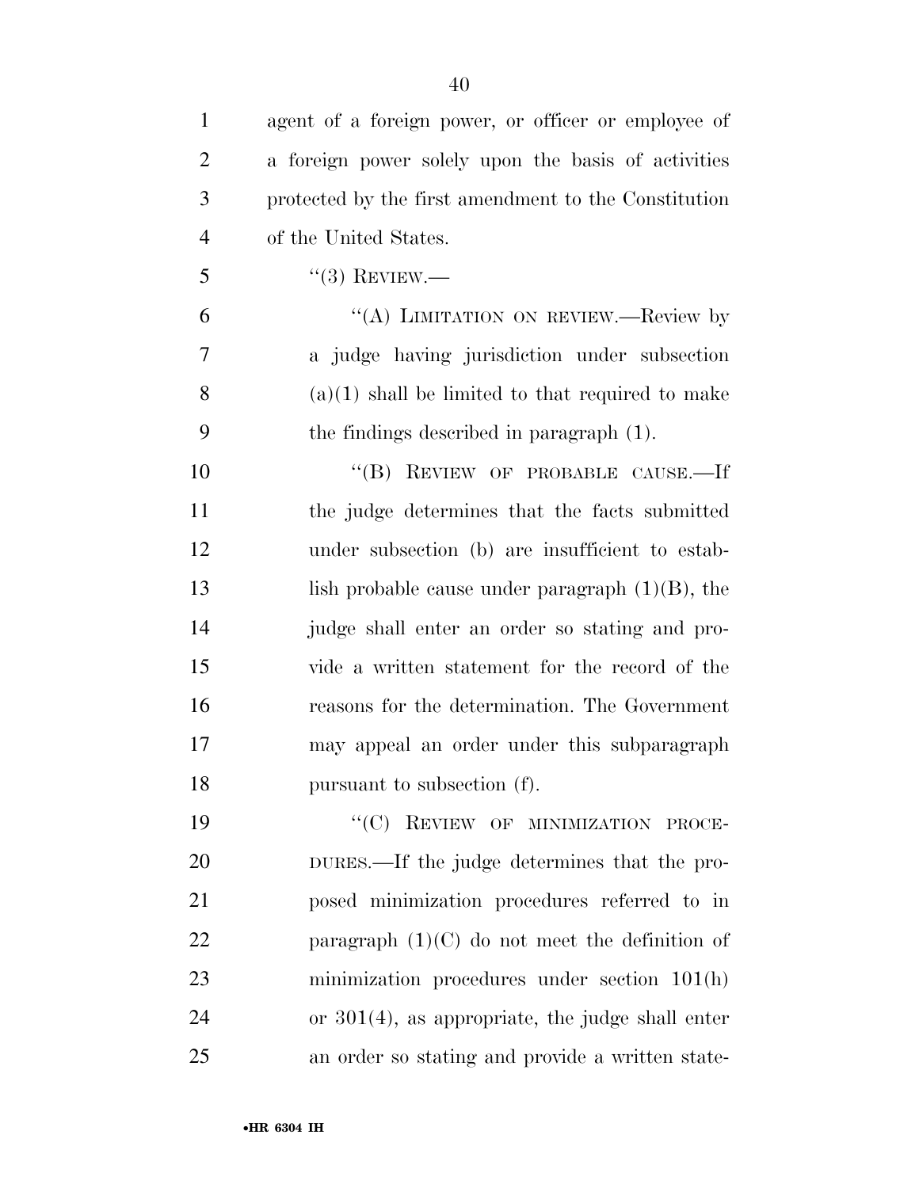agent of a foreign power, or officer or employee of a foreign power solely upon the basis of activities protected by the first amendment to the Constitution of the United States.

"(3) REVIEW.—

"(A) LIMITATION ON REVIEW.—Review by a judge having jurisdiction under subsection (a)(1) shall be limited to that required to make the findings described in paragraph (1).

"(B) REVIEW OF PROBABLE CAUSE.—If the judge determines that the facts submitted under subsection (b) are insufficient to establish probable cause under paragraph (1)(B), the judge shall enter an order so stating and provide a written statement for the record of the reasons for the determination. The Government may appeal an order under this subparagraph pursuant to subsection (f).

"(C) REVIEW OF MINIMIZATION PROCEDURES.—If the judge determines that the proposed minimization procedures referred to in paragraph (1)(C) do not meet the definition of minimization procedures under section 101(h) or 301(4), as appropriate, the judge shall enter an order so stating and provide a written state-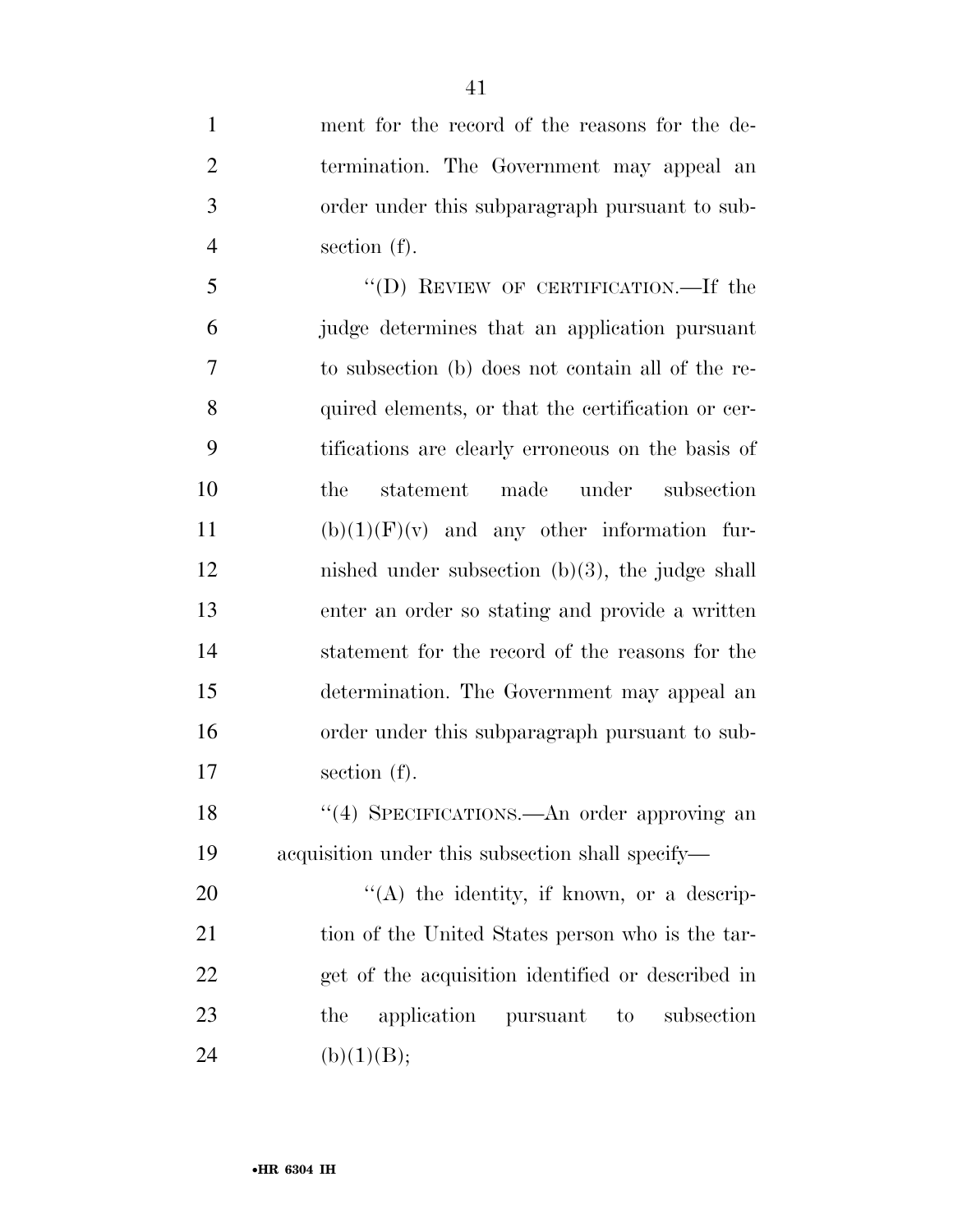ment for the record of the reasons for the determination. The Government may appeal an order under this subparagraph pursuant to subsection (f).

"(D) REVIEW OF CERTIFICATION.—If the judge determines that an application pursuant to subsection (b) does not contain all of the required elements, or that the certification or certifications are clearly erroneous on the basis of the statement made under subsection (b)(1)(F)(v) and any other information furnished under subsection (b)(3), the judge shall enter an order so stating and provide a written statement for the record of the reasons for the determination. The Government may appeal an order under this subparagraph pursuant to subsection (f).

"(4) SPECIFICATIONS.—An order approving an acquisition under this subsection shall specify—

"(A) the identity, if known, or a description of the United States person who is the target of the acquisition identified or described in the application pursuant to subsection (b)(1)(B);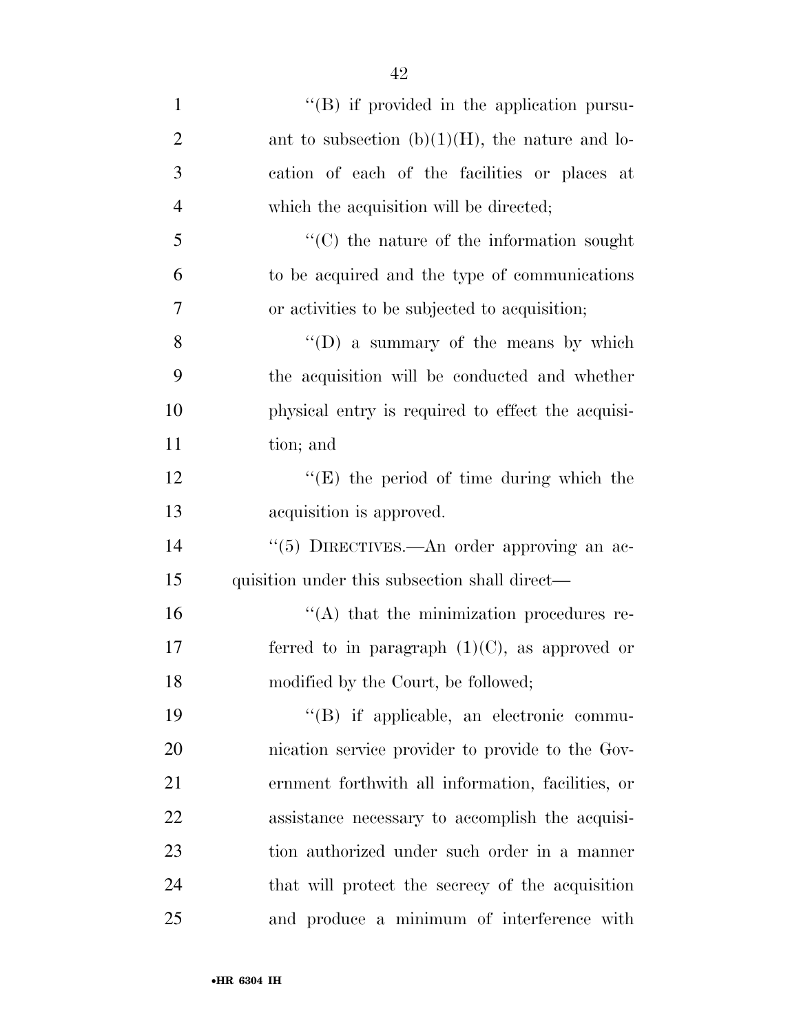''(B) if provided in the application pursuant to subsection (b)(1)(H), the nature and location of each of the facilities or places at which the acquisition will be directed;

''(C) the nature of the information sought to be acquired and the type of communications or activities to be subjected to acquisition;

''(D) a summary of the means by which the acquisition will be conducted and whether physical entry is required to effect the acquisition; and

''(E) the period of time during which the acquisition is approved.

''(5) DIRECTIVES.—An order approving an acquisition under this subsection shall direct—

''(A) that the minimization procedures referred to in paragraph (1)(C), as approved or modified by the Court, be followed;

''(B) if applicable, an electronic communication service provider to provide to the Government forthwith all information, facilities, or assistance necessary to accomplish the acquisition authorized under such order in a manner that will protect the secrecy of the acquisition and produce a minimum of interference with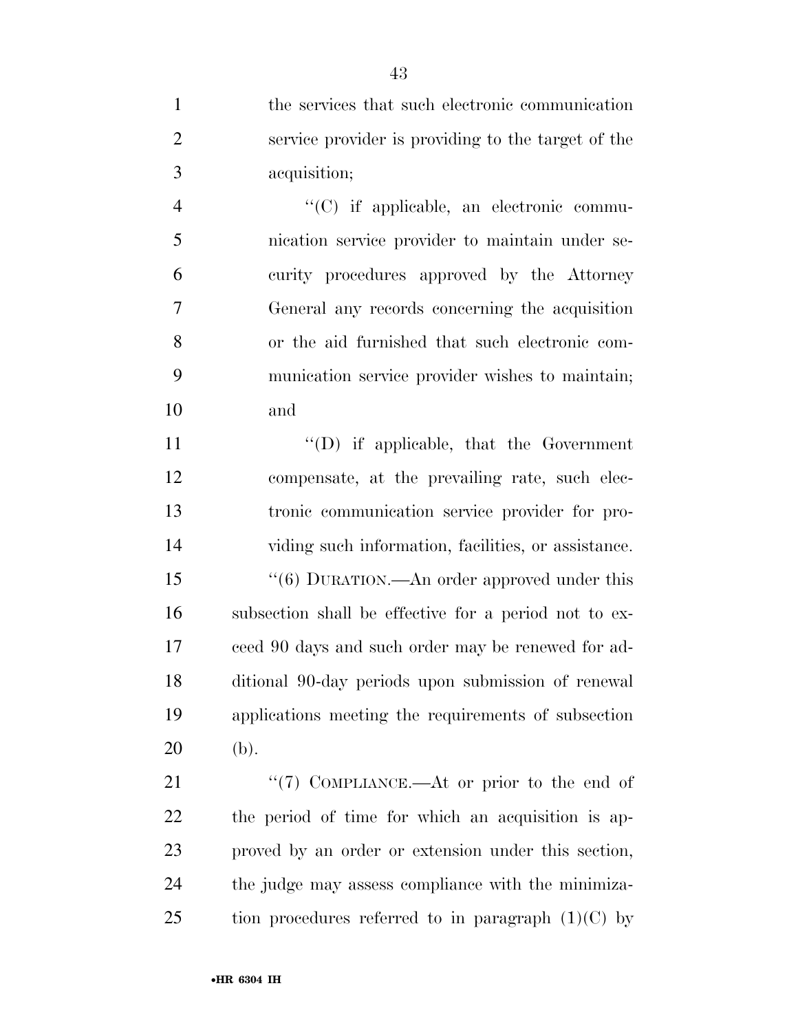the services that such electronic communication service provider is providing to the target of the acquisition;

"(C) if applicable, an electronic communication service provider to maintain under security procedures approved by the Attorney General any records concerning the acquisition or the aid furnished that such electronic communication service provider wishes to maintain; and

"(D) if applicable, that the Government compensate, at the prevailing rate, such electronic communication service provider for providing such information, facilities, or assistance.

"(6) DURATION.—An order approved under this subsection shall be effective for a period not to exceed 90 days and such order may be renewed for additional 90-day periods upon submission of renewal applications meeting the requirements of subsection (b).

"(7) COMPLIANCE.—At or prior to the end of the period of time for which an acquisition is approved by an order or extension under this section, the judge may assess compliance with the minimization procedures referred to in paragraph (1)(C) by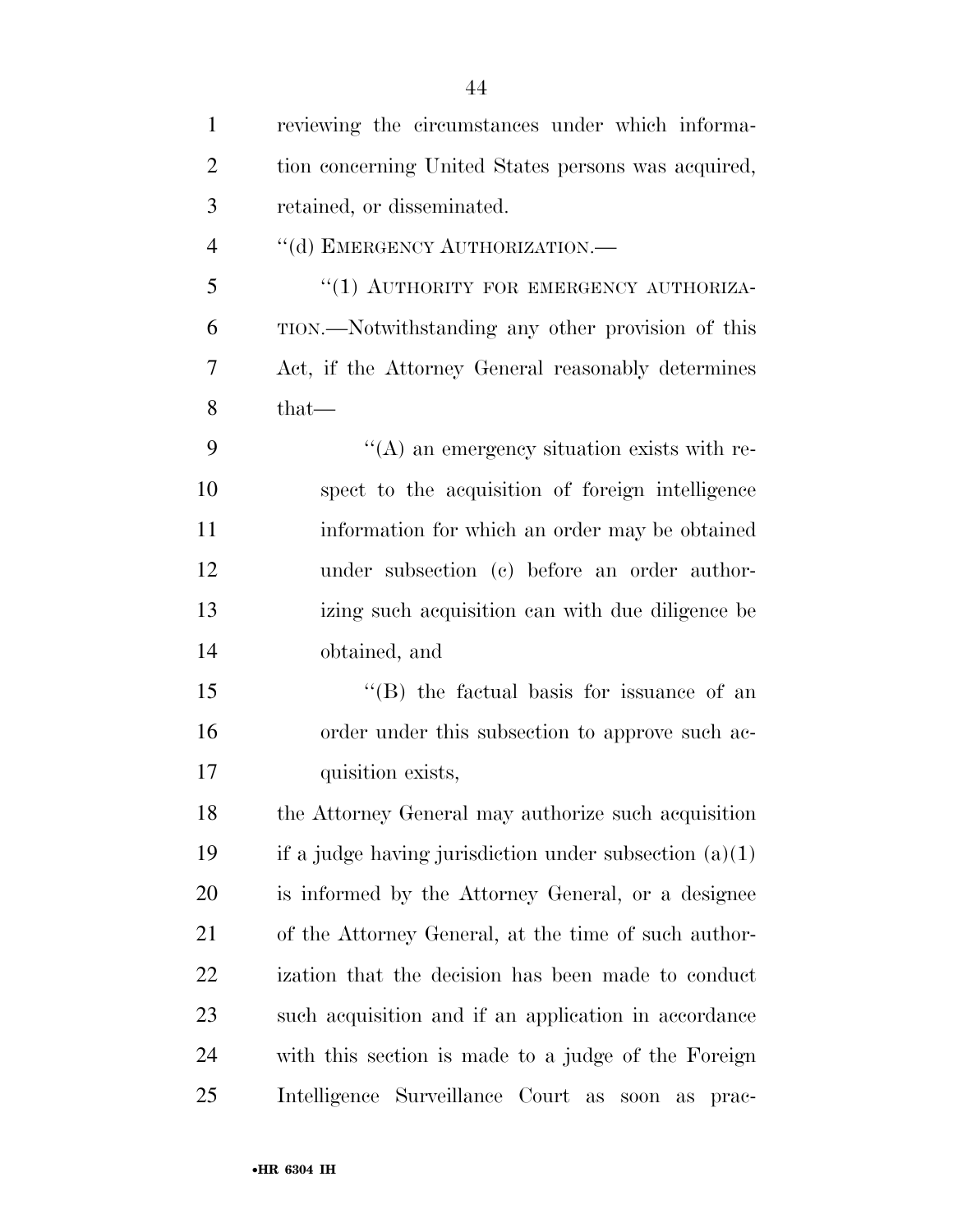reviewing the circumstances under which information concerning United States persons was acquired, retained, or disseminated.

''(d) EMERGENCY AUTHORIZATION.—

''(1) AUTHORITY FOR EMERGENCY AUTHORIZATION.—Notwithstanding any other provision of this Act, if the Attorney General reasonably determines that—

''(A) an emergency situation exists with respect to the acquisition of foreign intelligence information for which an order may be obtained under subsection (c) before an order authorizing such acquisition can with due diligence be obtained, and

''(B) the factual basis for issuance of an order under this subsection to approve such acquisition exists,

the Attorney General may authorize such acquisition if a judge having jurisdiction under subsection (a)(1) is informed by the Attorney General, or a designee of the Attorney General, at the time of such authorization that the decision has been made to conduct such acquisition and if an application in accordance with this section is made to a judge of the Foreign Intelligence Surveillance Court as soon as prac-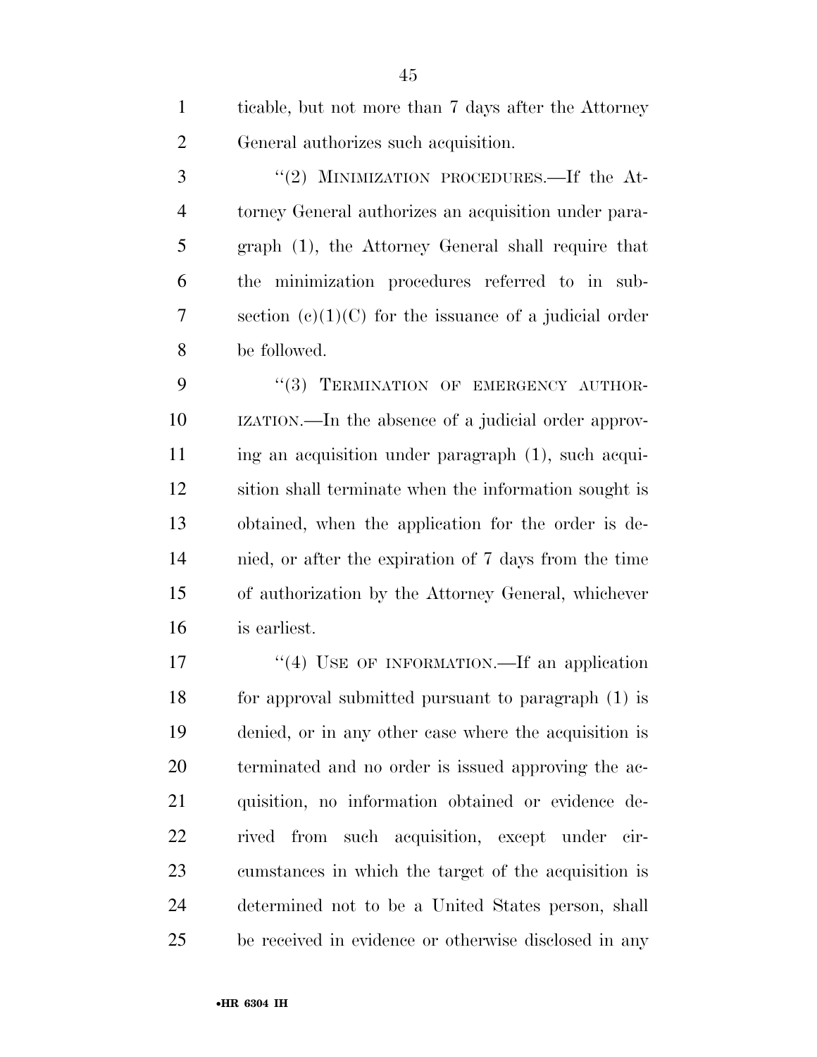ticable, but not more than 7 days after the Attorney General authorizes such acquisition.

"(2) MINIMIZATION PROCEDURES.—If the Attorney General authorizes an acquisition under paragraph (1), the Attorney General shall require that the minimization procedures referred to in subsection (c)(1)(C) for the issuance of a judicial order be followed.

"(3) TERMINATION OF EMERGENCY AUTHORIZATION.—In the absence of a judicial order approving an acquisition under paragraph (1), such acquisition shall terminate when the information sought is obtained, when the application for the order is denied, or after the expiration of 7 days from the time of authorization by the Attorney General, whichever is earliest.

"(4) USE OF INFORMATION.—If an application for approval submitted pursuant to paragraph (1) is denied, or in any other case where the acquisition is terminated and no order is issued approving the acquisition, no information obtained or evidence derived from such acquisition, except under circumstances in which the target of the acquisition is determined not to be a United States person, shall be received in evidence or otherwise disclosed in any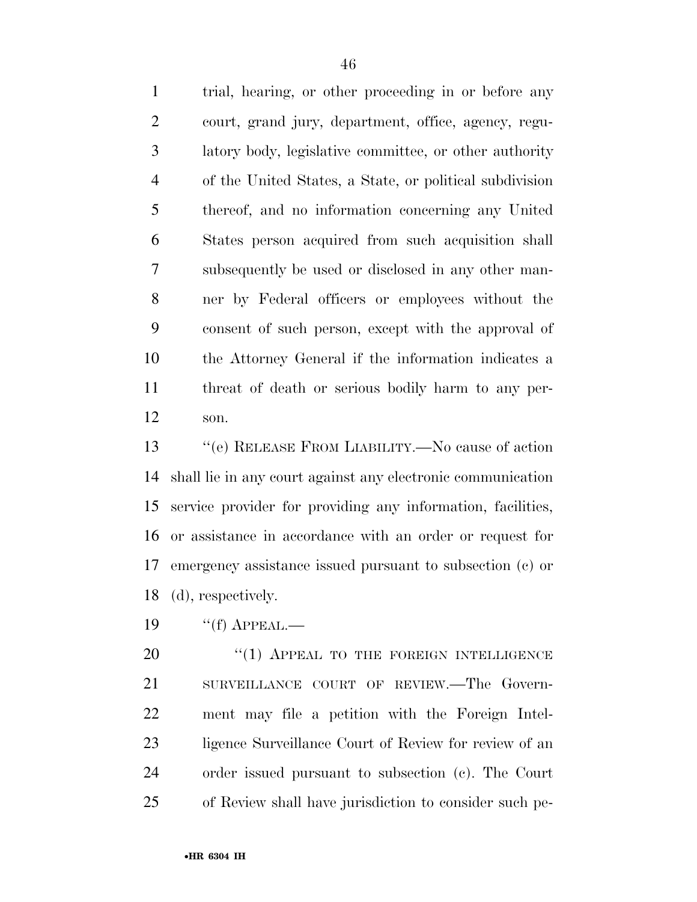trial, hearing, or other proceeding in or before any court, grand jury, department, office, agency, regulatory body, legislative committee, or other authority of the United States, a State, or political subdivision thereof, and no information concerning any United States person acquired from such acquisition shall subsequently be used or disclosed in any other manner by Federal officers or employees without the consent of such person, except with the approval of the Attorney General if the information indicates a threat of death or serious bodily harm to any person.

''(e) RELEASE FROM LIABILITY.—No cause of action shall lie in any court against any electronic communication service provider for providing any information, facilities, or assistance in accordance with an order or request for emergency assistance issued pursuant to subsection (c) or (d), respectively.

''(f) APPEAL.—

''(1) APPEAL TO THE FOREIGN INTELLIGENCE SURVEILLANCE COURT OF REVIEW.—The Government may file a petition with the Foreign Intelligence Surveillance Court of Review for review of an order issued pursuant to subsection (c). The Court of Review shall have jurisdiction to consider such pe-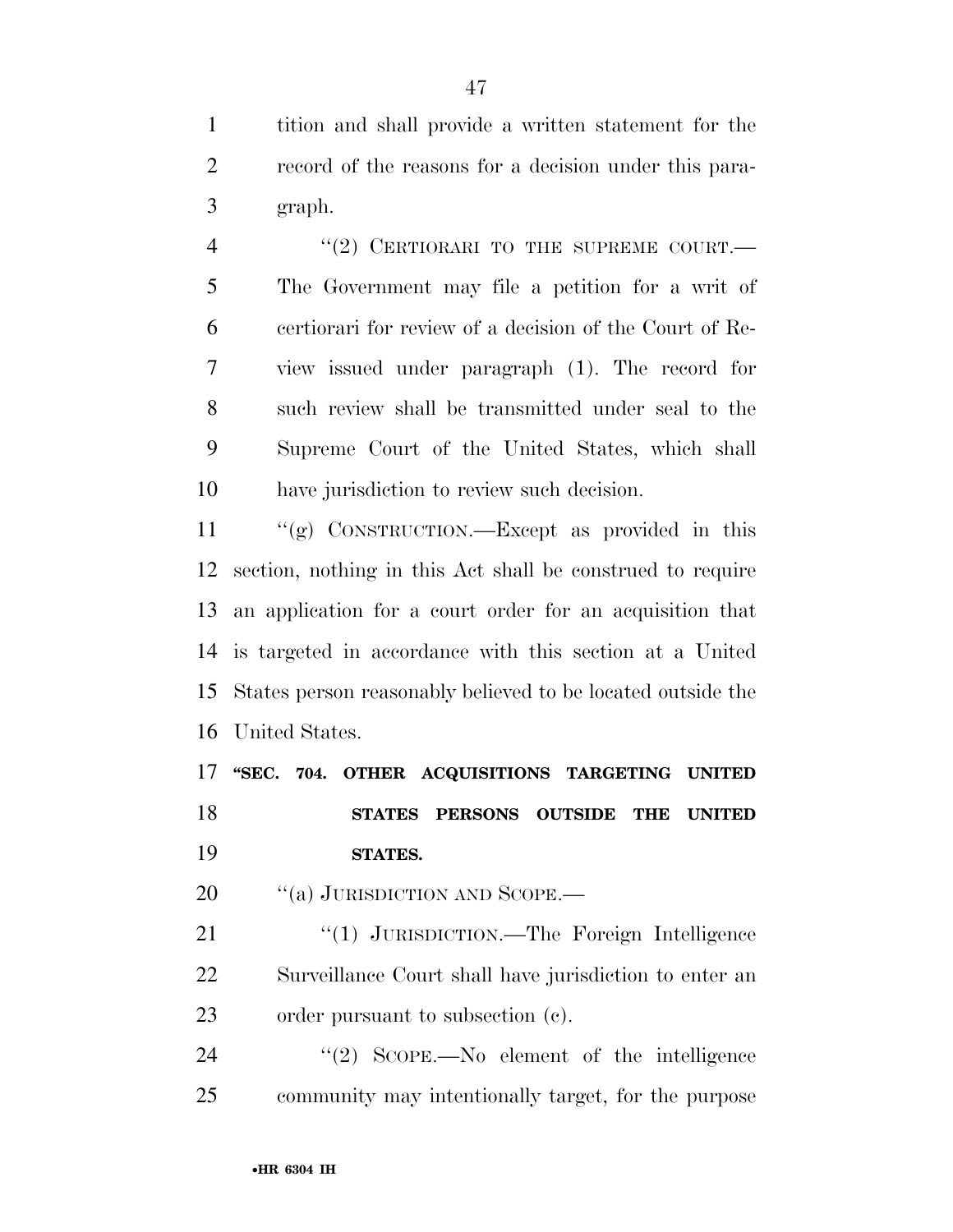tition and shall provide a written statement for the record of the reasons for a decision under this paragraph.

"(2) CERTIORARI TO THE SUPREME COURT.—The Government may file a petition for a writ of certiorari for review of a decision of the Court of Review issued under paragraph (1). The record for such review shall be transmitted under seal to the Supreme Court of the United States, which shall have jurisdiction to review such decision.

"(g) CONSTRUCTION.—Except as provided in this section, nothing in this Act shall be construed to require an application for a court order for an acquisition that is targeted in accordance with this section at a United States person reasonably believed to be located outside the United States.

**"SEC. 704. OTHER ACQUISITIONS TARGETING UNITED STATES PERSONS OUTSIDE THE UNITED STATES.**

"(a) JURISDICTION AND SCOPE.—

"(1) JURISDICTION.—The Foreign Intelligence Surveillance Court shall have jurisdiction to enter an order pursuant to subsection (c).

"(2) SCOPE.—No element of the intelligence community may intentionally target, for the purpose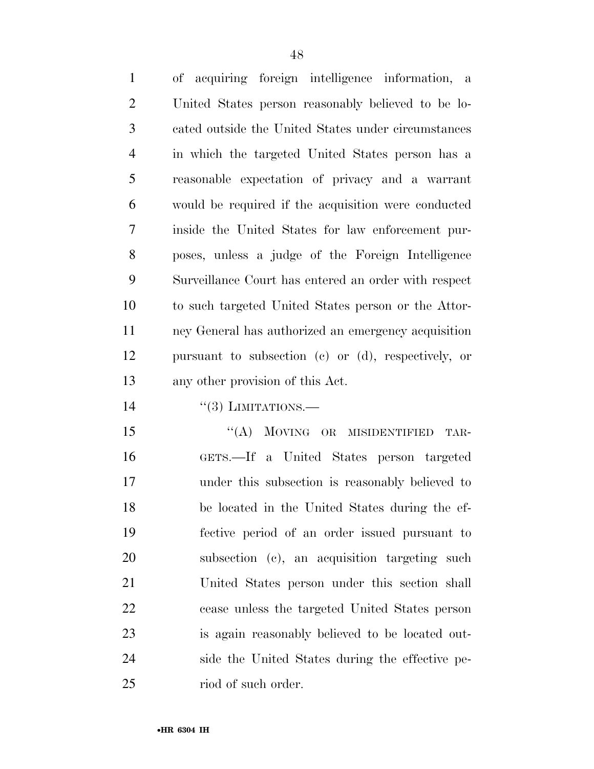of acquiring foreign intelligence information, a United States person reasonably believed to be located outside the United States under circumstances in which the targeted United States person has a reasonable expectation of privacy and a warrant would be required if the acquisition were conducted inside the United States for law enforcement purposes, unless a judge of the Foreign Intelligence Surveillance Court has entered an order with respect to such targeted United States person or the Attorney General has authorized an emergency acquisition pursuant to subsection (c) or (d), respectively, or any other provision of this Act.

''(3) LIMITATIONS.—

''(A) MOVING OR MISIDENTIFIED TARGETS.—If a United States person targeted under this subsection is reasonably believed to be located in the United States during the effective period of an order issued pursuant to subsection (c), an acquisition targeting such United States person under this section shall cease unless the targeted United States person is again reasonably believed to be located outside the United States during the effective period of such order.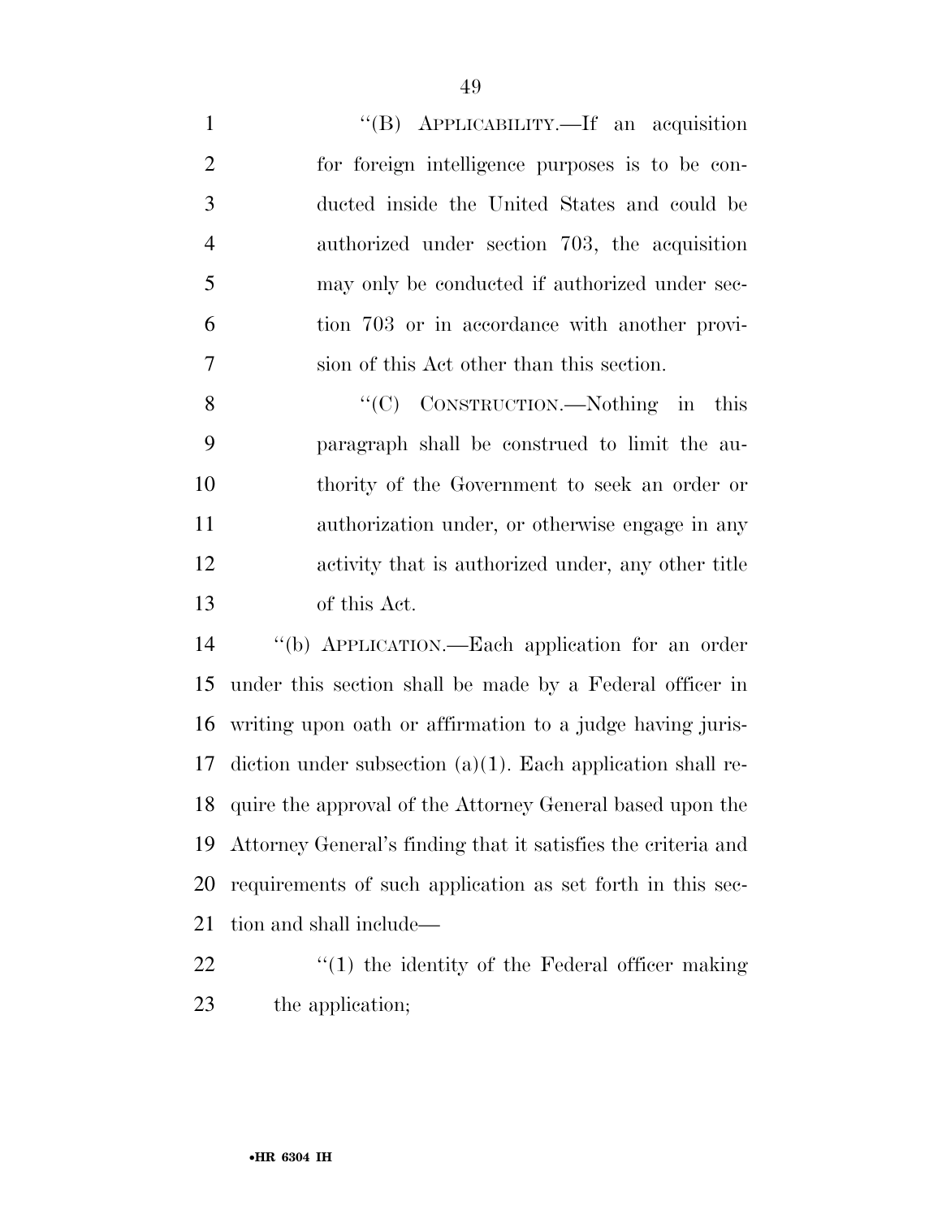"(B) APPLICABILITY.—If an acquisition for foreign intelligence purposes is to be conducted inside the United States and could be authorized under section 703, the acquisition may only be conducted if authorized under section 703 or in accordance with another provision of this Act other than this section.

"(C) CONSTRUCTION.—Nothing in this paragraph shall be construed to limit the authority of the Government to seek an order or authorization under, or otherwise engage in any activity that is authorized under, any other title of this Act.

"(b) APPLICATION.—Each application for an order under this section shall be made by a Federal officer in writing upon oath or affirmation to a judge having jurisdiction under subsection (a)(1). Each application shall require the approval of the Attorney General based upon the Attorney General's finding that it satisfies the criteria and requirements of such application as set forth in this section and shall include—

"(1) the identity of the Federal officer making the application;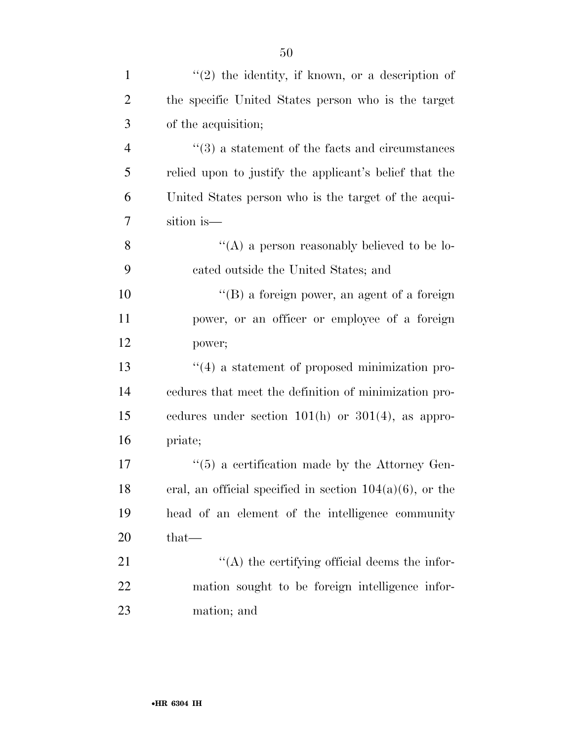''(2) the identity, if known, or a description of the specific United States person who is the target of the acquisition;

''(3) a statement of the facts and circumstances relied upon to justify the applicant's belief that the United States person who is the target of the acquisition is—

''(A) a person reasonably believed to be located outside the United States; and

''(B) a foreign power, an agent of a foreign power, or an officer or employee of a foreign power;

''(4) a statement of proposed minimization procedures that meet the definition of minimization procedures under section 101(h) or 301(4), as appropriate;

''(5) a certification made by the Attorney General, an official specified in section 104(a)(6), or the head of an element of the intelligence community that—

''(A) the certifying official deems the information sought to be foreign intelligence information; and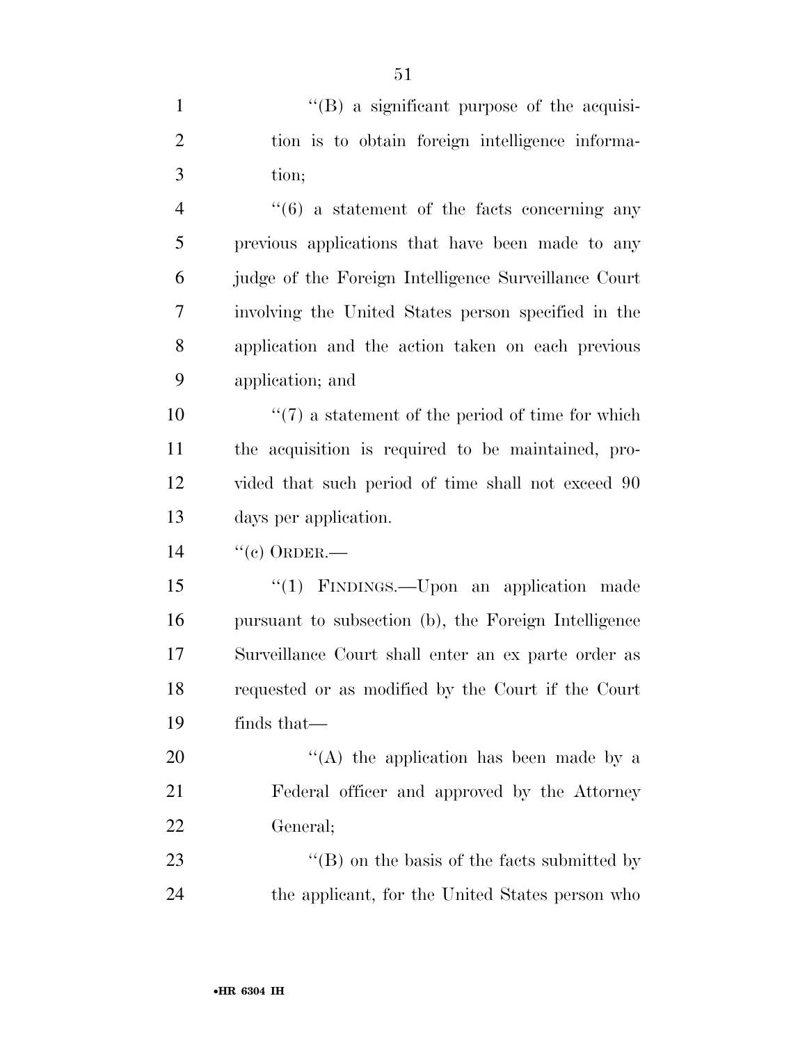"(B) a significant purpose of the acquisition is to obtain foreign intelligence information;

"(6) a statement of the facts concerning any previous applications that have been made to any judge of the Foreign Intelligence Surveillance Court involving the United States person specified in the application and the action taken on each previous application; and

"(7) a statement of the period of time for which the acquisition is required to be maintained, provided that such period of time shall not exceed 90 days per application.

"(c) ORDER.—

"(1) FINDINGS.—Upon an application made pursuant to subsection (b), the Foreign Intelligence Surveillance Court shall enter an ex parte order as requested or as modified by the Court if the Court finds that—

"(A) the application has been made by a Federal officer and approved by the Attorney General;

"(B) on the basis of the facts submitted by the applicant, for the United States person who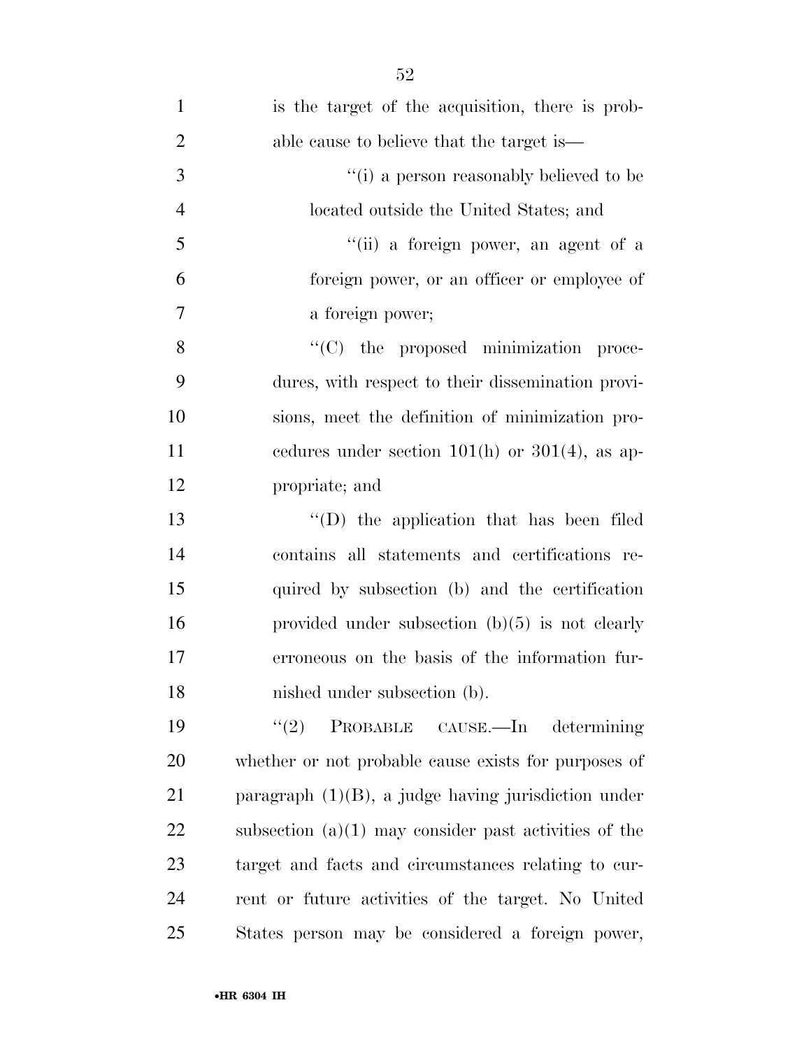is the target of the acquisition, there is probable cause to believe that the target is—

''(i) a person reasonably believed to be located outside the United States; and

''(ii) a foreign power, an agent of a foreign power, or an officer or employee of a foreign power;

''(C) the proposed minimization procedures, with respect to their dissemination provisions, meet the definition of minimization procedures under section 101(h) or 301(4), as appropriate; and

''(D) the application that has been filed contains all statements and certifications required by subsection (b) and the certification provided under subsection (b)(5) is not clearly erroneous on the basis of the information furnished under subsection (b).

''(2) PROBABLE CAUSE.—In determining whether or not probable cause exists for purposes of paragraph (1)(B), a judge having jurisdiction under subsection (a)(1) may consider past activities of the target and facts and circumstances relating to current or future activities of the target. No United States person may be considered a foreign power,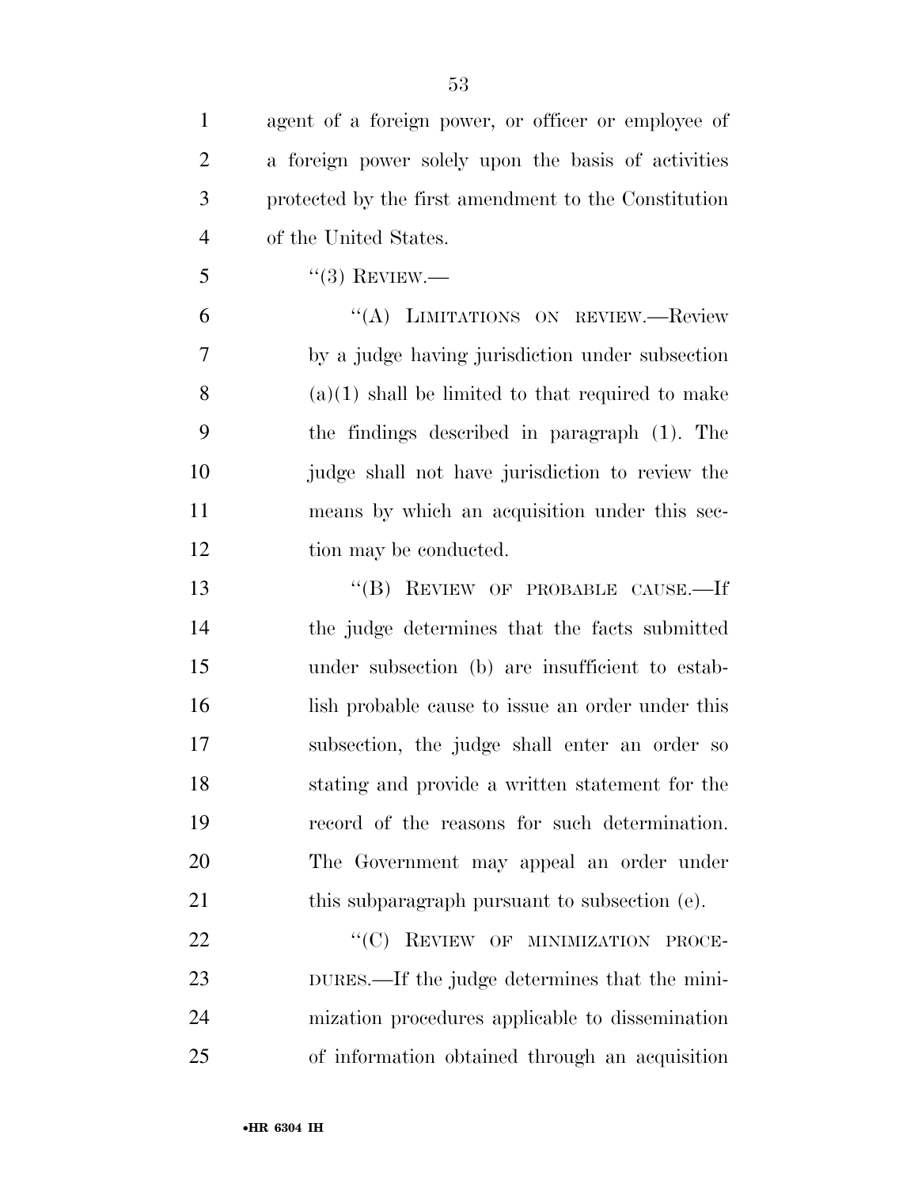agent of a foreign power, or officer or employee of a foreign power solely upon the basis of activities protected by the first amendment to the Constitution of the United States.

"(3) REVIEW.—

"(A) LIMITATIONS ON REVIEW.—Review by a judge having jurisdiction under subsection (a)(1) shall be limited to that required to make the findings described in paragraph (1). The judge shall not have jurisdiction to review the means by which an acquisition under this section may be conducted.

"(B) REVIEW OF PROBABLE CAUSE.—If the judge determines that the facts submitted under subsection (b) are insufficient to establish probable cause to issue an order under this subsection, the judge shall enter an order so stating and provide a written statement for the record of the reasons for such determination. The Government may appeal an order under this subparagraph pursuant to subsection (e).

"(C) REVIEW OF MINIMIZATION PROCEDURES.—If the judge determines that the minimization procedures applicable to dissemination of information obtained through an acquisition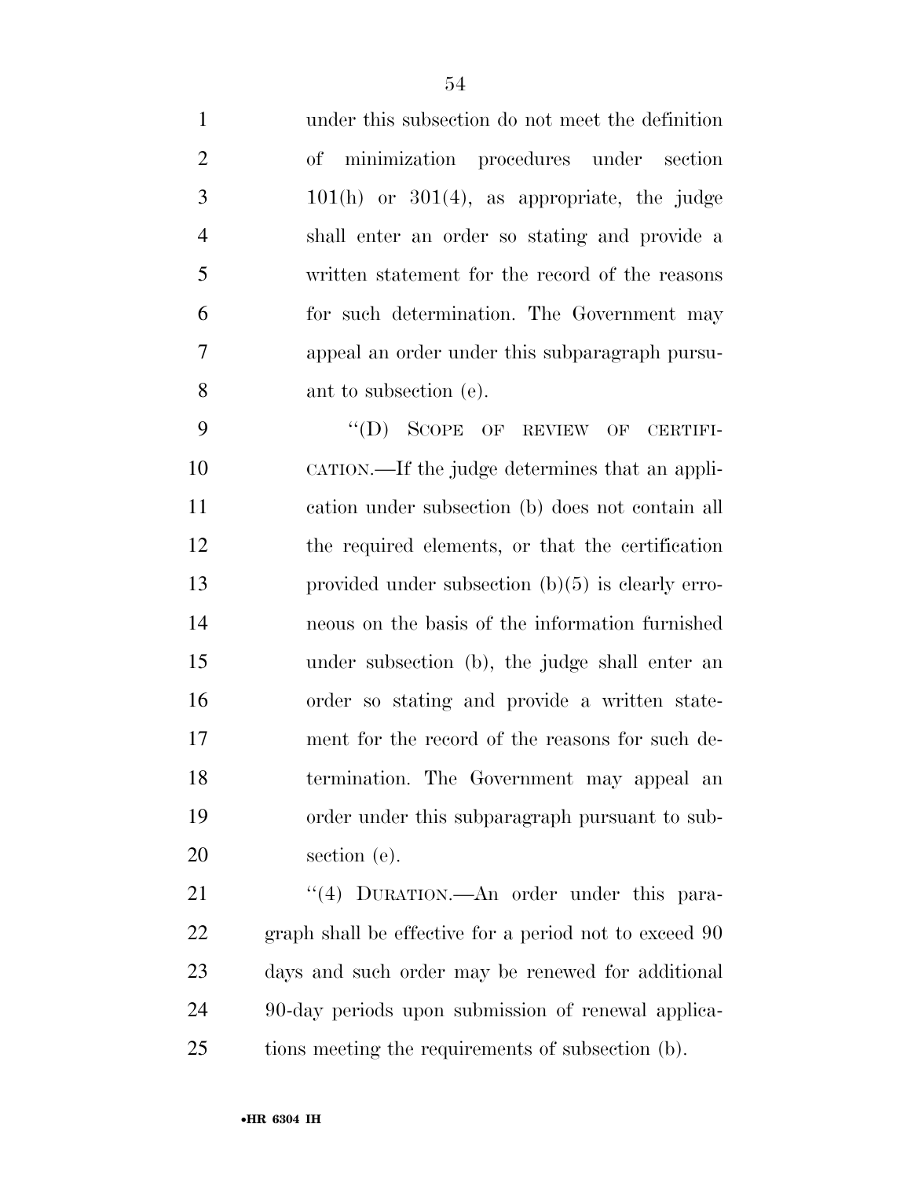under this subsection do not meet the definition of minimization procedures under section 101(h) or 301(4), as appropriate, the judge shall enter an order so stating and provide a written statement for the record of the reasons for such determination. The Government may appeal an order under this subparagraph pursuant to subsection (e).

"(D) SCOPE OF REVIEW OF CERTIFICATION.—If the judge determines that an application under subsection (b) does not contain all the required elements, or that the certification provided under subsection (b)(5) is clearly erroneous on the basis of the information furnished under subsection (b), the judge shall enter an order so stating and provide a written statement for the record of the reasons for such determination. The Government may appeal an order under this subparagraph pursuant to subsection (e).

"(4) DURATION.—An order under this paragraph shall be effective for a period not to exceed 90 days and such order may be renewed for additional 90-day periods upon submission of renewal applications meeting the requirements of subsection (b).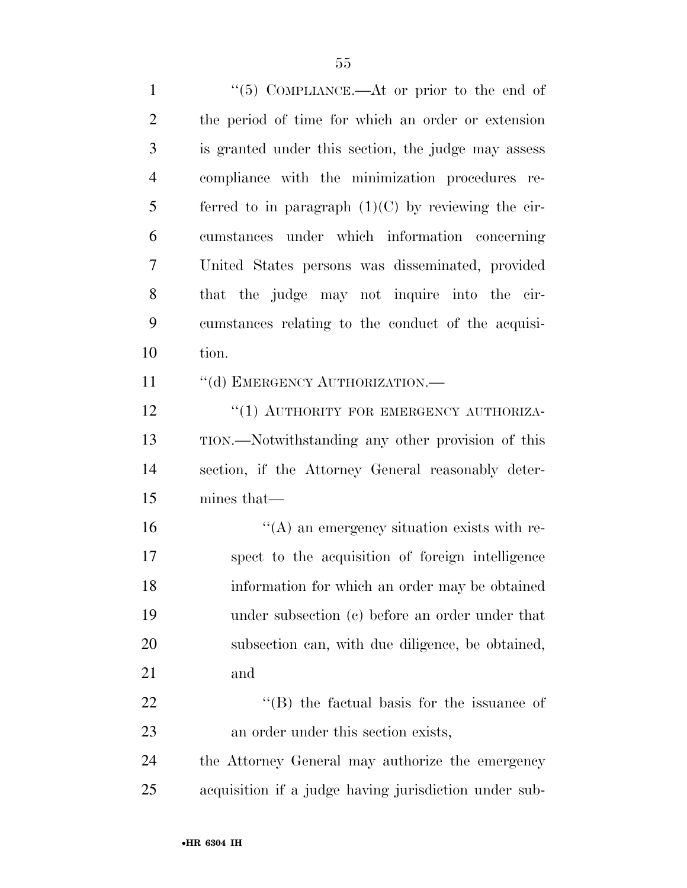"(5) COMPLIANCE.—At or prior to the end of the period of time for which an order or extension is granted under this section, the judge may assess compliance with the minimization procedures referred to in paragraph (1)(C) by reviewing the circumstances under which information concerning United States persons was disseminated, provided that the judge may not inquire into the circumstances relating to the conduct of the acquisition.

"(d) EMERGENCY AUTHORIZATION.—

"(1) AUTHORITY FOR EMERGENCY AUTHORIZATION.—Notwithstanding any other provision of this section, if the Attorney General reasonably determines that—

"(A) an emergency situation exists with respect to the acquisition of foreign intelligence information for which an order may be obtained under subsection (c) before an order under that subsection can, with due diligence, be obtained, and

"(B) the factual basis for the issuance of an order under this section exists,

the Attorney General may authorize the emergency acquisition if a judge having jurisdiction under sub-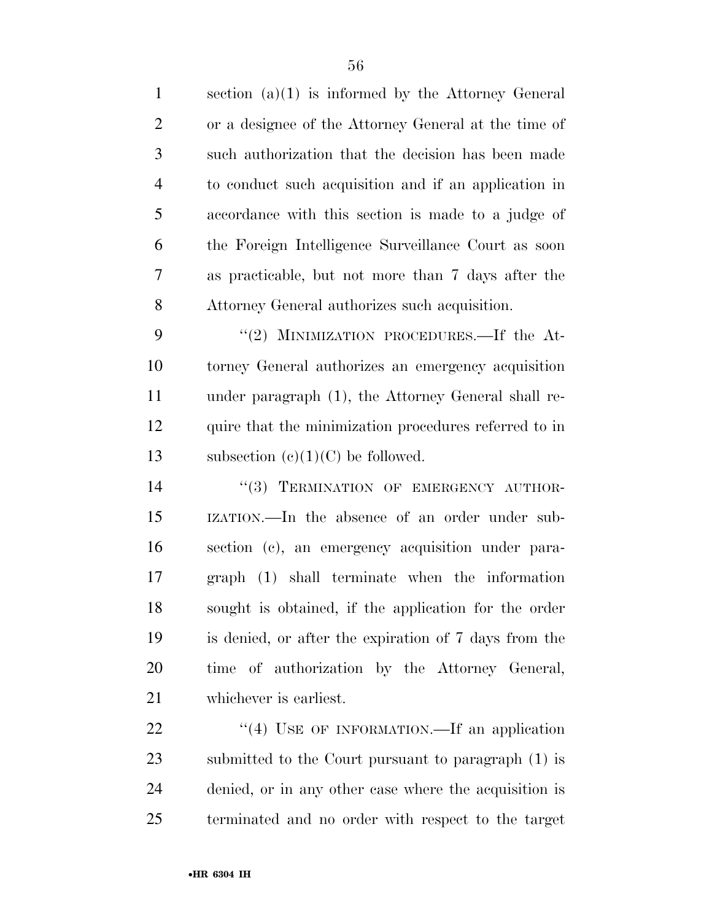section (a)(1) is informed by the Attorney General or a designee of the Attorney General at the time of such authorization that the decision has been made to conduct such acquisition and if an application in accordance with this section is made to a judge of the Foreign Intelligence Surveillance Court as soon as practicable, but not more than 7 days after the Attorney General authorizes such acquisition.

''(2) MINIMIZATION PROCEDURES.—If the Attorney General authorizes an emergency acquisition under paragraph (1), the Attorney General shall require that the minimization procedures referred to in subsection (c)(1)(C) be followed.

''(3) TERMINATION OF EMERGENCY AUTHORIZATION.—In the absence of an order under subsection (c), an emergency acquisition under paragraph (1) shall terminate when the information sought is obtained, if the application for the order is denied, or after the expiration of 7 days from the time of authorization by the Attorney General, whichever is earliest.

''(4) USE OF INFORMATION.—If an application submitted to the Court pursuant to paragraph (1) is denied, or in any other case where the acquisition is terminated and no order with respect to the target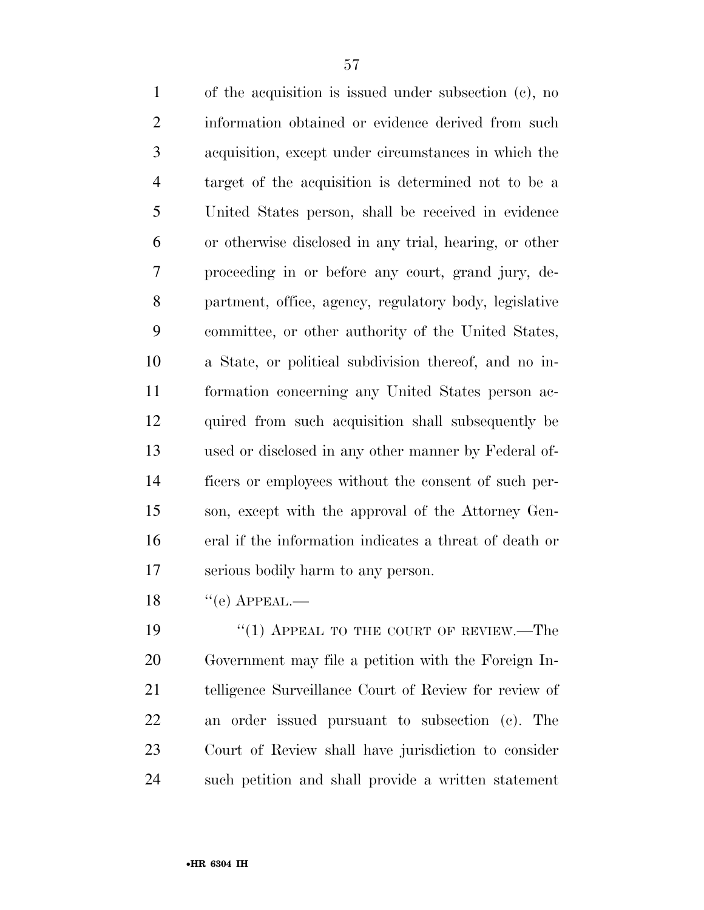of the acquisition is issued under subsection (c), no information obtained or evidence derived from such acquisition, except under circumstances in which the target of the acquisition is determined not to be a United States person, shall be received in evidence or otherwise disclosed in any trial, hearing, or other proceeding in or before any court, grand jury, department, office, agency, regulatory body, legislative committee, or other authority of the United States, a State, or political subdivision thereof, and no information concerning any United States person acquired from such acquisition shall subsequently be used or disclosed in any other manner by Federal officers or employees without the consent of such person, except with the approval of the Attorney General if the information indicates a threat of death or serious bodily harm to any person.

''(e) APPEAL.—

''(1) APPEAL TO THE COURT OF REVIEW.—The Government may file a petition with the Foreign Intelligence Surveillance Court of Review for review of an order issued pursuant to subsection (c). The Court of Review shall have jurisdiction to consider such petition and shall provide a written statement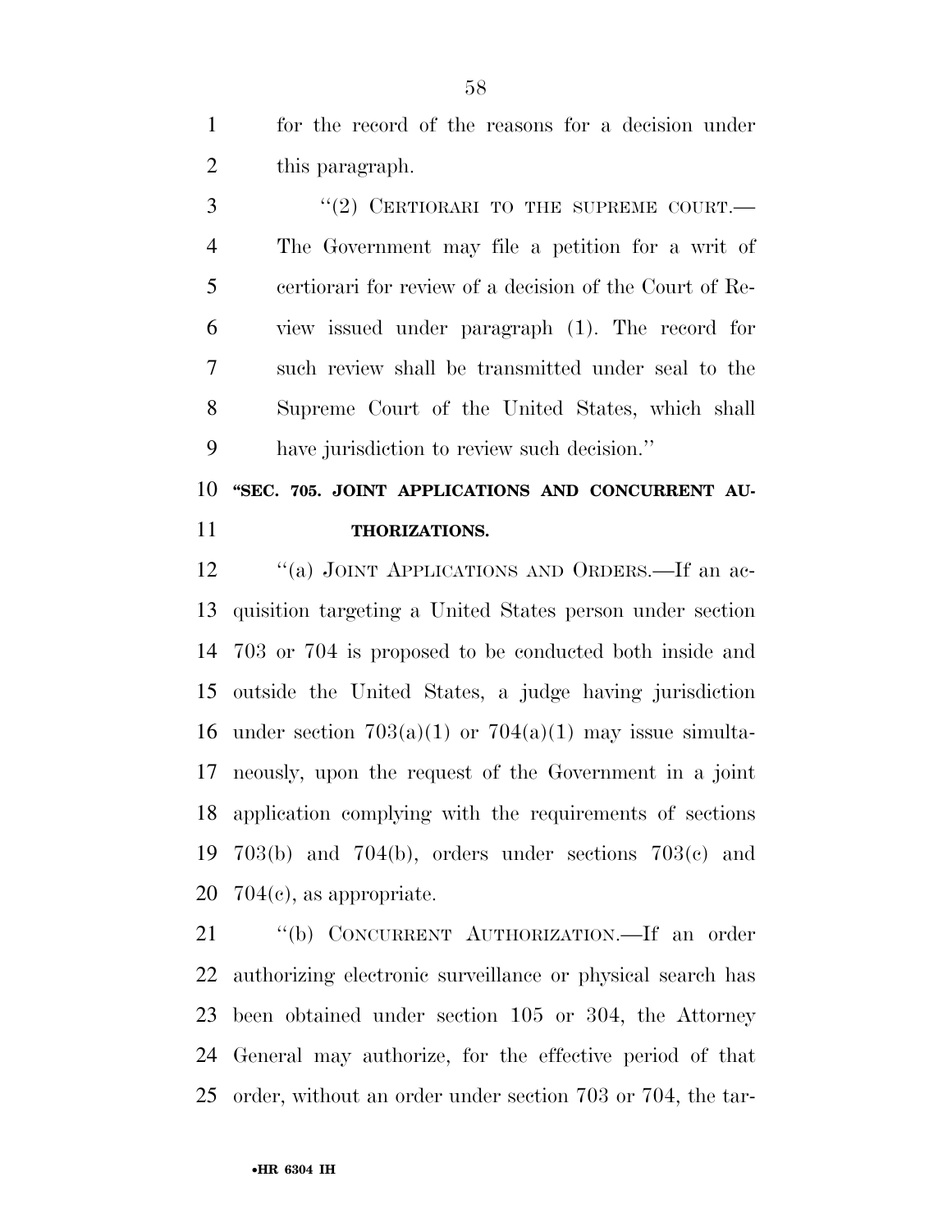for the record of the reasons for a decision under this paragraph.

"(2) CERTIORARI TO THE SUPREME COURT.— The Government may file a petition for a writ of certiorari for review of a decision of the Court of Review issued under paragraph (1). The record for such review shall be transmitted under seal to the Supreme Court of the United States, which shall have jurisdiction to review such decision."

**"SEC. 705. JOINT APPLICATIONS AND CONCURRENT AUTHORIZATIONS.**

"(a) JOINT APPLICATIONS AND ORDERS.—If an acquisition targeting a United States person under section 703 or 704 is proposed to be conducted both inside and outside the United States, a judge having jurisdiction under section 703(a)(1) or 704(a)(1) may issue simultaneously, upon the request of the Government in a joint application complying with the requirements of sections 703(b) and 704(b), orders under sections 703(c) and 704(c), as appropriate.

"(b) CONCURRENT AUTHORIZATION.—If an order authorizing electronic surveillance or physical search has been obtained under section 105 or 304, the Attorney General may authorize, for the effective period of that order, without an order under section 703 or 704, the tar-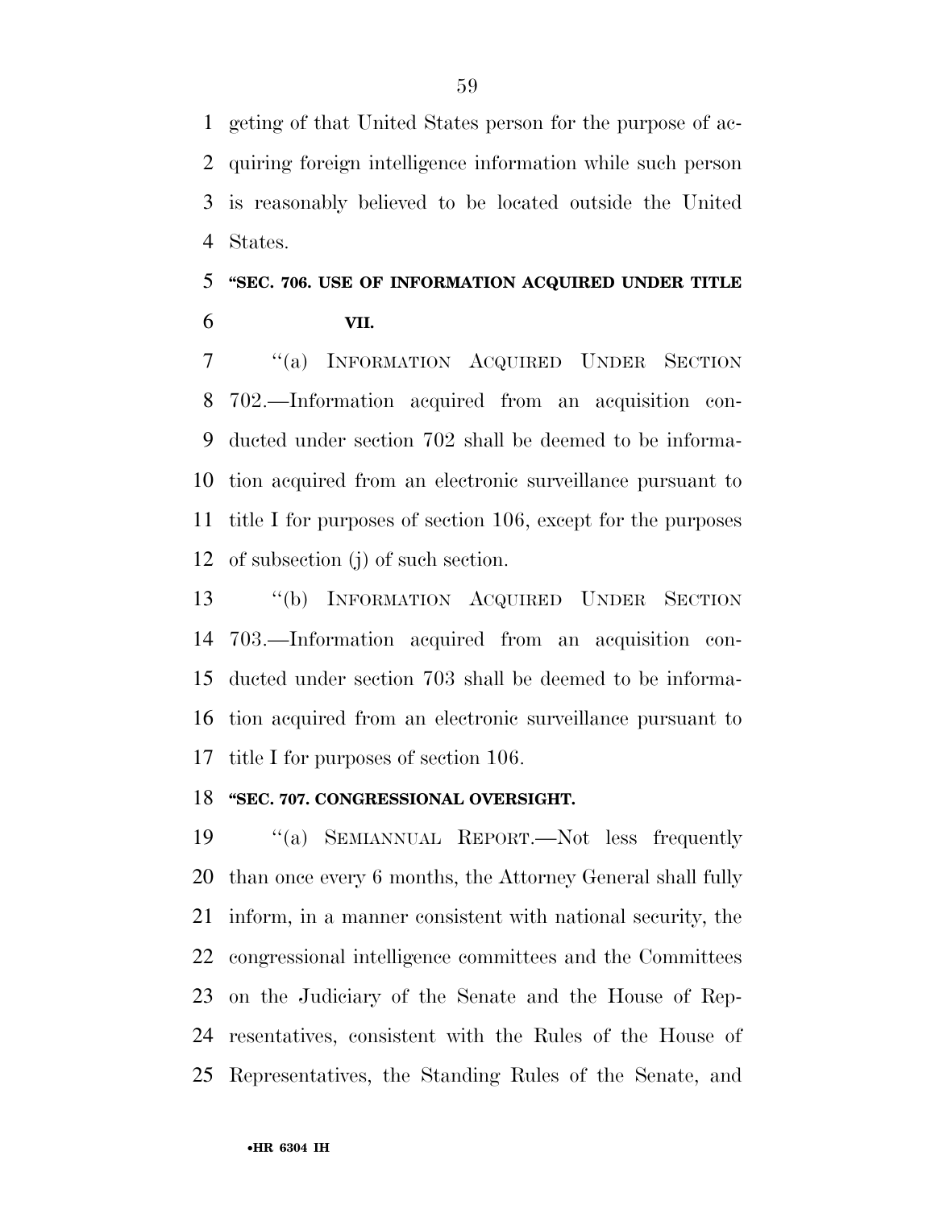geting of that United States person for the purpose of acquiring foreign intelligence information while such person is reasonably believed to be located outside the United States.

**"SEC. 706. USE OF INFORMATION ACQUIRED UNDER TITLE VII.**

"(a) INFORMATION ACQUIRED UNDER SECTION 702.—Information acquired from an acquisition conducted under section 702 shall be deemed to be information acquired from an electronic surveillance pursuant to title I for purposes of section 106, except for the purposes of subsection (j) of such section.

"(b) INFORMATION ACQUIRED UNDER SECTION 703.—Information acquired from an acquisition conducted under section 703 shall be deemed to be information acquired from an electronic surveillance pursuant to title I for purposes of section 106.

**"SEC. 707. CONGRESSIONAL OVERSIGHT.**

"(a) SEMIANNUAL REPORT.—Not less frequently than once every 6 months, the Attorney General shall fully inform, in a manner consistent with national security, the congressional intelligence committees and the Committees on the Judiciary of the Senate and the House of Representatives, consistent with the Rules of the House of Representatives, the Standing Rules of the Senate, and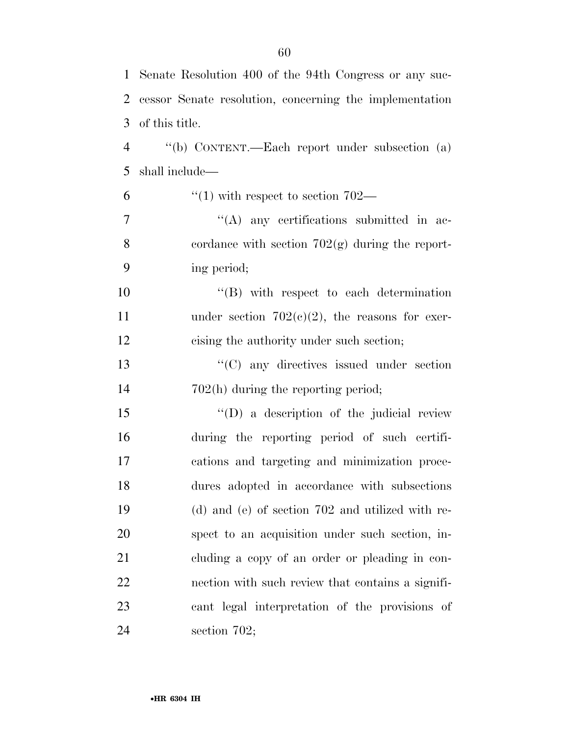Senate Resolution 400 of the 94th Congress or any successor Senate resolution, concerning the implementation of this title.

''(b) CONTENT.—Each report under subsection (a) shall include—

''(1) with respect to section 702—

''(A) any certifications submitted in accordance with section 702(g) during the reporting period;

''(B) with respect to each determination under section 702(c)(2), the reasons for exercising the authority under such section;

''(C) any directives issued under section 702(h) during the reporting period;

''(D) a description of the judicial review during the reporting period of such certifications and targeting and minimization procedures adopted in accordance with subsections (d) and (e) of section 702 and utilized with respect to an acquisition under such section, including a copy of an order or pleading in connection with such review that contains a significant legal interpretation of the provisions of section 702;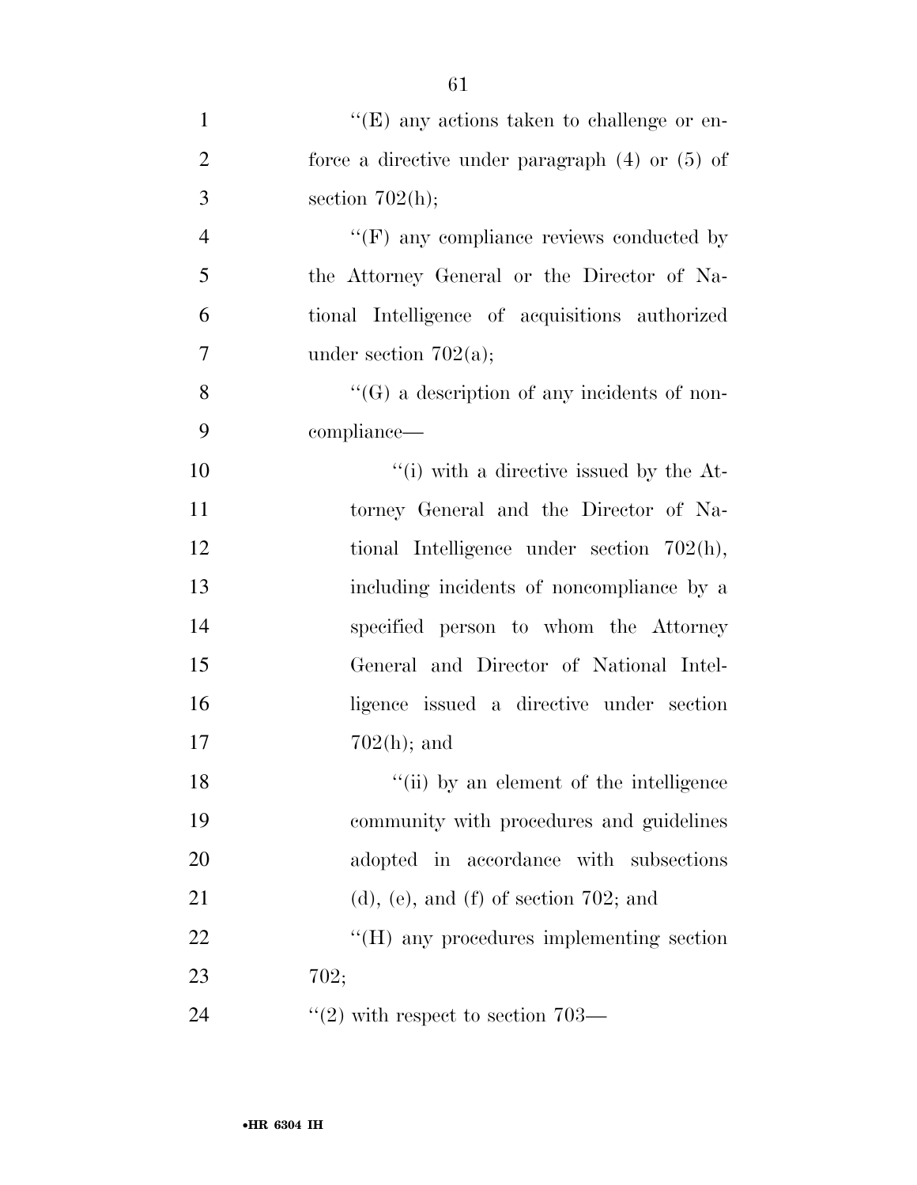''(E) any actions taken to challenge or enforce a directive under paragraph (4) or (5) of section 702(h);

''(F) any compliance reviews conducted by the Attorney General or the Director of National Intelligence of acquisitions authorized under section 702(a);

''(G) a description of any incidents of noncompliance—

''(i) with a directive issued by the Attorney General and the Director of National Intelligence under section 702(h), including incidents of noncompliance by a specified person to whom the Attorney General and Director of National Intelligence issued a directive under section 702(h); and

''(ii) by an element of the intelligence community with procedures and guidelines adopted in accordance with subsections (d), (e), and (f) of section 702; and

''(H) any procedures implementing section 702;

''(2) with respect to section 703—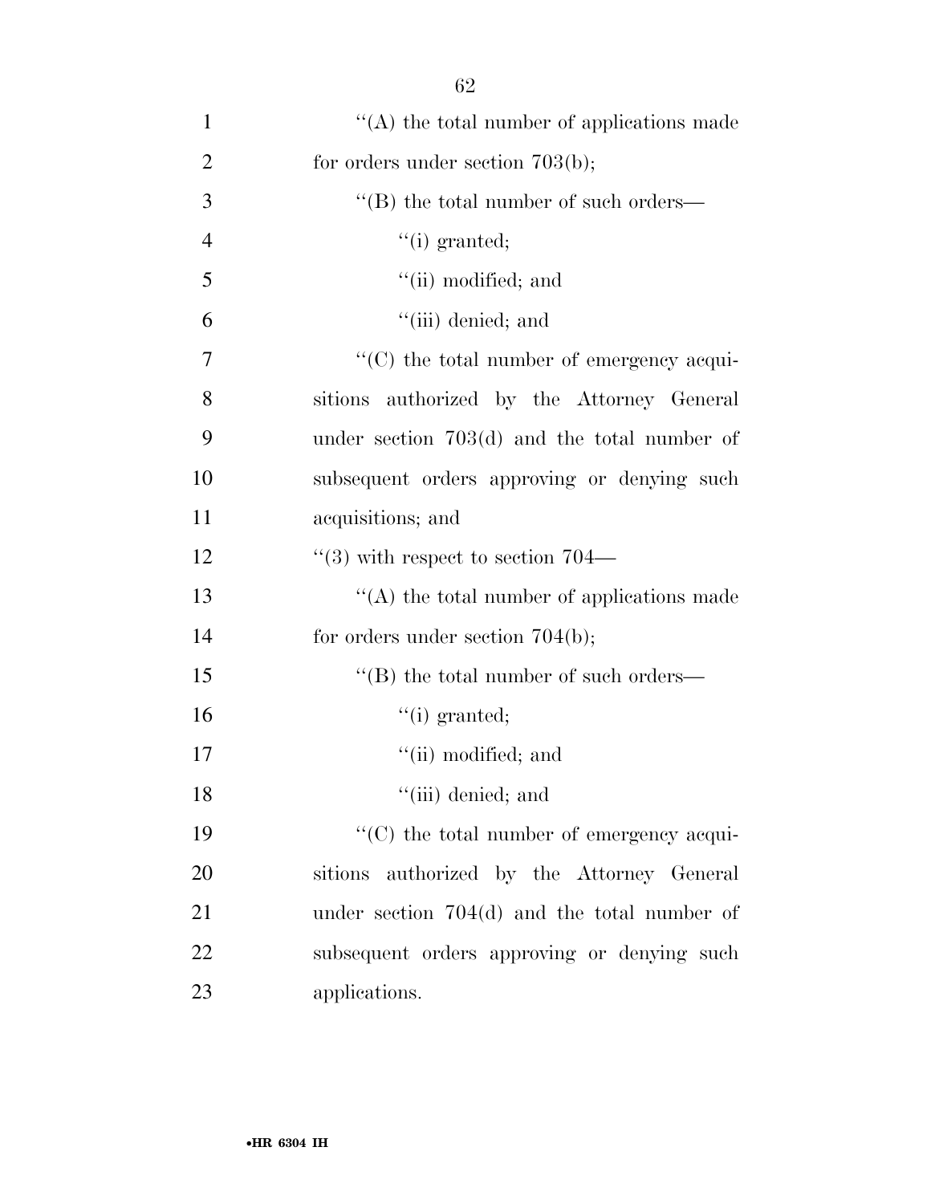''(A) the total number of applications made for orders under section 703(b);

''(B) the total number of such orders—

''(i) granted;

''(ii) modified; and

''(iii) denied; and

''(C) the total number of emergency acquisitions authorized by the Attorney General under section 703(d) and the total number of subsequent orders approving or denying such acquisitions; and

''(3) with respect to section 704—

''(A) the total number of applications made for orders under section 704(b);

''(B) the total number of such orders—

''(i) granted;

''(ii) modified; and

''(iii) denied; and

''(C) the total number of emergency acquisitions authorized by the Attorney General under section 704(d) and the total number of subsequent orders approving or denying such applications.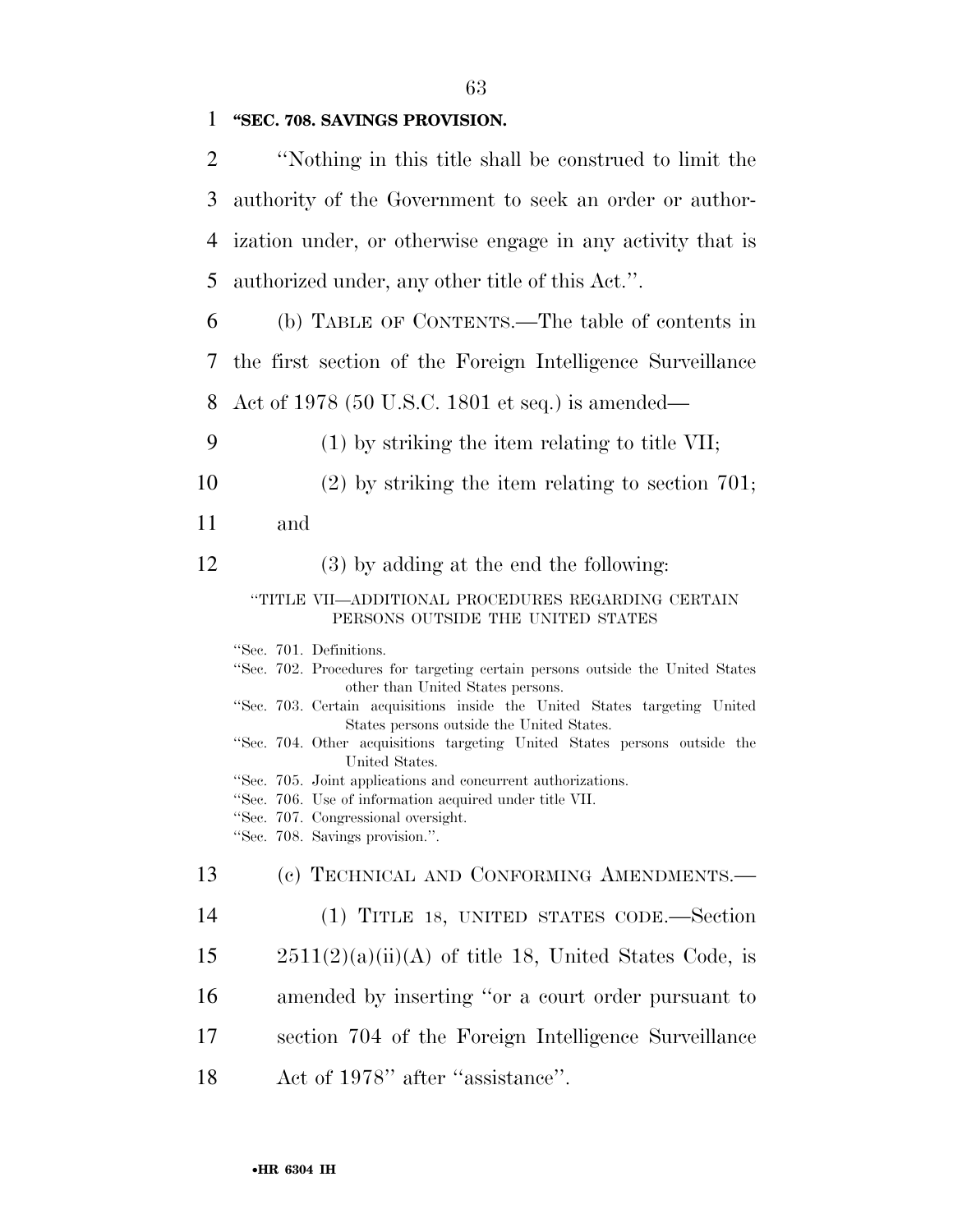**"SEC. 708. SAVINGS PROVISION.**

''Nothing in this title shall be construed to limit the authority of the Government to seek an order or authorization under, or otherwise engage in any activity that is authorized under, any other title of this Act.''.

(b) TABLE OF CONTENTS.—The table of contents in the first section of the Foreign Intelligence Surveillance Act of 1978 (50 U.S.C. 1801 et seq.) is amended—

(1) by striking the item relating to title VII;

(2) by striking the item relating to section 701; and

(3) by adding at the end the following:

''TITLE VII—ADDITIONAL PROCEDURES REGARDING CERTAIN PERSONS OUTSIDE THE UNITED STATES

''Sec. 701. Definitions.
''Sec. 702. Procedures for targeting certain persons outside the United States other than United States persons.
''Sec. 703. Certain acquisitions inside the United States targeting United States persons outside the United States.
''Sec. 704. Other acquisitions targeting United States persons outside the United States.
''Sec. 705. Joint applications and concurrent authorizations.
''Sec. 706. Use of information acquired under title VII.
''Sec. 707. Congressional oversight.
''Sec. 708. Savings provision.''.

(c) TECHNICAL AND CONFORMING AMENDMENTS.—

(1) TITLE 18, UNITED STATES CODE.—Section 2511(2)(a)(ii)(A) of title 18, United States Code, is amended by inserting ''or a court order pursuant to section 704 of the Foreign Intelligence Surveillance Act of 1978'' after ''assistance''.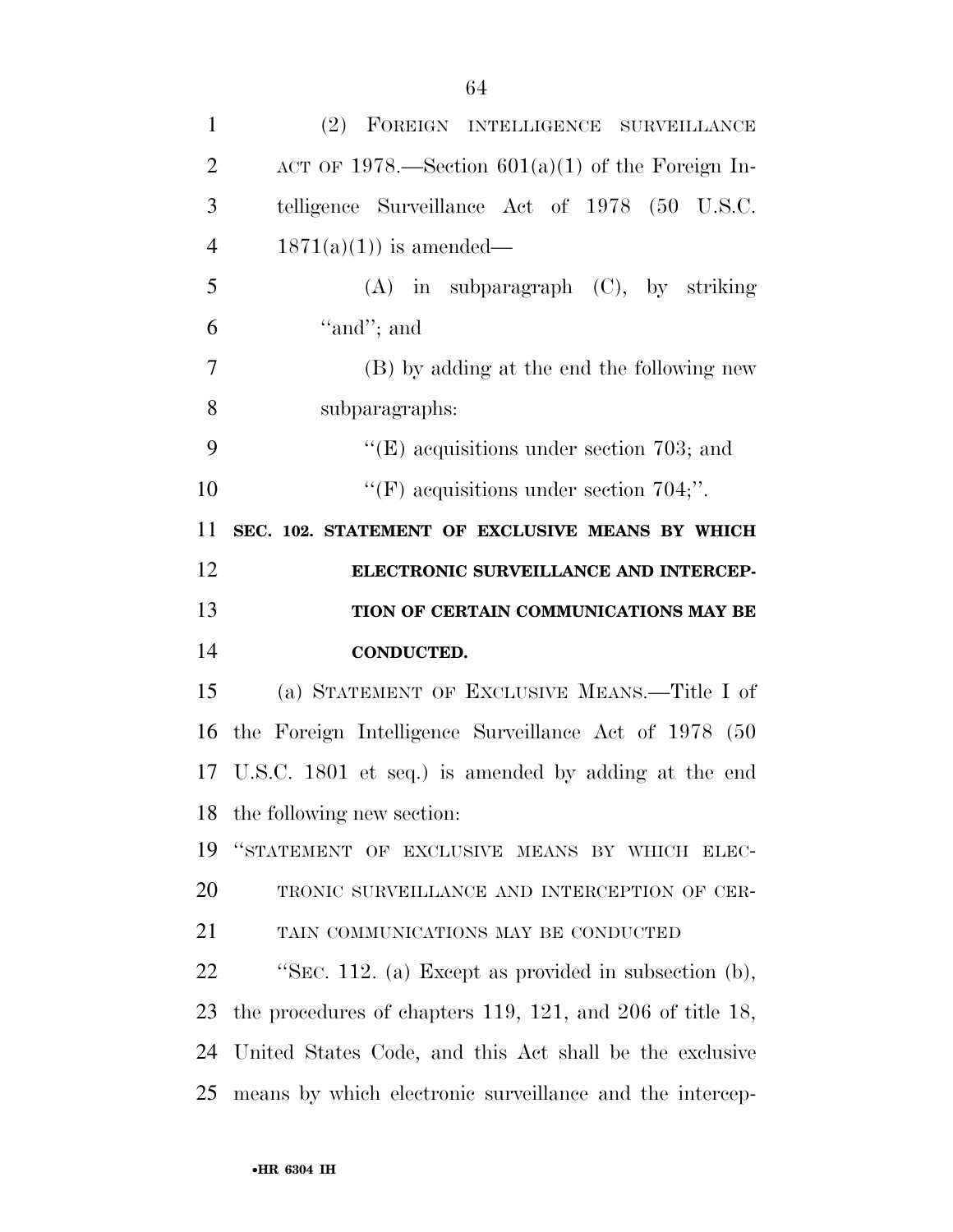(2) FOREIGN INTELLIGENCE SURVEILLANCE ACT OF 1978.—Section 601(a)(1) of the Foreign Intelligence Surveillance Act of 1978 (50 U.S.C. 1871(a)(1)) is amended—

(A) in subparagraph (C), by striking "and"; and

(B) by adding at the end the following new subparagraphs:

"(E) acquisitions under section 703; and

"(F) acquisitions under section 704;".

**SEC. 102. STATEMENT OF EXCLUSIVE MEANS BY WHICH ELECTRONIC SURVEILLANCE AND INTERCEPTION OF CERTAIN COMMUNICATIONS MAY BE CONDUCTED.**

(a) STATEMENT OF EXCLUSIVE MEANS.—Title I of the Foreign Intelligence Surveillance Act of 1978 (50 U.S.C. 1801 et seq.) is amended by adding at the end the following new section:

"STATEMENT OF EXCLUSIVE MEANS BY WHICH ELECTRONIC SURVEILLANCE AND INTERCEPTION OF CERTAIN COMMUNICATIONS MAY BE CONDUCTED

"SEC. 112. (a) Except as provided in subsection (b), the procedures of chapters 119, 121, and 206 of title 18, United States Code, and this Act shall be the exclusive means by which electronic surveillance and the intercep-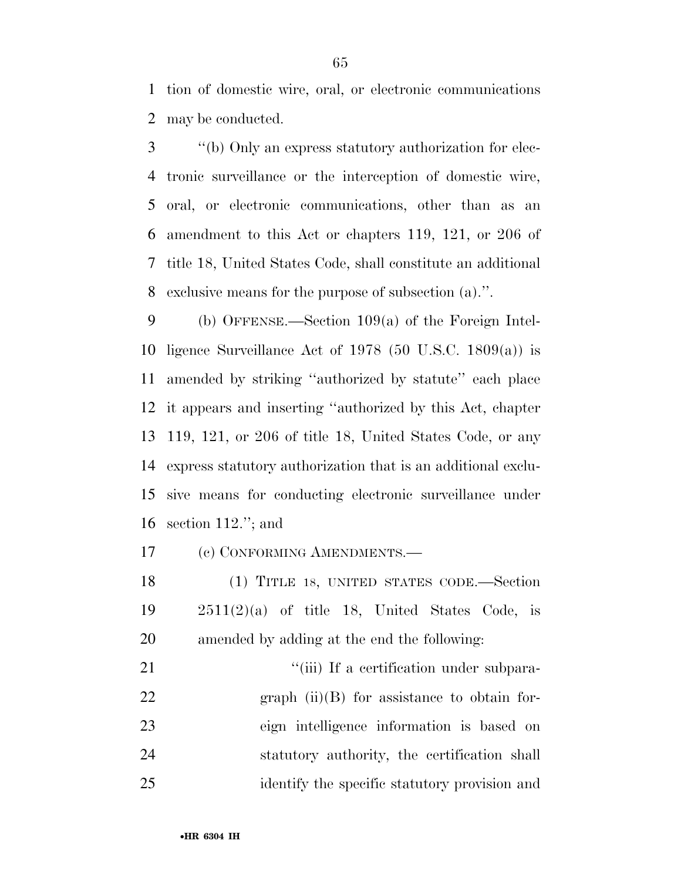tion of domestic wire, oral, or electronic communications may be conducted.

''(b) Only an express statutory authorization for electronic surveillance or the interception of domestic wire, oral, or electronic communications, other than as an amendment to this Act or chapters 119, 121, or 206 of title 18, United States Code, shall constitute an additional exclusive means for the purpose of subsection (a).''.

(b) OFFENSE.—Section 109(a) of the Foreign Intelligence Surveillance Act of 1978 (50 U.S.C. 1809(a)) is amended by striking ''authorized by statute'' each place it appears and inserting ''authorized by this Act, chapter 119, 121, or 206 of title 18, United States Code, or any express statutory authorization that is an additional exclusive means for conducting electronic surveillance under section 112.''; and

(c) CONFORMING AMENDMENTS.—

(1) TITLE 18, UNITED STATES CODE.—Section 2511(2)(a) of title 18, United States Code, is amended by adding at the end the following:

''(iii) If a certification under subparagraph (ii)(B) for assistance to obtain foreign intelligence information is based on statutory authority, the certification shall identify the specific statutory provision and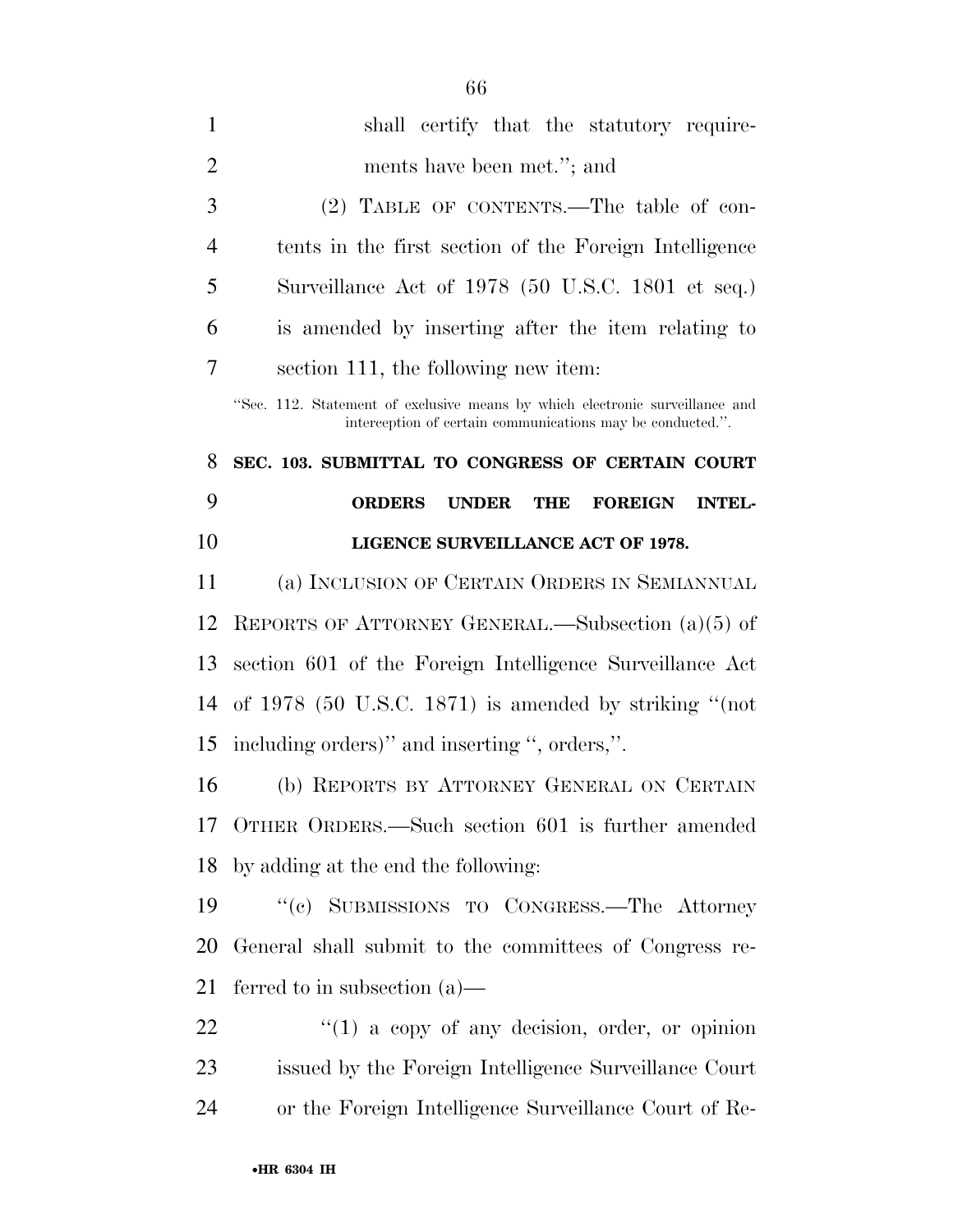shall certify that the statutory requirements have been met.''; and

(2) TABLE OF CONTENTS.—The table of contents in the first section of the Foreign Intelligence Surveillance Act of 1978 (50 U.S.C. 1801 et seq.) is amended by inserting after the item relating to section 111, the following new item:

''Sec. 112. Statement of exclusive means by which electronic surveillance and interception of certain communications may be conducted.''.

**SEC. 103. SUBMITTAL TO CONGRESS OF CERTAIN COURT ORDERS UNDER THE FOREIGN INTELLIGENCE SURVEILLANCE ACT OF 1978.**

(a) INCLUSION OF CERTAIN ORDERS IN SEMIANNUAL REPORTS OF ATTORNEY GENERAL.—Subsection (a)(5) of section 601 of the Foreign Intelligence Surveillance Act of 1978 (50 U.S.C. 1871) is amended by striking ''(not including orders)'' and inserting '', orders,''.

(b) REPORTS BY ATTORNEY GENERAL ON CERTAIN OTHER ORDERS.—Such section 601 is further amended by adding at the end the following:

''(c) SUBMISSIONS TO CONGRESS.—The Attorney General shall submit to the committees of Congress referred to in subsection (a)—

''(1) a copy of any decision, order, or opinion issued by the Foreign Intelligence Surveillance Court or the Foreign Intelligence Surveillance Court of Re-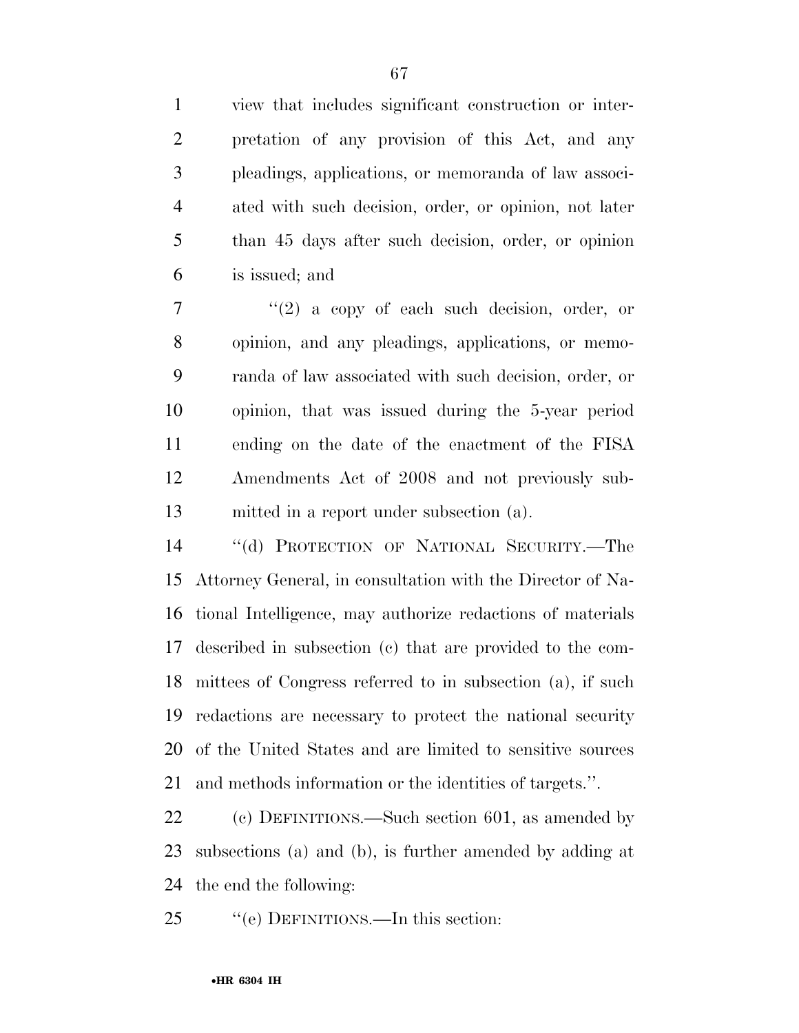view that includes significant construction or interpretation of any provision of this Act, and any pleadings, applications, or memoranda of law associated with such decision, order, or opinion, not later than 45 days after such decision, order, or opinion is issued; and

"(2) a copy of each such decision, order, or opinion, and any pleadings, applications, or memoranda of law associated with such decision, order, or opinion, that was issued during the 5-year period ending on the date of the enactment of the FISA Amendments Act of 2008 and not previously submitted in a report under subsection (a).

"(d) PROTECTION OF NATIONAL SECURITY.—The Attorney General, in consultation with the Director of National Intelligence, may authorize redactions of materials described in subsection (c) that are provided to the committees of Congress referred to in subsection (a), if such redactions are necessary to protect the national security of the United States and are limited to sensitive sources and methods information or the identities of targets.".

(c) DEFINITIONS.—Such section 601, as amended by subsections (a) and (b), is further amended by adding at the end the following:

"(e) DEFINITIONS.—In this section: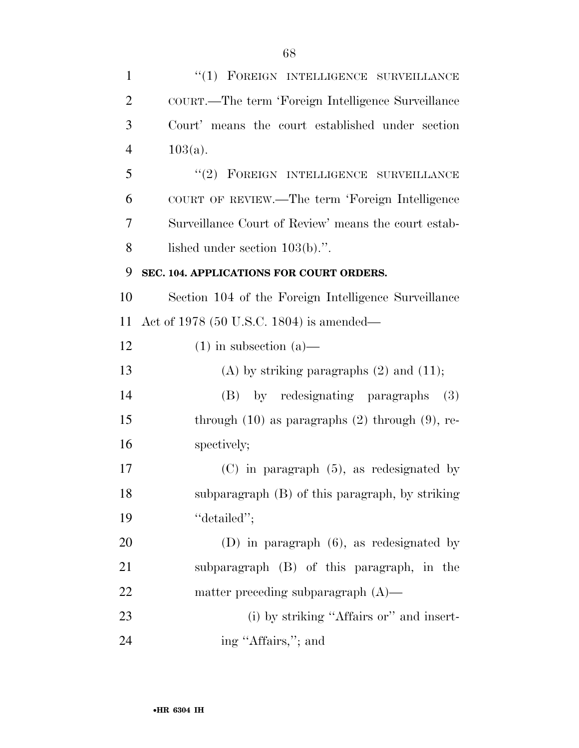"(1) FOREIGN INTELLIGENCE SURVEILLANCE COURT.—The term 'Foreign Intelligence Surveillance Court' means the court established under section 103(a).

"(2) FOREIGN INTELLIGENCE SURVEILLANCE COURT OF REVIEW.—The term 'Foreign Intelligence Surveillance Court of Review' means the court established under section 103(b).".

**SEC. 104. APPLICATIONS FOR COURT ORDERS.**

Section 104 of the Foreign Intelligence Surveillance Act of 1978 (50 U.S.C. 1804) is amended—

(1) in subsection (a)—

(A) by striking paragraphs (2) and (11);

(B) by redesignating paragraphs (3) through (10) as paragraphs (2) through (9), respectively;

(C) in paragraph (5), as redesignated by subparagraph (B) of this paragraph, by striking "detailed";

(D) in paragraph (6), as redesignated by subparagraph (B) of this paragraph, in the matter preceding subparagraph (A)—

(i) by striking "Affairs or" and inserting "Affairs,"; and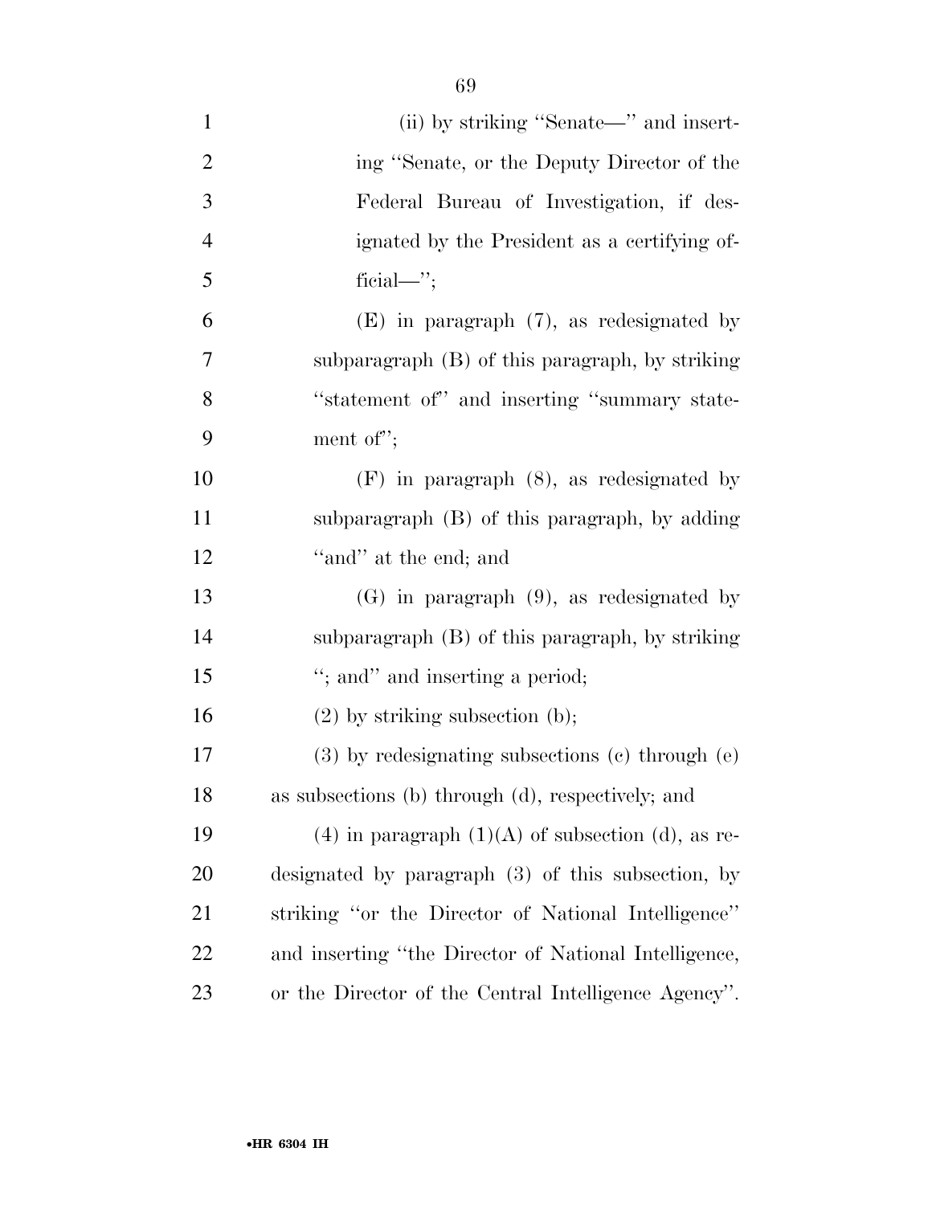(ii) by striking ''Senate—'' and inserting ''Senate, or the Deputy Director of the Federal Bureau of Investigation, if designated by the President as a certifying official—'';

(E) in paragraph (7), as redesignated by subparagraph (B) of this paragraph, by striking ''statement of'' and inserting ''summary statement of'';

(F) in paragraph (8), as redesignated by subparagraph (B) of this paragraph, by adding ''and'' at the end; and

(G) in paragraph (9), as redesignated by subparagraph (B) of this paragraph, by striking ''; and'' and inserting a period;

(2) by striking subsection (b);

(3) by redesignating subsections (c) through (e) as subsections (b) through (d), respectively; and

(4) in paragraph (1)(A) of subsection (d), as redesignated by paragraph (3) of this subsection, by striking ''or the Director of National Intelligence'' and inserting ''the Director of National Intelligence, or the Director of the Central Intelligence Agency''.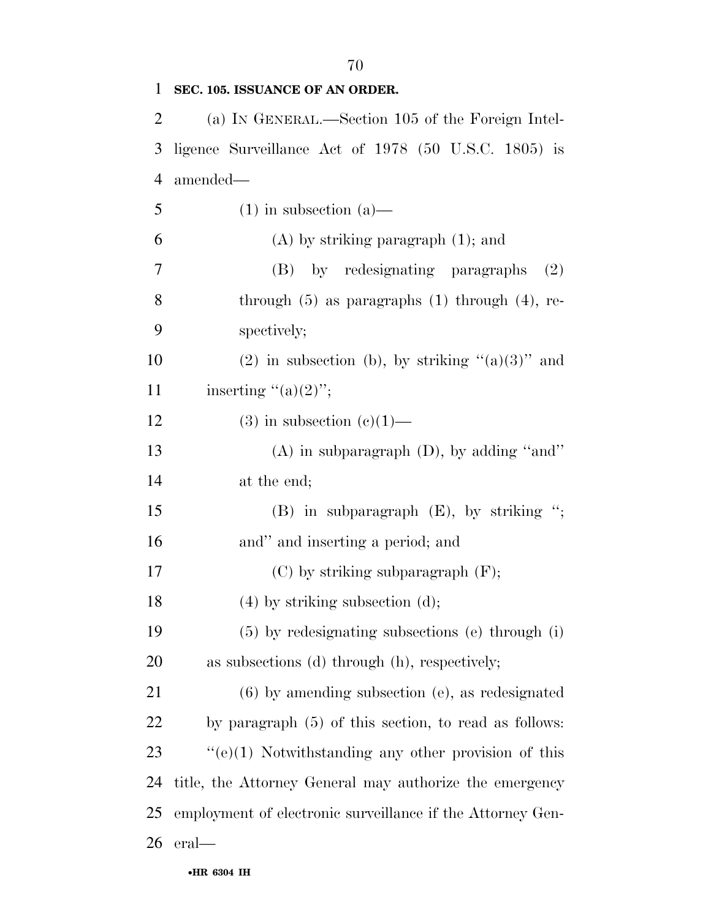**SEC. 105. ISSUANCE OF AN ORDER.**

(a) IN GENERAL.—Section 105 of the Foreign Intelligence Surveillance Act of 1978 (50 U.S.C. 1805) is amended—

(1) in subsection (a)—

(A) by striking paragraph (1); and

(B) by redesignating paragraphs (2) through (5) as paragraphs (1) through (4), respectively;

(2) in subsection (b), by striking "(a)(3)" and inserting "(a)(2)";

(3) in subsection (c)(1)—

(A) in subparagraph (D), by adding "and" at the end;

(B) in subparagraph (E), by striking "; and" and inserting a period; and

(C) by striking subparagraph (F);

(4) by striking subsection (d);

(5) by redesignating subsections (e) through (i) as subsections (d) through (h), respectively;

(6) by amending subsection (e), as redesignated by paragraph (5) of this section, to read as follows:

"(e)(1) Notwithstanding any other provision of this title, the Attorney General may authorize the emergency employment of electronic surveillance if the Attorney General—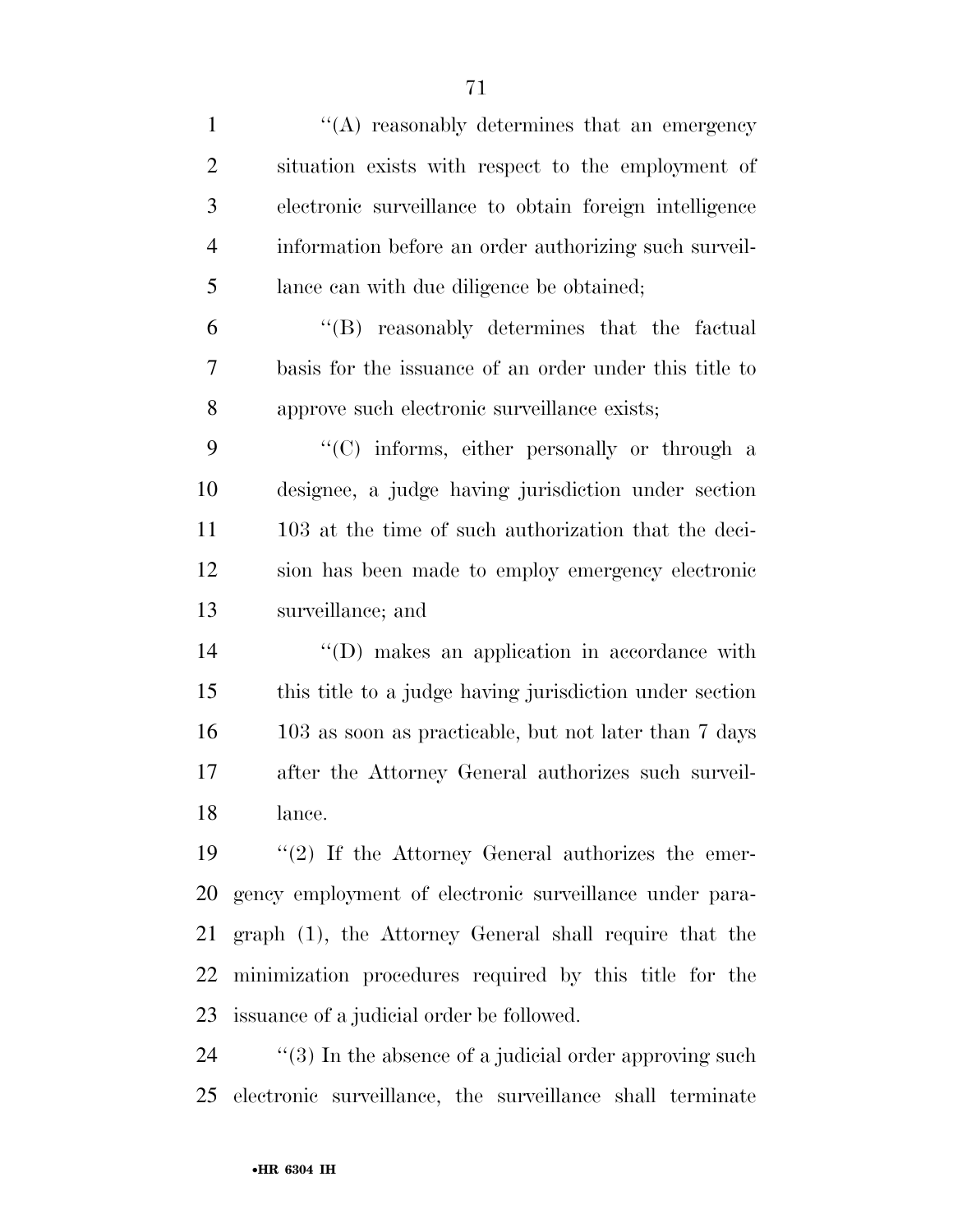''(A) reasonably determines that an emergency situation exists with respect to the employment of electronic surveillance to obtain foreign intelligence information before an order authorizing such surveillance can with due diligence be obtained;

''(B) reasonably determines that the factual basis for the issuance of an order under this title to approve such electronic surveillance exists;

''(C) informs, either personally or through a designee, a judge having jurisdiction under section 103 at the time of such authorization that the decision has been made to employ emergency electronic surveillance; and

''(D) makes an application in accordance with this title to a judge having jurisdiction under section 103 as soon as practicable, but not later than 7 days after the Attorney General authorizes such surveillance.

''(2) If the Attorney General authorizes the emergency employment of electronic surveillance under paragraph (1), the Attorney General shall require that the minimization procedures required by this title for the issuance of a judicial order be followed.

''(3) In the absence of a judicial order approving such electronic surveillance, the surveillance shall terminate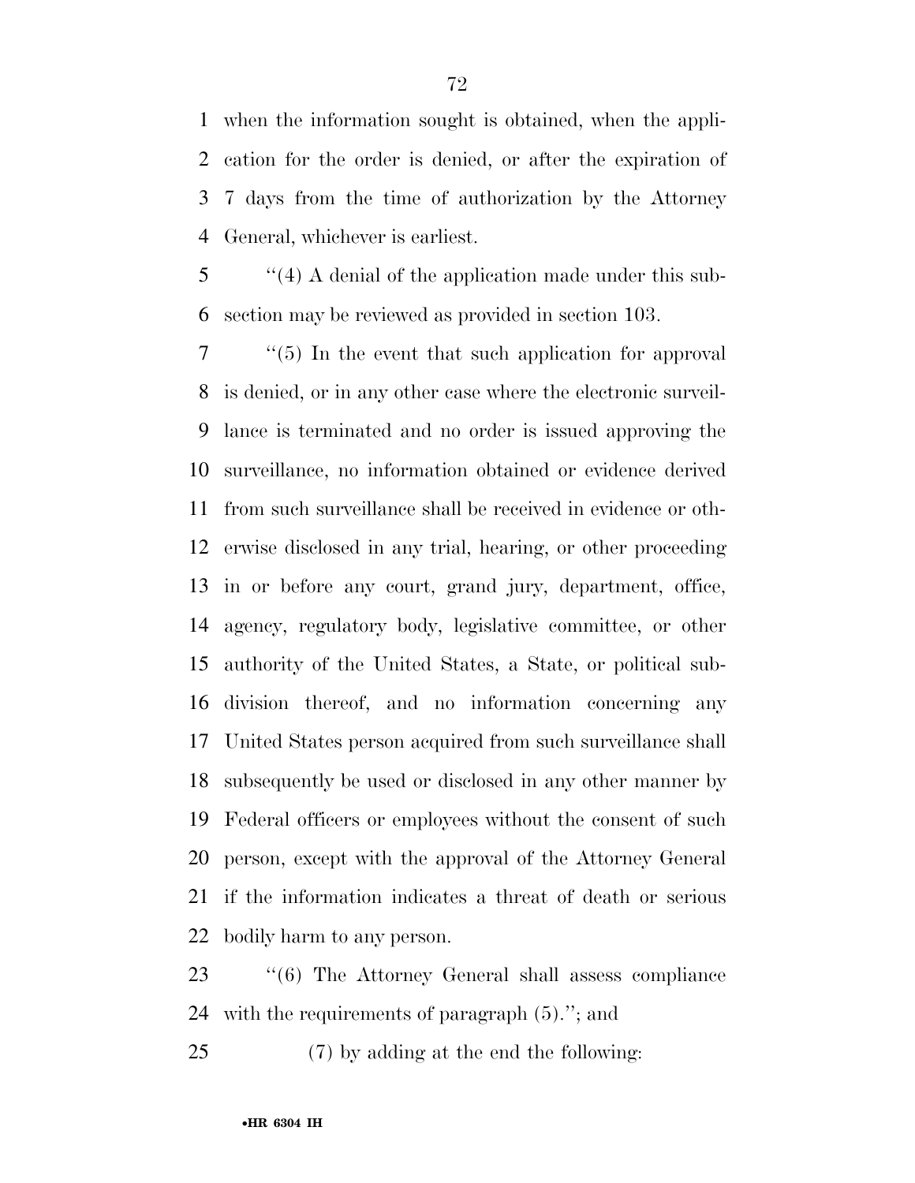when the information sought is obtained, when the application for the order is denied, or after the expiration of 7 days from the time of authorization by the Attorney General, whichever is earliest.

"(4) A denial of the application made under this subsection may be reviewed as provided in section 103.

"(5) In the event that such application for approval is denied, or in any other case where the electronic surveillance is terminated and no order is issued approving the surveillance, no information obtained or evidence derived from such surveillance shall be received in evidence or otherwise disclosed in any trial, hearing, or other proceeding in or before any court, grand jury, department, office, agency, regulatory body, legislative committee, or other authority of the United States, a State, or political subdivision thereof, and no information concerning any United States person acquired from such surveillance shall subsequently be used or disclosed in any other manner by Federal officers or employees without the consent of such person, except with the approval of the Attorney General if the information indicates a threat of death or serious bodily harm to any person.

"(6) The Attorney General shall assess compliance with the requirements of paragraph (5)."; and

(7) by adding at the end the following: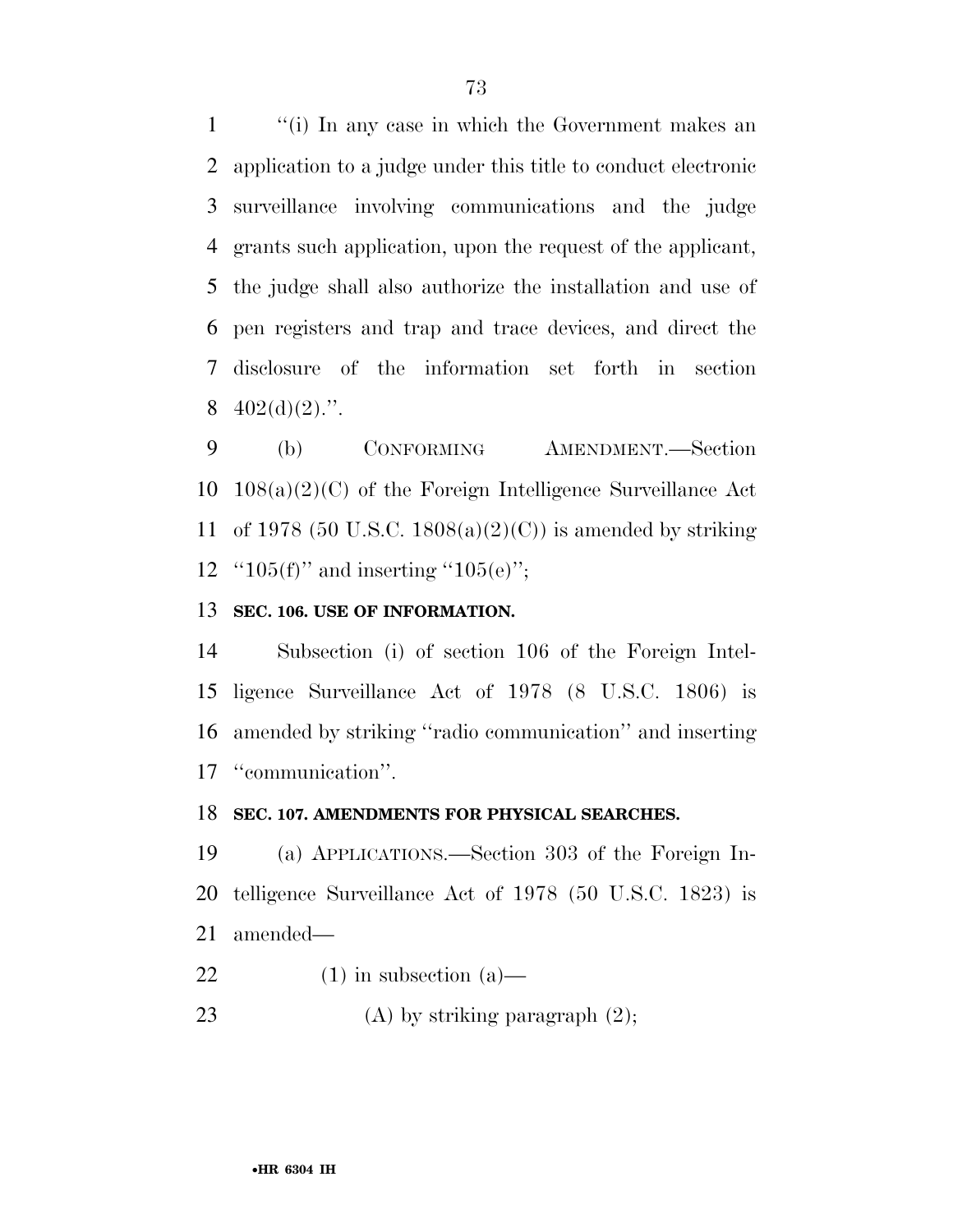"(i) In any case in which the Government makes an application to a judge under this title to conduct electronic surveillance involving communications and the judge grants such application, upon the request of the applicant, the judge shall also authorize the installation and use of pen registers and trap and trace devices, and direct the disclosure of the information set forth in section 402(d)(2).".

(b) CONFORMING AMENDMENT.—Section 108(a)(2)(C) of the Foreign Intelligence Surveillance Act of 1978 (50 U.S.C. 1808(a)(2)(C)) is amended by striking "105(f)" and inserting "105(e)";

**SEC. 106. USE OF INFORMATION.**

Subsection (i) of section 106 of the Foreign Intelligence Surveillance Act of 1978 (8 U.S.C. 1806) is amended by striking "radio communication" and inserting "communication".

**SEC. 107. AMENDMENTS FOR PHYSICAL SEARCHES.**

(a) APPLICATIONS.—Section 303 of the Foreign Intelligence Surveillance Act of 1978 (50 U.S.C. 1823) is amended—

(1) in subsection (a)—

(A) by striking paragraph (2);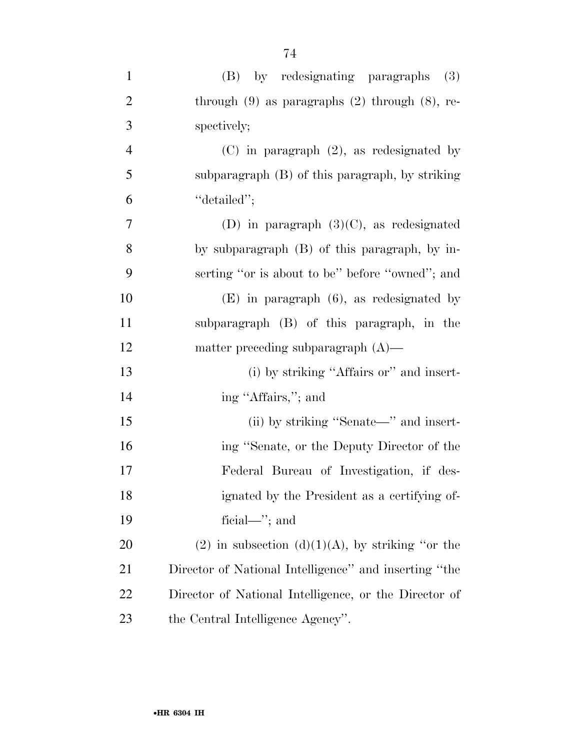(B) by redesignating paragraphs (3) through (9) as paragraphs (2) through (8), respectively;

(C) in paragraph (2), as redesignated by subparagraph (B) of this paragraph, by striking ''detailed'';

(D) in paragraph (3)(C), as redesignated by subparagraph (B) of this paragraph, by inserting ''or is about to be'' before ''owned''; and

(E) in paragraph (6), as redesignated by subparagraph (B) of this paragraph, in the matter preceding subparagraph (A)—

(i) by striking ''Affairs or'' and inserting ''Affairs,''; and

(ii) by striking ''Senate—'' and inserting ''Senate, or the Deputy Director of the Federal Bureau of Investigation, if designated by the President as a certifying official—''; and

(2) in subsection (d)(1)(A), by striking ''or the Director of National Intelligence'' and inserting ''the Director of National Intelligence, or the Director of the Central Intelligence Agency''.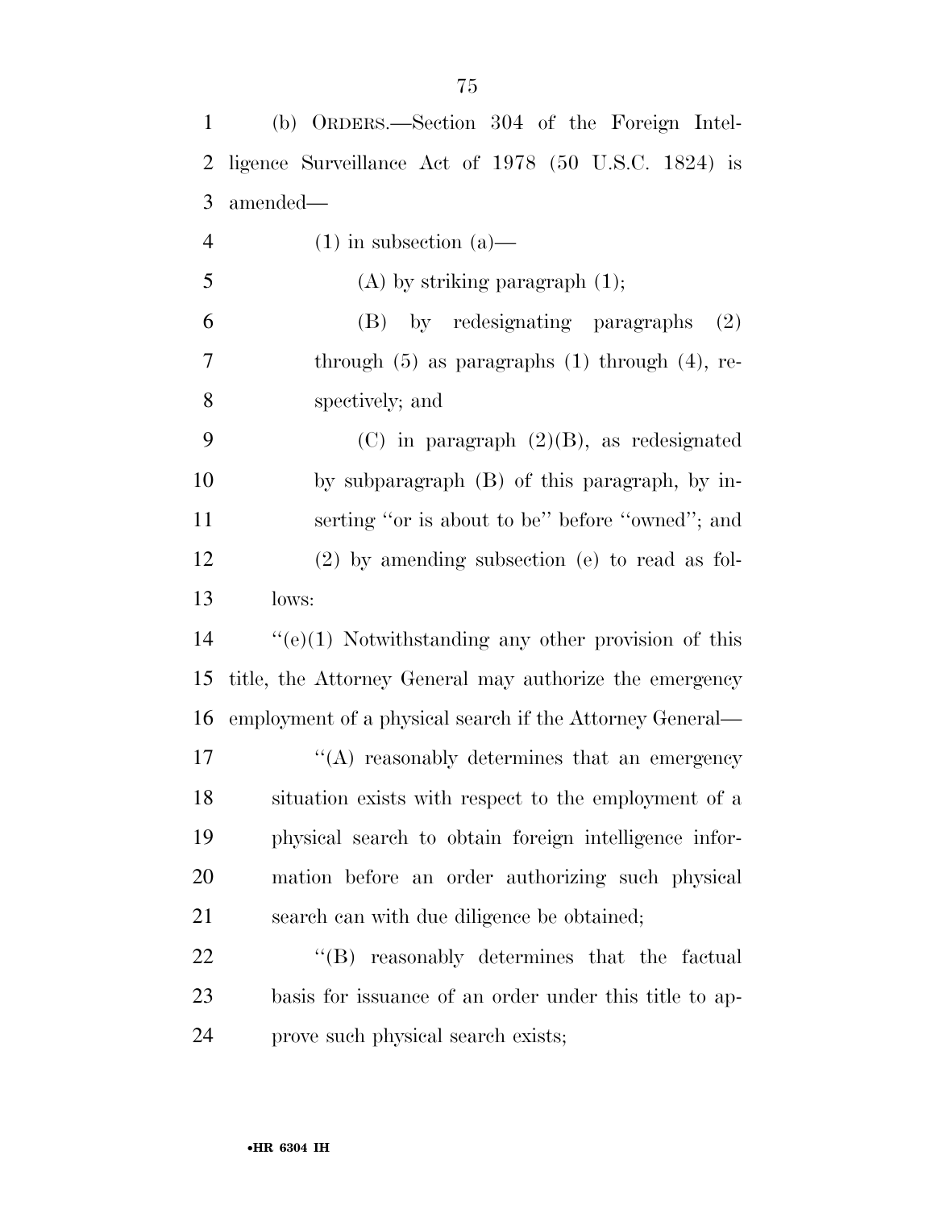(b) ORDERS.—Section 304 of the Foreign Intelligence Surveillance Act of 1978 (50 U.S.C. 1824) is amended—

(1) in subsection (a)—

(A) by striking paragraph (1);

(B) by redesignating paragraphs (2) through (5) as paragraphs (1) through (4), respectively; and

(C) in paragraph (2)(B), as redesignated by subparagraph (B) of this paragraph, by inserting ''or is about to be'' before ''owned''; and

(2) by amending subsection (e) to read as follows:

''(e)(1) Notwithstanding any other provision of this title, the Attorney General may authorize the emergency employment of a physical search if the Attorney General—

''(A) reasonably determines that an emergency situation exists with respect to the employment of a physical search to obtain foreign intelligence information before an order authorizing such physical search can with due diligence be obtained;

''(B) reasonably determines that the factual basis for issuance of an order under this title to approve such physical search exists;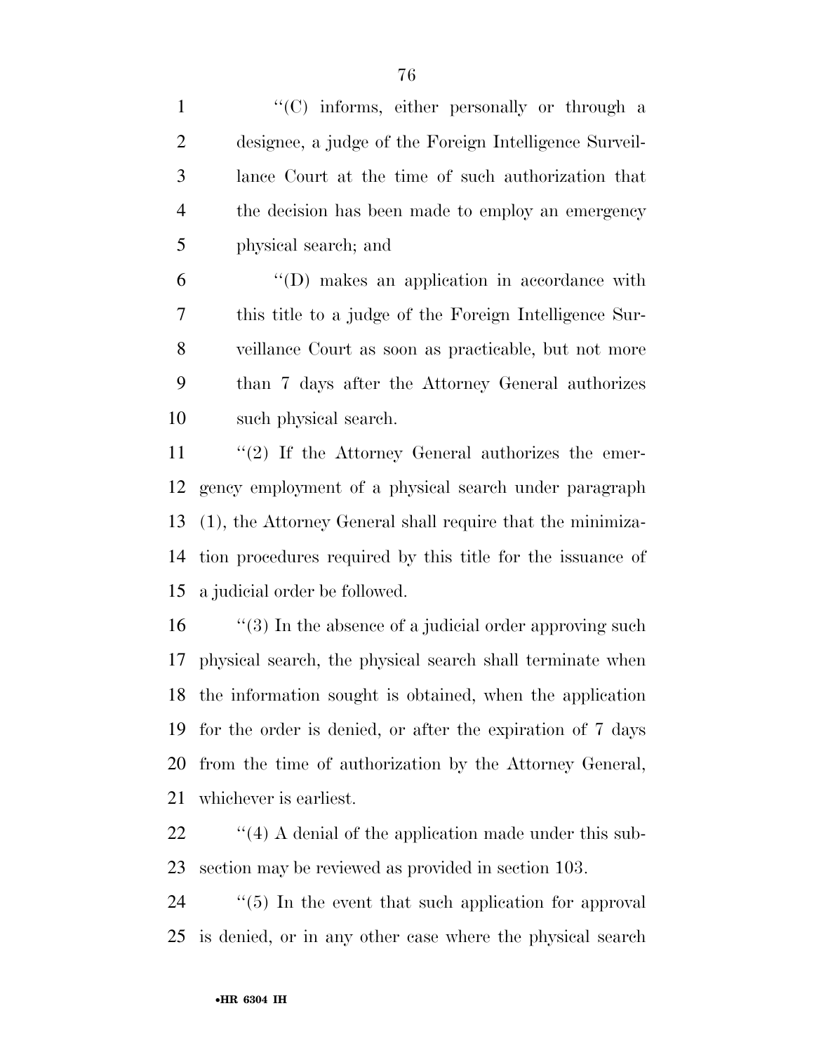''(C) informs, either personally or through a designee, a judge of the Foreign Intelligence Surveillance Court at the time of such authorization that the decision has been made to employ an emergency physical search; and

''(D) makes an application in accordance with this title to a judge of the Foreign Intelligence Surveillance Court as soon as practicable, but not more than 7 days after the Attorney General authorizes such physical search.

''(2) If the Attorney General authorizes the emergency employment of a physical search under paragraph (1), the Attorney General shall require that the minimization procedures required by this title for the issuance of a judicial order be followed.

''(3) In the absence of a judicial order approving such physical search, the physical search shall terminate when the information sought is obtained, when the application for the order is denied, or after the expiration of 7 days from the time of authorization by the Attorney General, whichever is earliest.

''(4) A denial of the application made under this subsection may be reviewed as provided in section 103.

''(5) In the event that such application for approval is denied, or in any other case where the physical search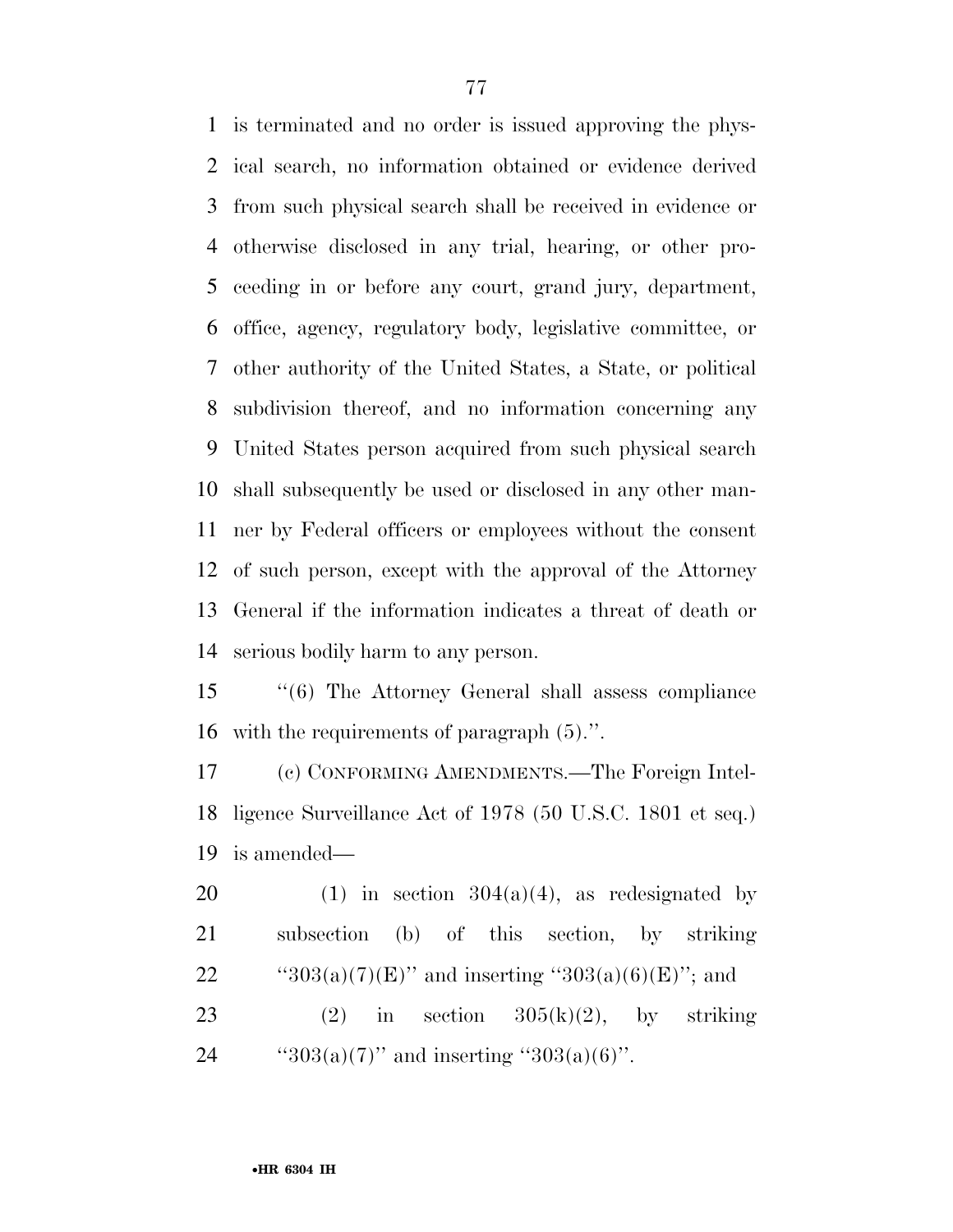is terminated and no order is issued approving the physical search, no information obtained or evidence derived from such physical search shall be received in evidence or otherwise disclosed in any trial, hearing, or other proceeding in or before any court, grand jury, department, office, agency, regulatory body, legislative committee, or other authority of the United States, a State, or political subdivision thereof, and no information concerning any United States person acquired from such physical search shall subsequently be used or disclosed in any other manner by Federal officers or employees without the consent of such person, except with the approval of the Attorney General if the information indicates a threat of death or serious bodily harm to any person.

''(6) The Attorney General shall assess compliance with the requirements of paragraph (5).''.

(c) CONFORMING AMENDMENTS.—The Foreign Intelligence Surveillance Act of 1978 (50 U.S.C. 1801 et seq.) is amended—

(1) in section 304(a)(4), as redesignated by subsection (b) of this section, by striking ''303(a)(7)(E)'' and inserting ''303(a)(6)(E)''; and

(2) in section 305(k)(2), by striking ''303(a)(7)'' and inserting ''303(a)(6)''.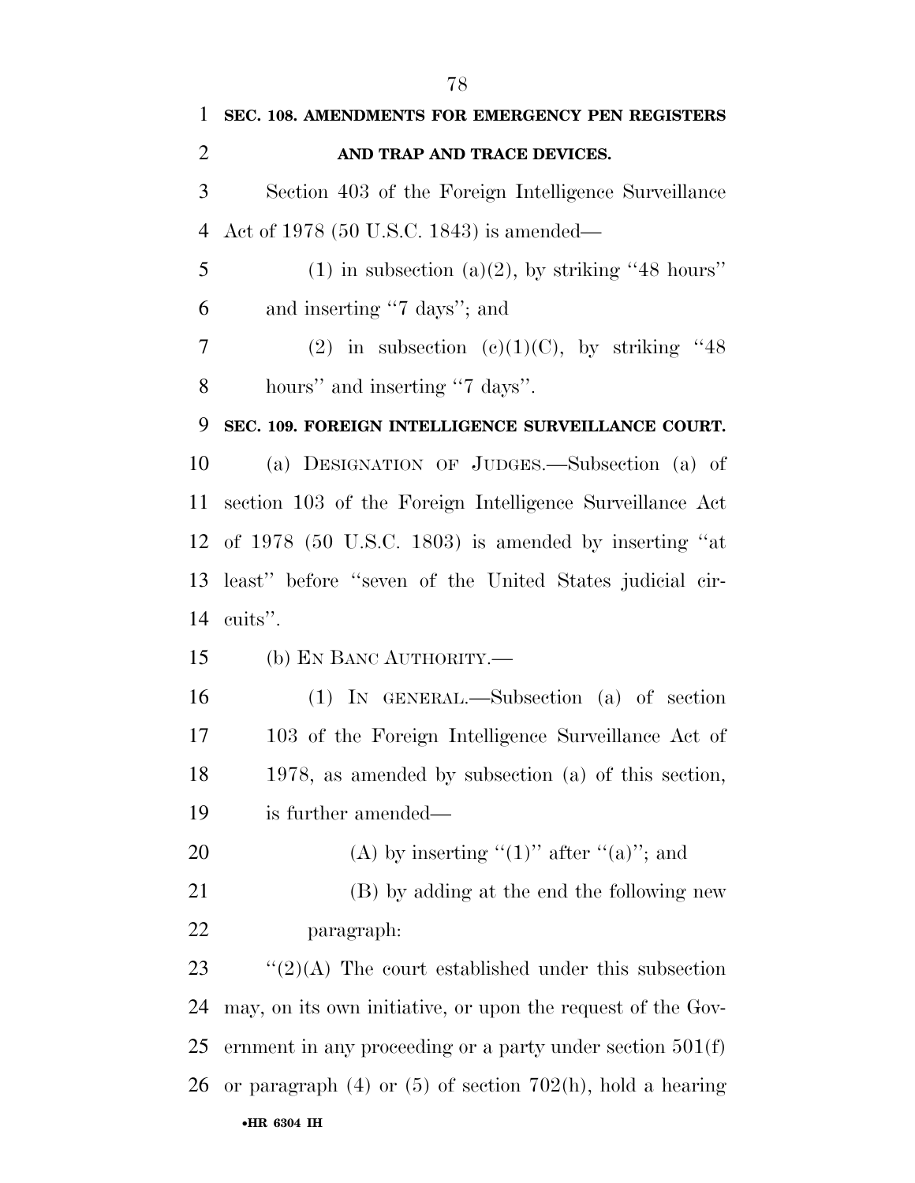**SEC. 108. AMENDMENTS FOR EMERGENCY PEN REGISTERS AND TRAP AND TRACE DEVICES.**

Section 403 of the Foreign Intelligence Surveillance Act of 1978 (50 U.S.C. 1843) is amended—

(1) in subsection (a)(2), by striking ''48 hours'' and inserting ''7 days''; and

(2) in subsection (c)(1)(C), by striking ''48 hours'' and inserting ''7 days''.

**SEC. 109. FOREIGN INTELLIGENCE SURVEILLANCE COURT.**

(a) DESIGNATION OF JUDGES.—Subsection (a) of section 103 of the Foreign Intelligence Surveillance Act of 1978 (50 U.S.C. 1803) is amended by inserting ''at least'' before ''seven of the United States judicial circuits''.

(b) EN BANC AUTHORITY.—

(1) IN GENERAL.—Subsection (a) of section 103 of the Foreign Intelligence Surveillance Act of 1978, as amended by subsection (a) of this section, is further amended—

(A) by inserting ''(1)'' after ''(a)''; and

(B) by adding at the end the following new paragraph:

''(2)(A) The court established under this subsection may, on its own initiative, or upon the request of the Government in any proceeding or a party under section 501(f) or paragraph (4) or (5) of section 702(h), hold a hearing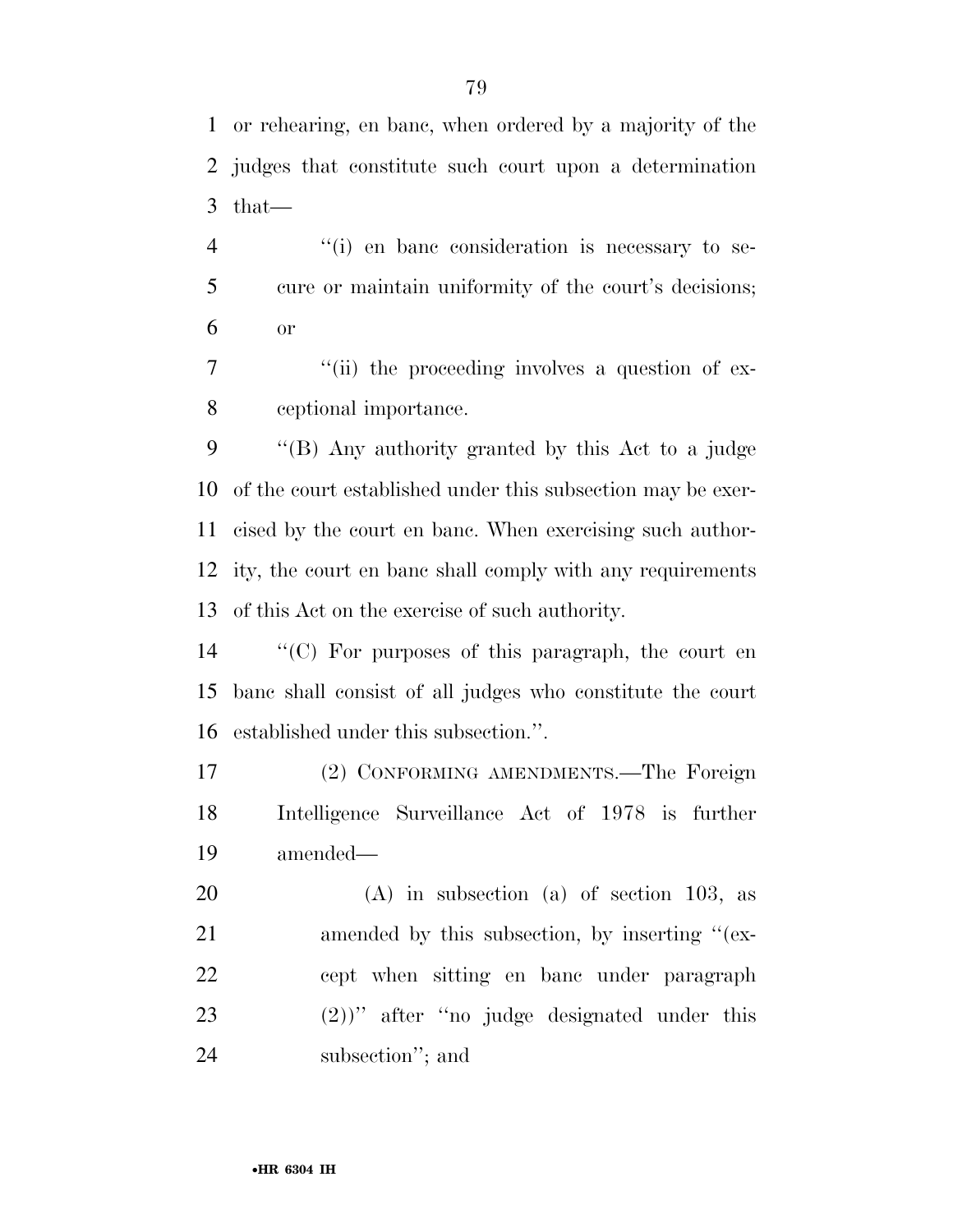or rehearing, en banc, when ordered by a majority of the judges that constitute such court upon a determination that—

''(i) en banc consideration is necessary to secure or maintain uniformity of the court's decisions; or

''(ii) the proceeding involves a question of exceptional importance.

''(B) Any authority granted by this Act to a judge of the court established under this subsection may be exercised by the court en banc. When exercising such authority, the court en banc shall comply with any requirements of this Act on the exercise of such authority.

''(C) For purposes of this paragraph, the court en banc shall consist of all judges who constitute the court established under this subsection.''.

(2) CONFORMING AMENDMENTS.—The Foreign Intelligence Surveillance Act of 1978 is further amended—

(A) in subsection (a) of section 103, as amended by this subsection, by inserting ''(except when sitting en banc under paragraph (2))'' after ''no judge designated under this subsection''; and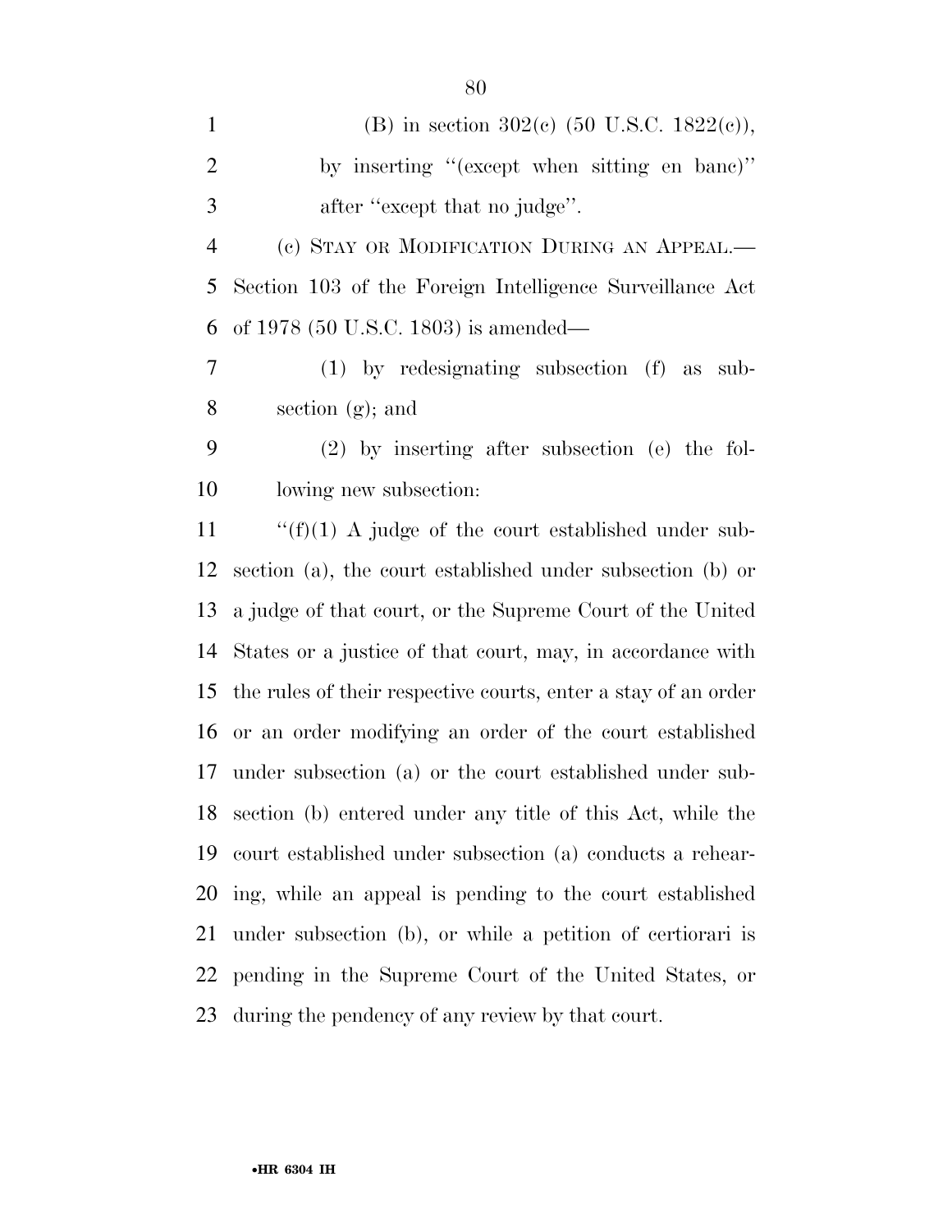(B) in section 302(c) (50 U.S.C. 1822(c)), by inserting ''(except when sitting en banc)'' after ''except that no judge''.

(c) STAY OR MODIFICATION DURING AN APPEAL.—Section 103 of the Foreign Intelligence Surveillance Act of 1978 (50 U.S.C. 1803) is amended—

(1) by redesignating subsection (f) as subsection (g); and

(2) by inserting after subsection (e) the following new subsection:

''(f)(1) A judge of the court established under subsection (a), the court established under subsection (b) or a judge of that court, or the Supreme Court of the United States or a justice of that court, may, in accordance with the rules of their respective courts, enter a stay of an order or an order modifying an order of the court established under subsection (a) or the court established under subsection (b) entered under any title of this Act, while the court established under subsection (a) conducts a rehearing, while an appeal is pending to the court established under subsection (b), or while a petition of certiorari is pending in the Supreme Court of the United States, or during the pendency of any review by that court.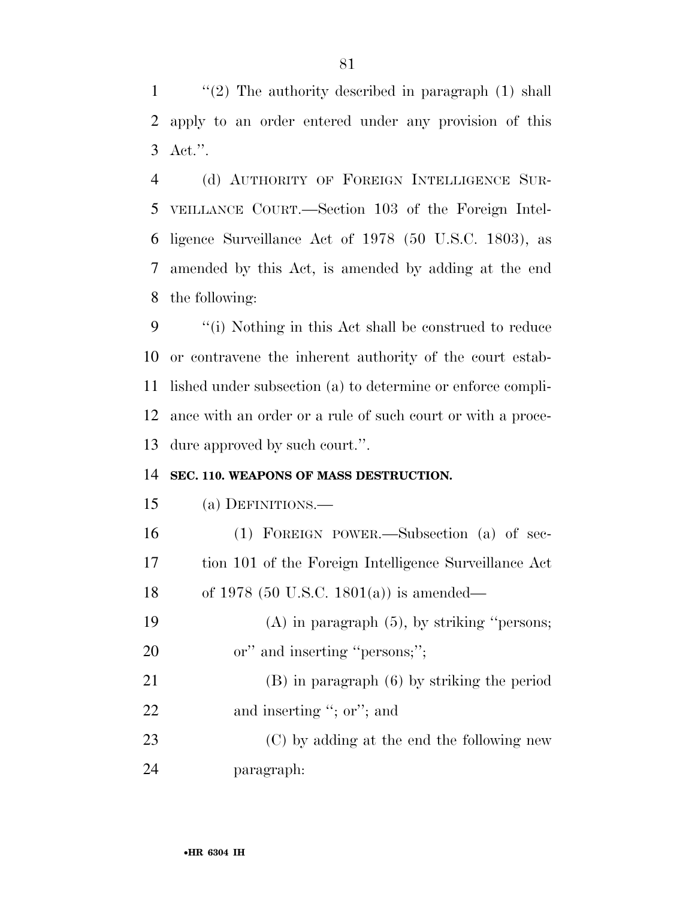''(2) The authority described in paragraph (1) shall apply to an order entered under any provision of this Act.''.

(d) AUTHORITY OF FOREIGN INTELLIGENCE SURVEILLANCE COURT.—Section 103 of the Foreign Intelligence Surveillance Act of 1978 (50 U.S.C. 1803), as amended by this Act, is amended by adding at the end the following:

''(i) Nothing in this Act shall be construed to reduce or contravene the inherent authority of the court established under subsection (a) to determine or enforce compliance with an order or a rule of such court or with a procedure approved by such court.''.

**SEC. 110. WEAPONS OF MASS DESTRUCTION.**

(a) DEFINITIONS.—

(1) FOREIGN POWER.—Subsection (a) of section 101 of the Foreign Intelligence Surveillance Act of 1978 (50 U.S.C. 1801(a)) is amended—

(A) in paragraph (5), by striking ''persons; or'' and inserting ''persons;'';

(B) in paragraph (6) by striking the period and inserting ''; or''; and

(C) by adding at the end the following new paragraph: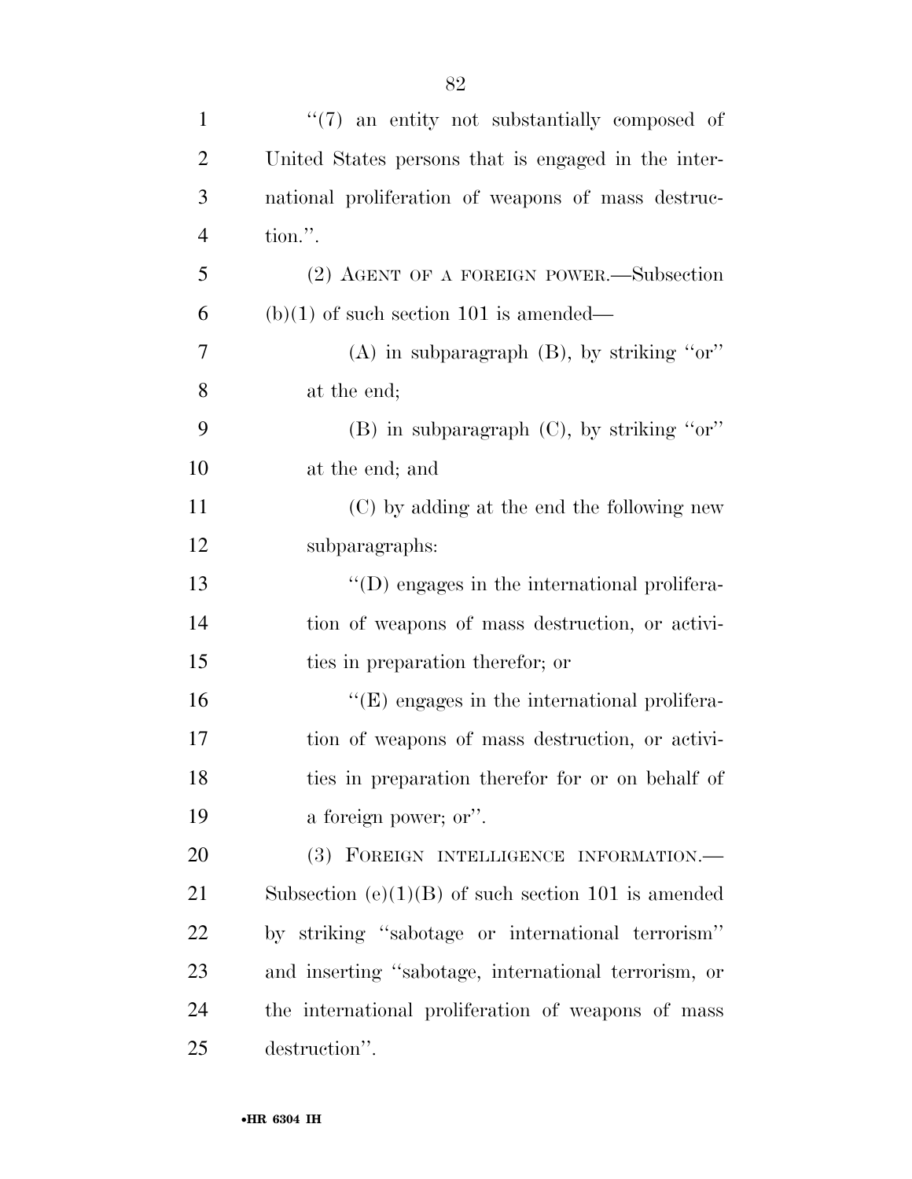''(7) an entity not substantially composed of United States persons that is engaged in the international proliferation of weapons of mass destruction.''.

(2) AGENT OF A FOREIGN POWER.—Subsection (b)(1) of such section 101 is amended—

(A) in subparagraph (B), by striking ''or'' at the end;

(B) in subparagraph (C), by striking ''or'' at the end; and

(C) by adding at the end the following new subparagraphs:

''(D) engages in the international proliferation of weapons of mass destruction, or activities in preparation therefor; or

''(E) engages in the international proliferation of weapons of mass destruction, or activities in preparation therefor for or on behalf of a foreign power; or''.

(3) FOREIGN INTELLIGENCE INFORMATION.—Subsection (e)(1)(B) of such section 101 is amended by striking ''sabotage or international terrorism'' and inserting ''sabotage, international terrorism, or the international proliferation of weapons of mass destruction''.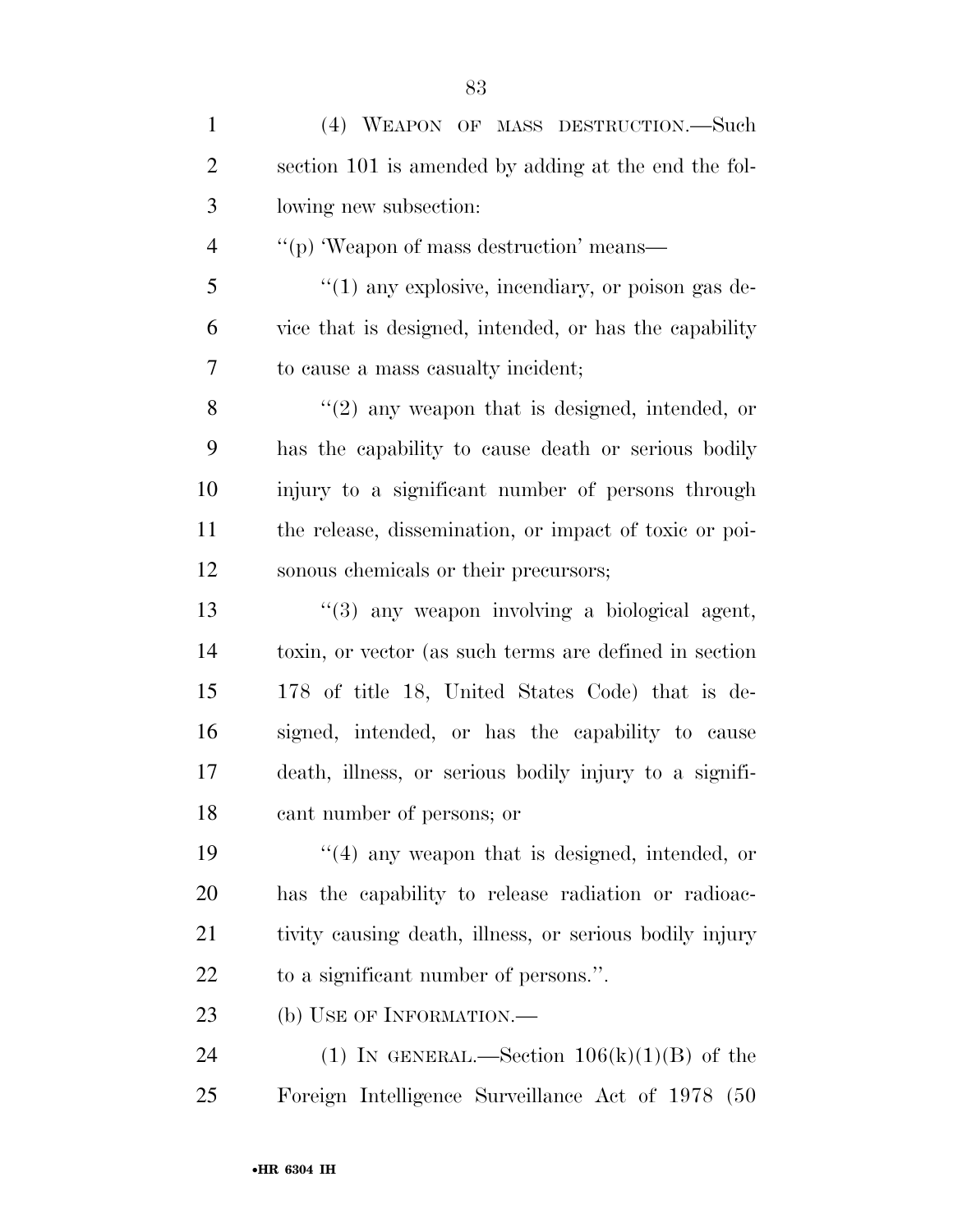(4) WEAPON OF MASS DESTRUCTION.—Such section 101 is amended by adding at the end the following new subsection:

''(p) 'Weapon of mass destruction' means—

''(1) any explosive, incendiary, or poison gas device that is designed, intended, or has the capability to cause a mass casualty incident;

''(2) any weapon that is designed, intended, or has the capability to cause death or serious bodily injury to a significant number of persons through the release, dissemination, or impact of toxic or poisonous chemicals or their precursors;

''(3) any weapon involving a biological agent, toxin, or vector (as such terms are defined in section 178 of title 18, United States Code) that is designed, intended, or has the capability to cause death, illness, or serious bodily injury to a significant number of persons; or

''(4) any weapon that is designed, intended, or has the capability to release radiation or radioactivity causing death, illness, or serious bodily injury to a significant number of persons.''.

(b) USE OF INFORMATION.—

(1) IN GENERAL.—Section 106(k)(1)(B) of the Foreign Intelligence Surveillance Act of 1978 (50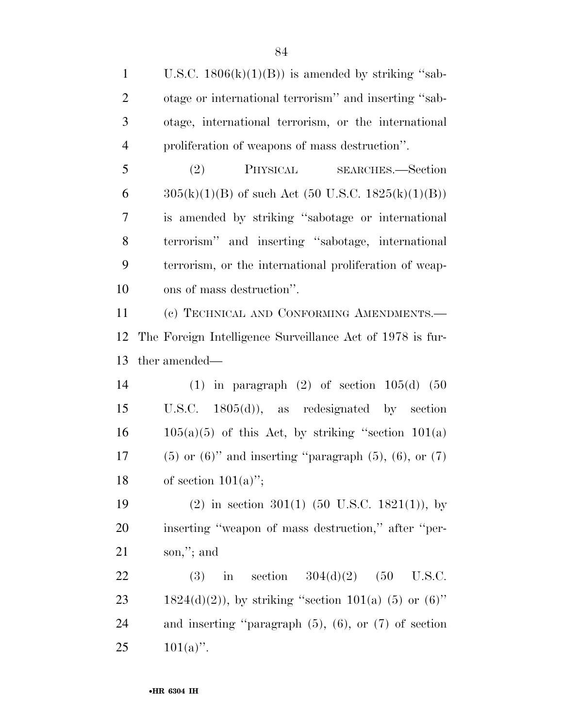U.S.C. 1806(k)(1)(B)) is amended by striking ''sabotage or international terrorism'' and inserting ''sabotage, international terrorism, or the international proliferation of weapons of mass destruction''.

(2) PHYSICAL SEARCHES.—Section 305(k)(1)(B) of such Act (50 U.S.C. 1825(k)(1)(B)) is amended by striking ''sabotage or international terrorism'' and inserting ''sabotage, international terrorism, or the international proliferation of weapons of mass destruction''.

(c) TECHNICAL AND CONFORMING AMENDMENTS.—The Foreign Intelligence Surveillance Act of 1978 is further amended—

(1) in paragraph (2) of section 105(d) (50 U.S.C. 1805(d)), as redesignated by section 105(a)(5) of this Act, by striking ''section 101(a) (5) or (6)'' and inserting ''paragraph (5), (6), or (7) of section 101(a)'';

(2) in section 301(1) (50 U.S.C. 1821(1)), by inserting ''weapon of mass destruction,'' after ''person,''; and

(3) in section 304(d)(2) (50 U.S.C. 1824(d)(2)), by striking ''section 101(a) (5) or (6)'' and inserting ''paragraph (5), (6), or (7) of section 101(a)''.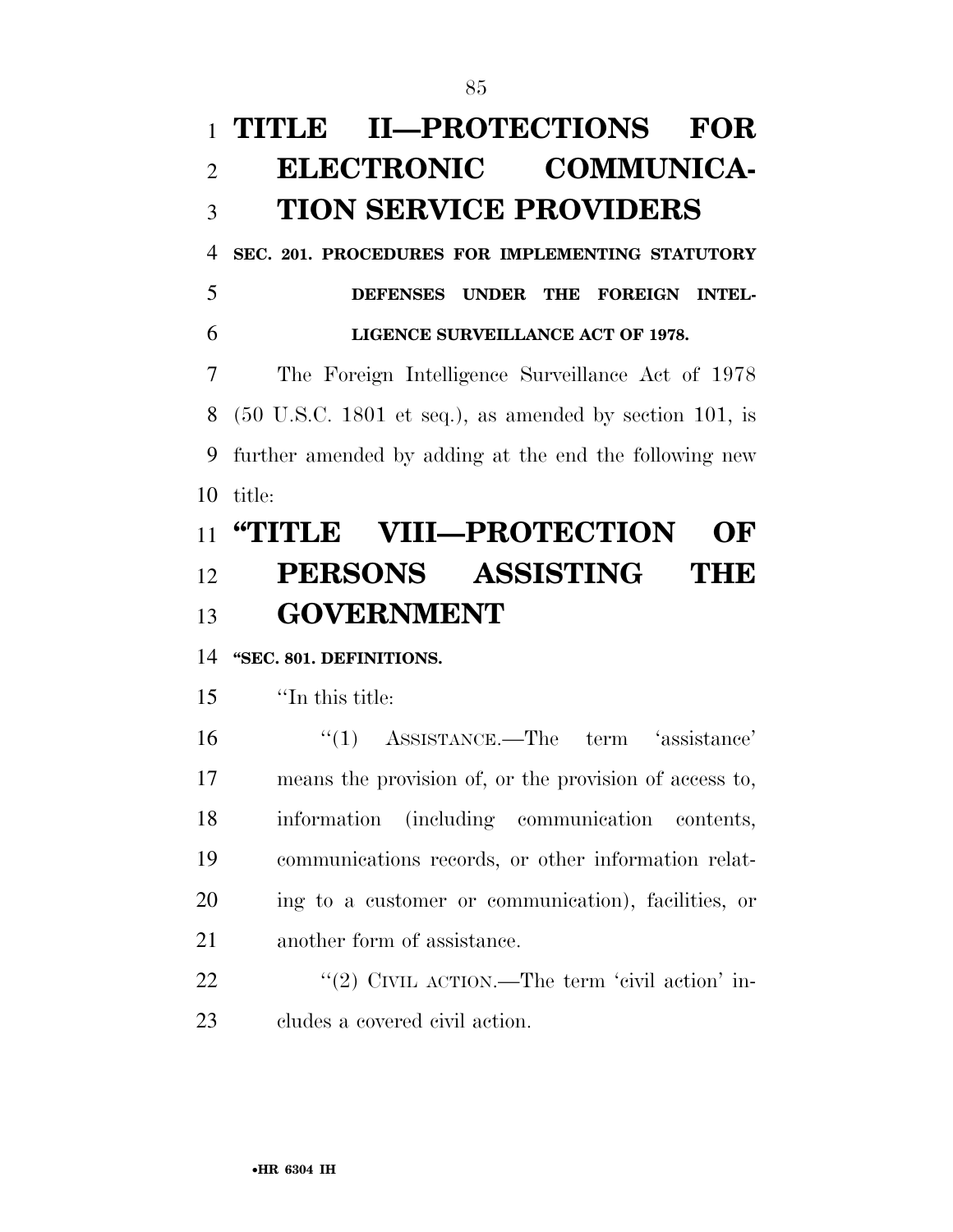# TITLE II—PROTECTIONS FOR ELECTRONIC COMMUNICATION SERVICE PROVIDERS

### SEC. 201. PROCEDURES FOR IMPLEMENTING STATUTORY DEFENSES UNDER THE FOREIGN INTELLIGENCE SURVEILLANCE ACT OF 1978.

The Foreign Intelligence Surveillance Act of 1978 (50 U.S.C. 1801 et seq.), as amended by section 101, is further amended by adding at the end the following new title:

# "TITLE VIII—PROTECTION OF PERSONS ASSISTING THE GOVERNMENT

### "SEC. 801. DEFINITIONS.

"In this title:

"(1) ASSISTANCE.—The term 'assistance' means the provision of, or the provision of access to, information (including communication contents, communications records, or other information relating to a customer or communication), facilities, or another form of assistance.

"(2) CIVIL ACTION.—The term 'civil action' includes a covered civil action.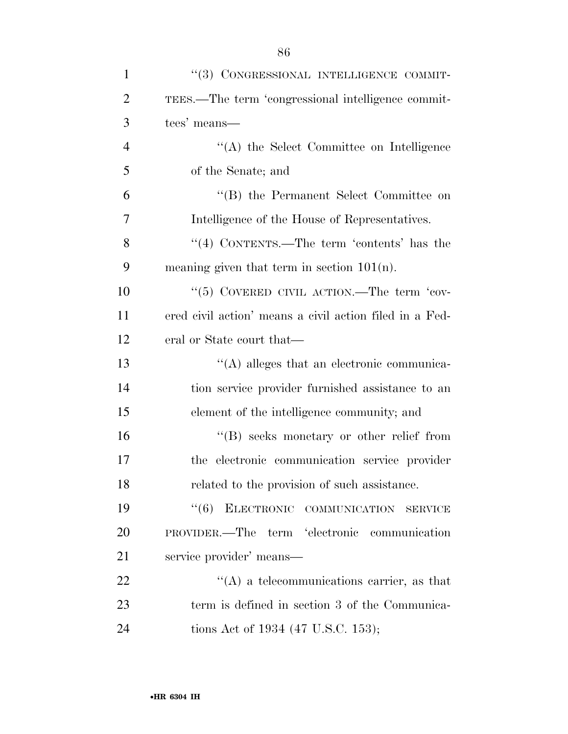''(3) CONGRESSIONAL INTELLIGENCE COMMITTEES.—The term 'congressional intelligence committees' means—

''(A) the Select Committee on Intelligence of the Senate; and

''(B) the Permanent Select Committee on Intelligence of the House of Representatives.

''(4) CONTENTS.—The term 'contents' has the meaning given that term in section 101(n).

''(5) COVERED CIVIL ACTION.—The term 'covered civil action' means a civil action filed in a Federal or State court that—

''(A) alleges that an electronic communication service provider furnished assistance to an element of the intelligence community; and

''(B) seeks monetary or other relief from the electronic communication service provider related to the provision of such assistance.

''(6) ELECTRONIC COMMUNICATION SERVICE PROVIDER.—The term 'electronic communication service provider' means—

''(A) a telecommunications carrier, as that term is defined in section 3 of the Communications Act of 1934 (47 U.S.C. 153);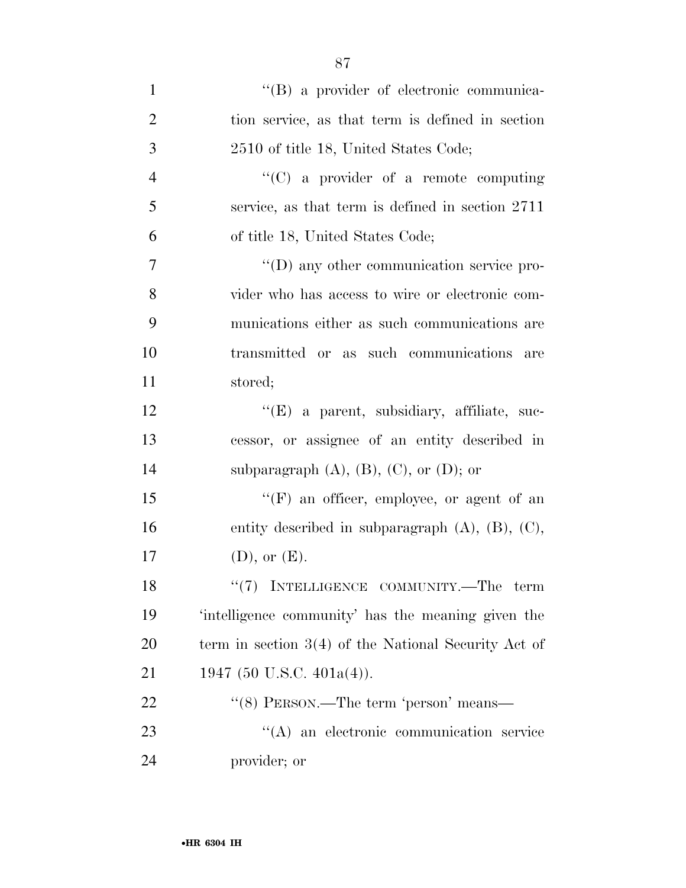"(B) a provider of electronic communication service, as that term is defined in section 2510 of title 18, United States Code;

"(C) a provider of a remote computing service, as that term is defined in section 2711 of title 18, United States Code;

"(D) any other communication service provider who has access to wire or electronic communications either as such communications are transmitted or as such communications are stored;

"(E) a parent, subsidiary, affiliate, successor, or assignee of an entity described in subparagraph (A), (B), (C), or (D); or

"(F) an officer, employee, or agent of an entity described in subparagraph (A), (B), (C), (D), or (E).

"(7) INTELLIGENCE COMMUNITY.—The term 'intelligence community' has the meaning given the term in section 3(4) of the National Security Act of 1947 (50 U.S.C. 401a(4)).

"(8) PERSON.—The term 'person' means—

"(A) an electronic communication service provider; or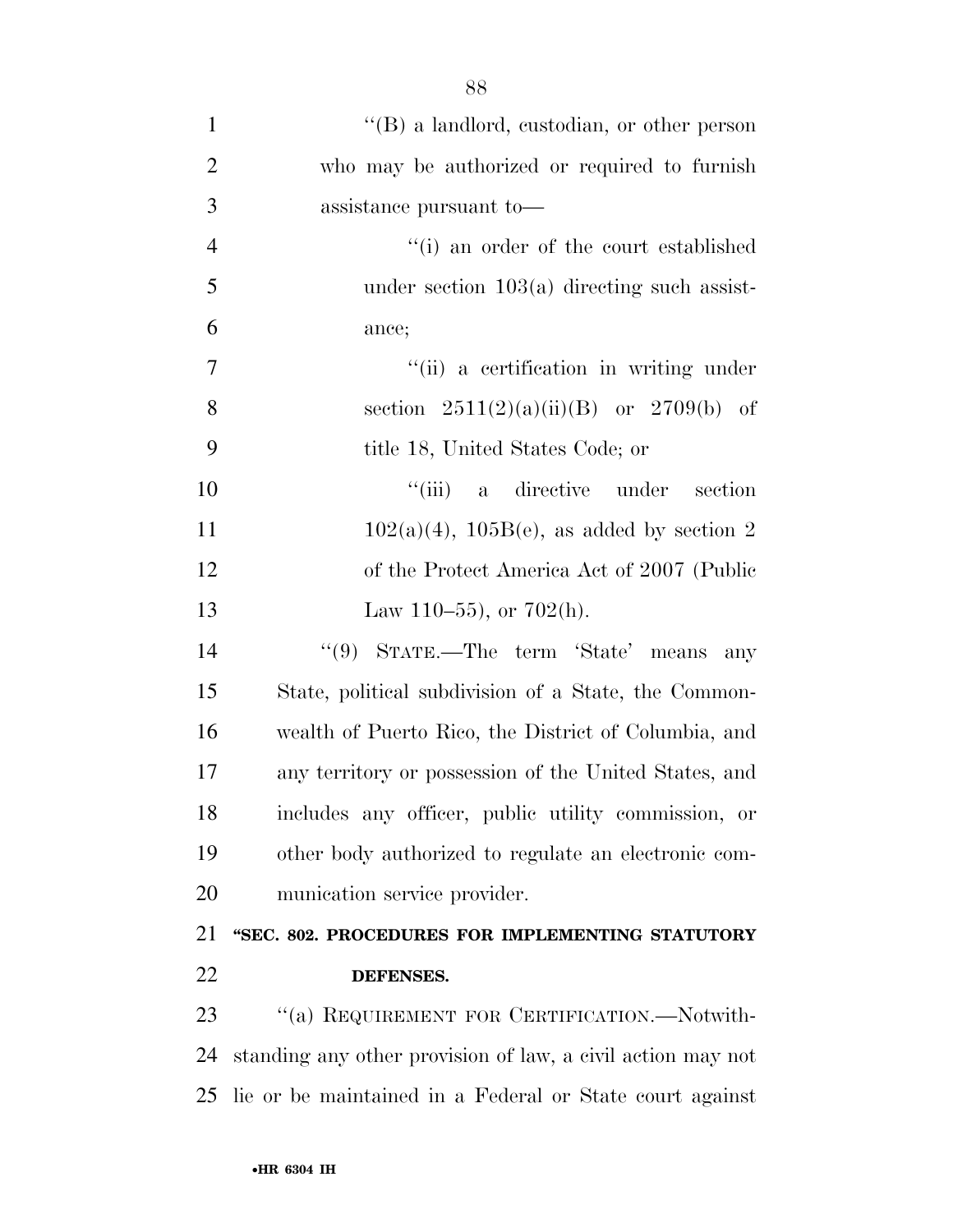"(B) a landlord, custodian, or other person who may be authorized or required to furnish assistance pursuant to—

"(i) an order of the court established under section 103(a) directing such assistance;

"(ii) a certification in writing under section 2511(2)(a)(ii)(B) or 2709(b) of title 18, United States Code; or

"(iii) a directive under section 102(a)(4), 105B(e), as added by section 2 of the Protect America Act of 2007 (Public Law 110–55), or 702(h).

"(9) STATE.—The term 'State' means any State, political subdivision of a State, the Commonwealth of Puerto Rico, the District of Columbia, and any territory or possession of the United States, and includes any officer, public utility commission, or other body authorized to regulate an electronic communication service provider.

**"SEC. 802. PROCEDURES FOR IMPLEMENTING STATUTORY DEFENSES.**

"(a) REQUIREMENT FOR CERTIFICATION.—Notwithstanding any other provision of law, a civil action may not lie or be maintained in a Federal or State court against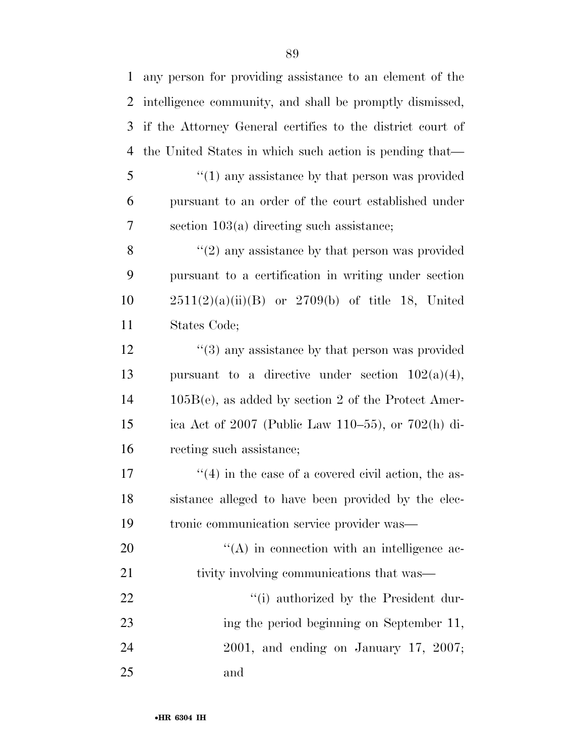any person for providing assistance to an element of the intelligence community, and shall be promptly dismissed, if the Attorney General certifies to the district court of the United States in which such action is pending that—

"(1) any assistance by that person was provided pursuant to an order of the court established under section 103(a) directing such assistance;

"(2) any assistance by that person was provided pursuant to a certification in writing under section 2511(2)(a)(ii)(B) or 2709(b) of title 18, United States Code;

"(3) any assistance by that person was provided pursuant to a directive under section 102(a)(4), 105B(e), as added by section 2 of the Protect America Act of 2007 (Public Law 110–55), or 702(h) directing such assistance;

"(4) in the case of a covered civil action, the assistance alleged to have been provided by the electronic communication service provider was—

"(A) in connection with an intelligence activity involving communications that was—

"(i) authorized by the President during the period beginning on September 11, 2001, and ending on January 17, 2007; and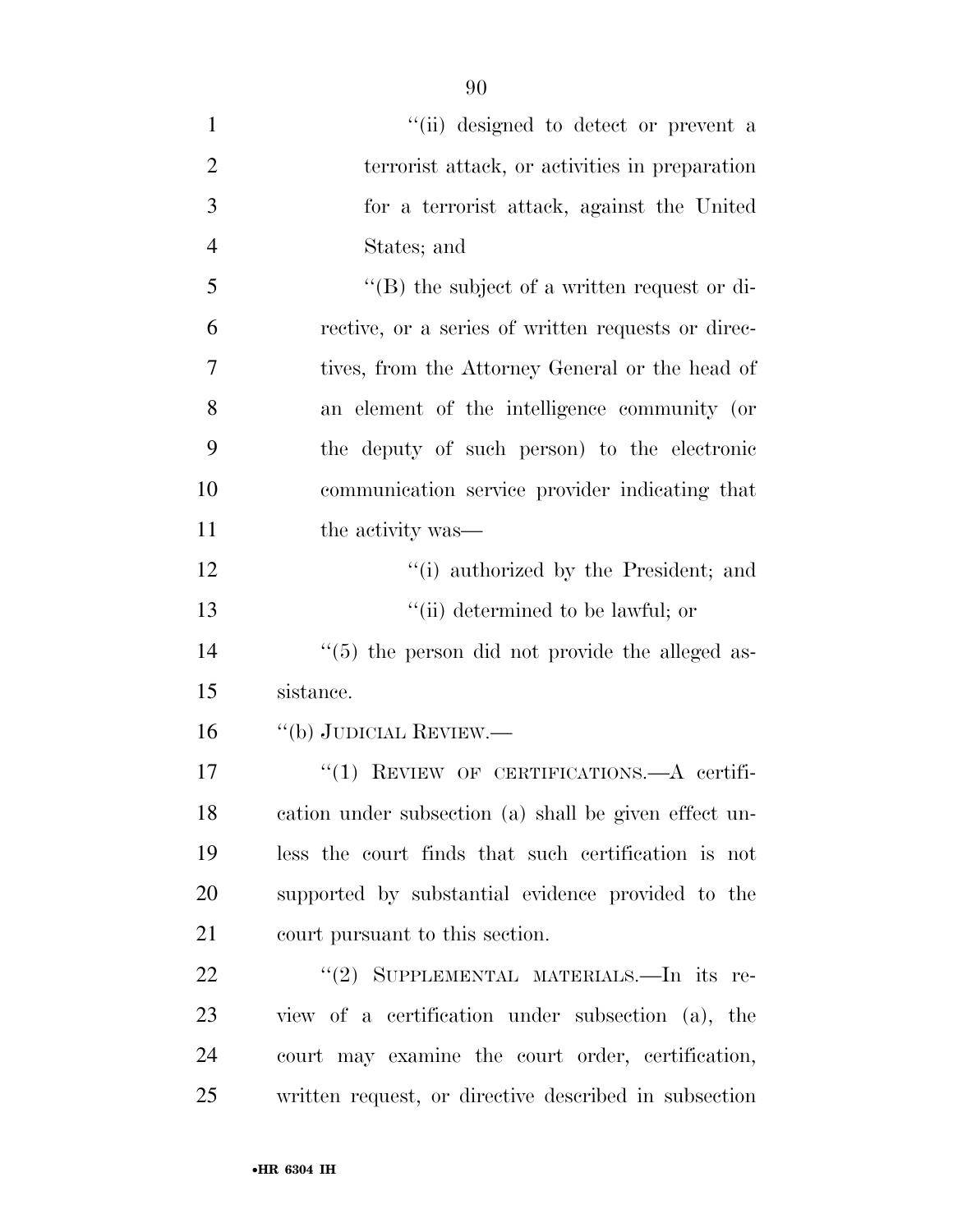"(ii) designed to detect or prevent a terrorist attack, or activities in preparation for a terrorist attack, against the United States; and

"(B) the subject of a written request or directive, or a series of written requests or directives, from the Attorney General or the head of an element of the intelligence community (or the deputy of such person) to the electronic communication service provider indicating that the activity was—

"(i) authorized by the President; and

"(ii) determined to be lawful; or

"(5) the person did not provide the alleged assistance.

"(b) JUDICIAL REVIEW.—

"(1) REVIEW OF CERTIFICATIONS.—A certification under subsection (a) shall be given effect unless the court finds that such certification is not supported by substantial evidence provided to the court pursuant to this section.

"(2) SUPPLEMENTAL MATERIALS.—In its review of a certification under subsection (a), the court may examine the court order, certification, written request, or directive described in subsection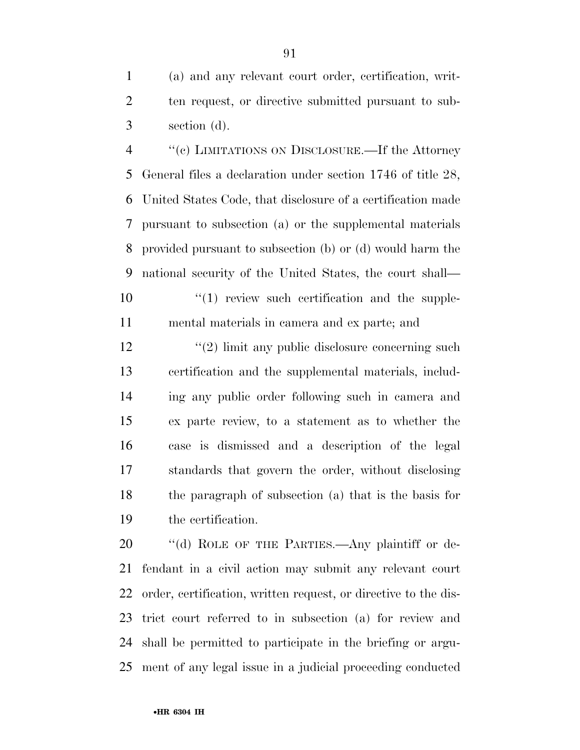(a) and any relevant court order, certification, written request, or directive submitted pursuant to subsection (d).

"(c) LIMITATIONS ON DISCLOSURE.—If the Attorney General files a declaration under section 1746 of title 28, United States Code, that disclosure of a certification made pursuant to subsection (a) or the supplemental materials provided pursuant to subsection (b) or (d) would harm the national security of the United States, the court shall—

"(1) review such certification and the supplemental materials in camera and ex parte; and

"(2) limit any public disclosure concerning such certification and the supplemental materials, including any public order following such in camera and ex parte review, to a statement as to whether the case is dismissed and a description of the legal standards that govern the order, without disclosing the paragraph of subsection (a) that is the basis for the certification.

"(d) ROLE OF THE PARTIES.—Any plaintiff or defendant in a civil action may submit any relevant court order, certification, written request, or directive to the district court referred to in subsection (a) for review and shall be permitted to participate in the briefing or argument of any legal issue in a judicial proceeding conducted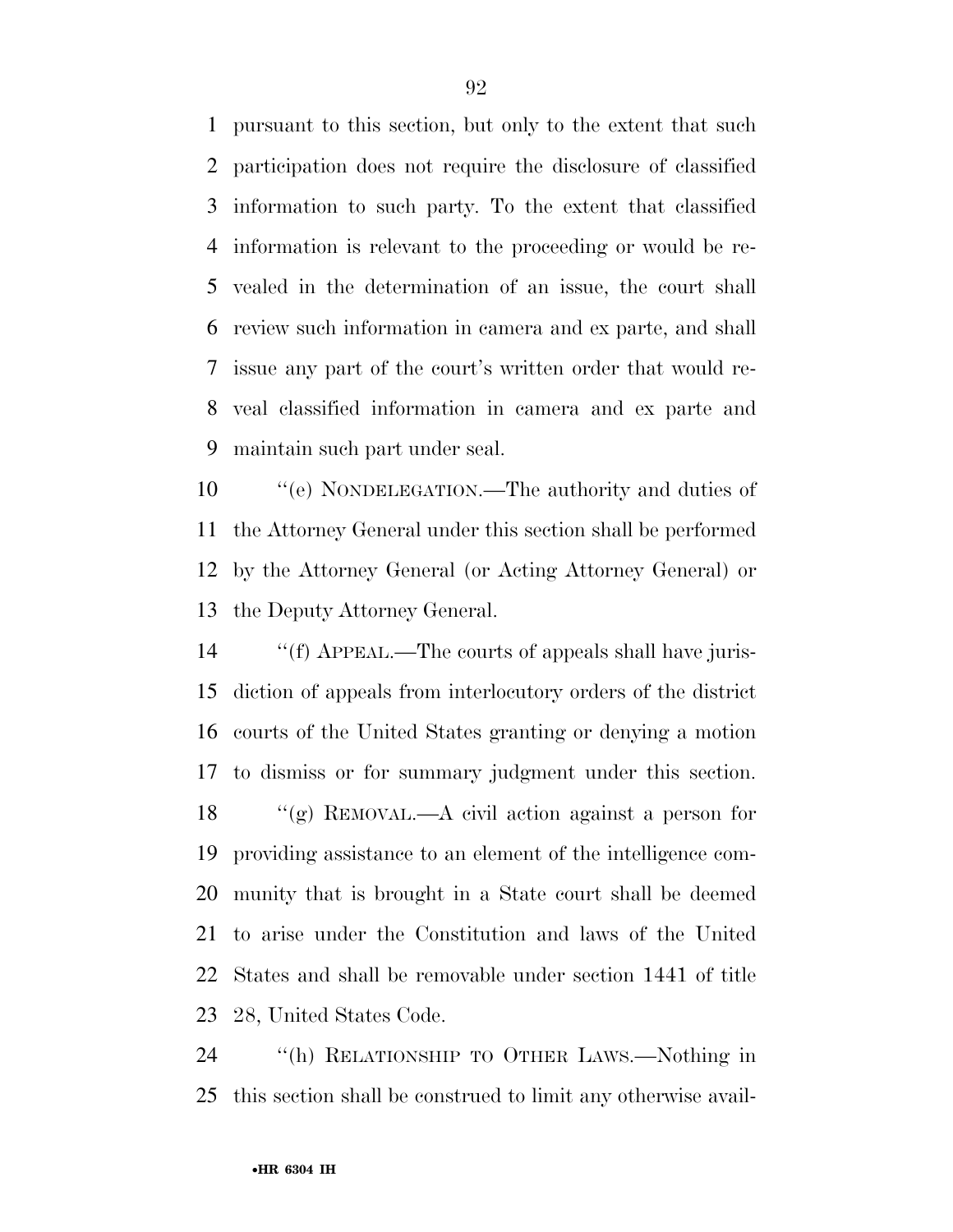pursuant to this section, but only to the extent that such participation does not require the disclosure of classified information to such party. To the extent that classified information is relevant to the proceeding or would be revealed in the determination of an issue, the court shall review such information in camera and ex parte, and shall issue any part of the court's written order that would reveal classified information in camera and ex parte and maintain such part under seal.

"(e) NONDELEGATION.—The authority and duties of the Attorney General under this section shall be performed by the Attorney General (or Acting Attorney General) or the Deputy Attorney General.

"(f) APPEAL.—The courts of appeals shall have jurisdiction of appeals from interlocutory orders of the district courts of the United States granting or denying a motion to dismiss or for summary judgment under this section.

"(g) REMOVAL.—A civil action against a person for providing assistance to an element of the intelligence community that is brought in a State court shall be deemed to arise under the Constitution and laws of the United States and shall be removable under section 1441 of title 28, United States Code.

"(h) RELATIONSHIP TO OTHER LAWS.—Nothing in this section shall be construed to limit any otherwise avail-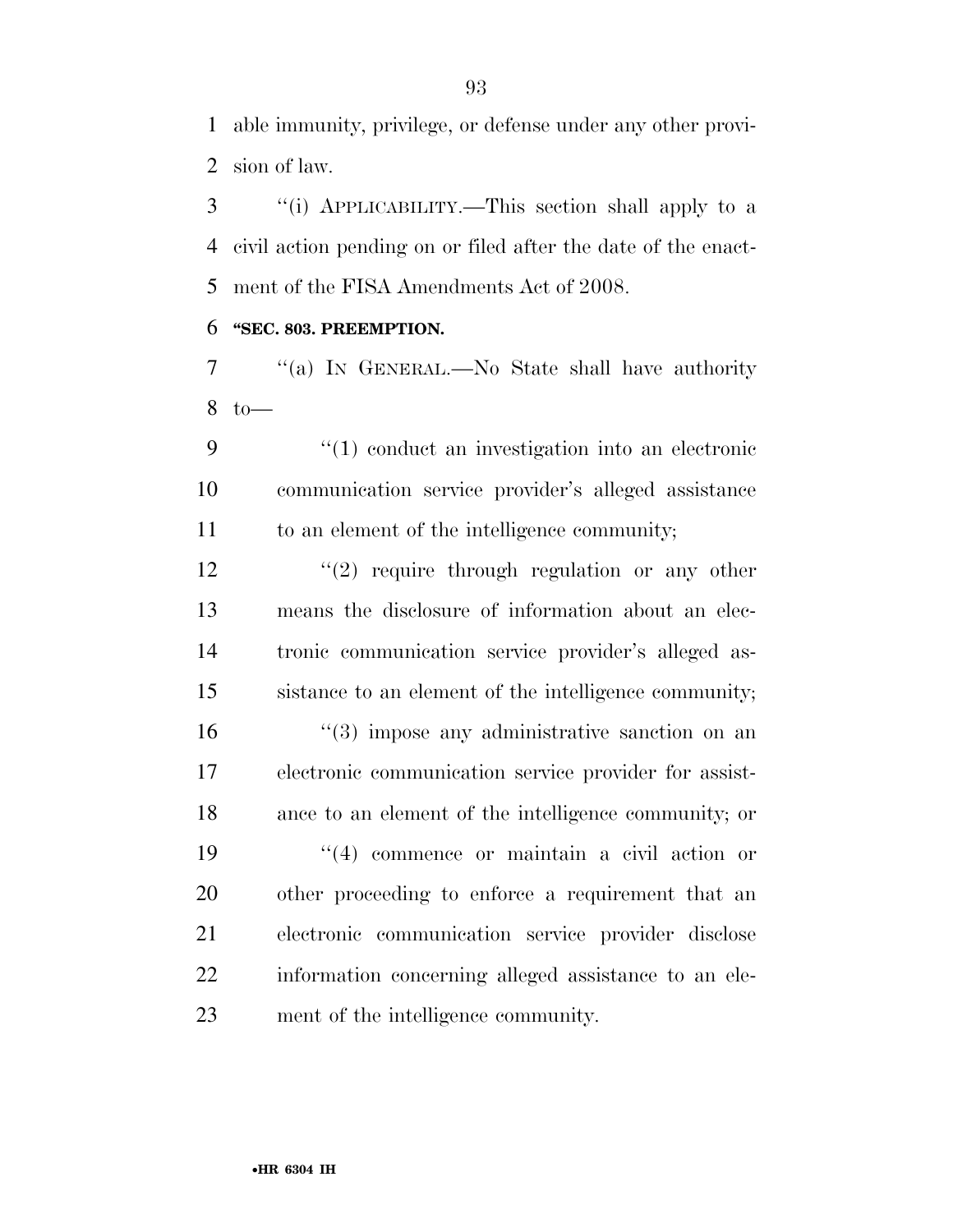able immunity, privilege, or defense under any other provision of law.

''(i) APPLICABILITY.—This section shall apply to a civil action pending on or filed after the date of the enactment of the FISA Amendments Act of 2008.

**''SEC. 803. PREEMPTION.**

''(a) IN GENERAL.—No State shall have authority to—

''(1) conduct an investigation into an electronic communication service provider's alleged assistance to an element of the intelligence community;

''(2) require through regulation or any other means the disclosure of information about an electronic communication service provider's alleged assistance to an element of the intelligence community;

''(3) impose any administrative sanction on an electronic communication service provider for assistance to an element of the intelligence community; or

''(4) commence or maintain a civil action or other proceeding to enforce a requirement that an electronic communication service provider disclose information concerning alleged assistance to an element of the intelligence community.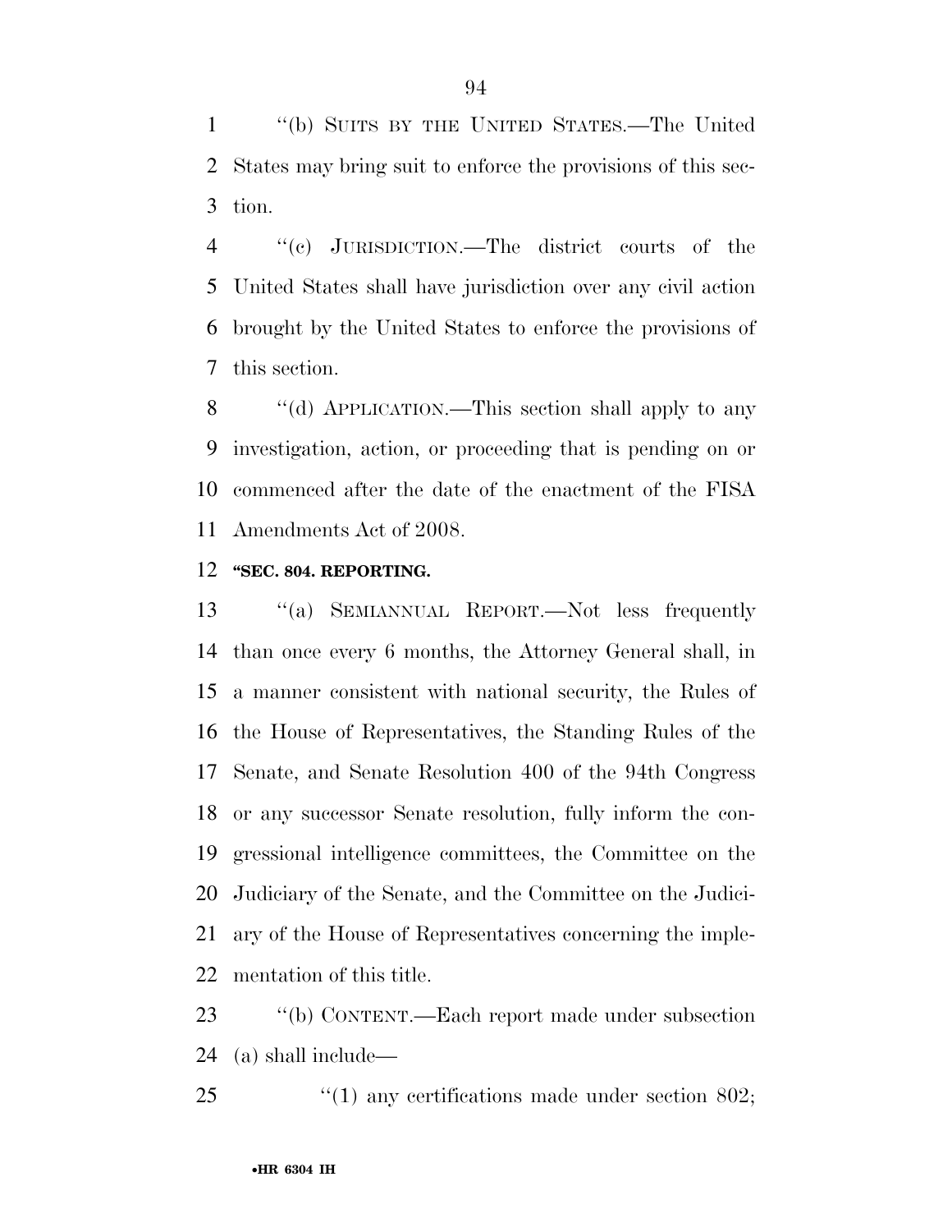"(b) SUITS BY THE UNITED STATES.—The United States may bring suit to enforce the provisions of this section.

"(c) JURISDICTION.—The district courts of the United States shall have jurisdiction over any civil action brought by the United States to enforce the provisions of this section.

"(d) APPLICATION.—This section shall apply to any investigation, action, or proceeding that is pending on or commenced after the date of the enactment of the FISA Amendments Act of 2008.

**"SEC. 804. REPORTING.**

"(a) SEMIANNUAL REPORT.—Not less frequently than once every 6 months, the Attorney General shall, in a manner consistent with national security, the Rules of the House of Representatives, the Standing Rules of the Senate, and Senate Resolution 400 of the 94th Congress or any successor Senate resolution, fully inform the congressional intelligence committees, the Committee on the Judiciary of the Senate, and the Committee on the Judiciary of the House of Representatives concerning the implementation of this title.

"(b) CONTENT.—Each report made under subsection (a) shall include—

"(1) any certifications made under section 802;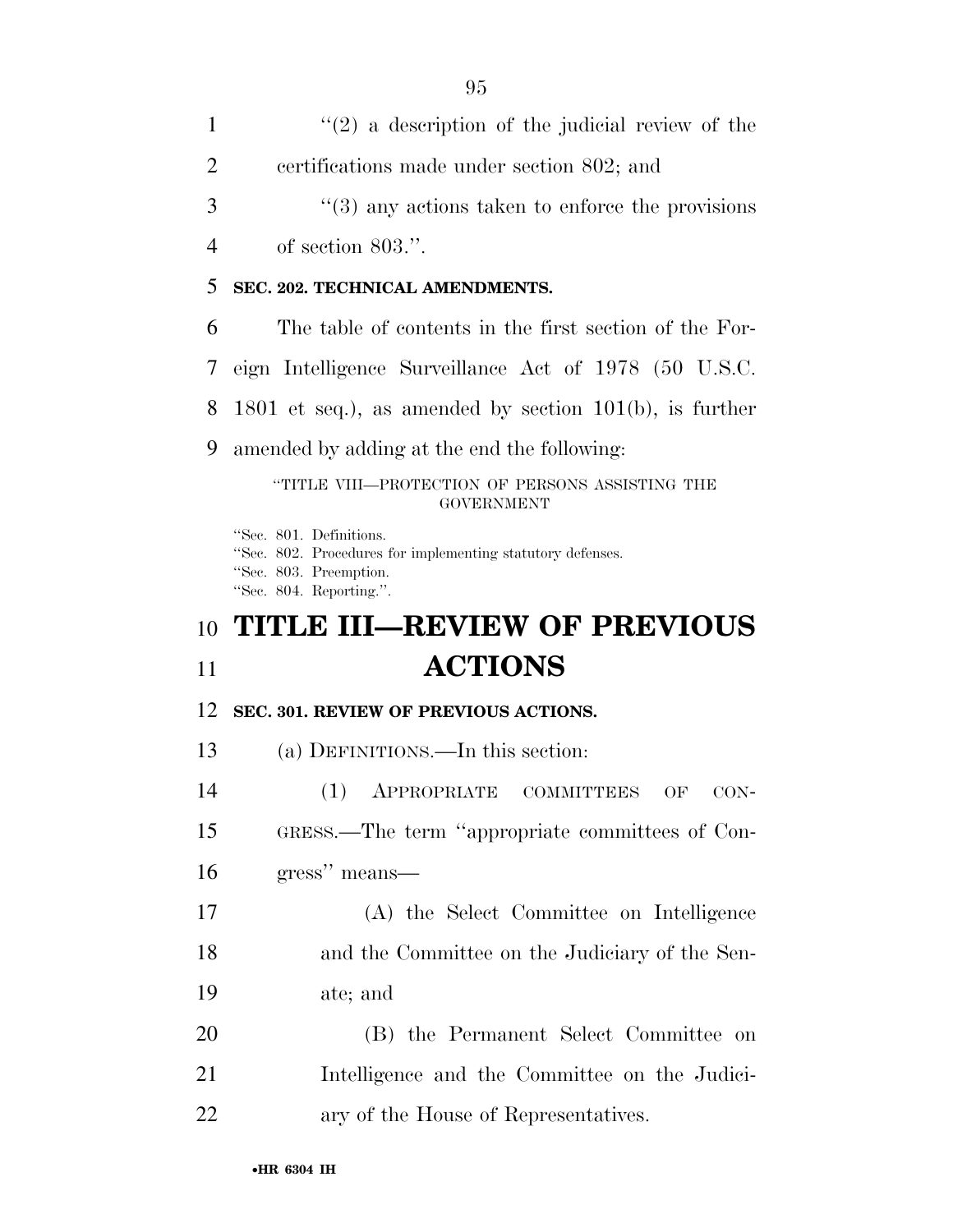''(2) a description of the judicial review of the certifications made under section 802; and

''(3) any actions taken to enforce the provisions of section 803.''.

**SEC. 202. TECHNICAL AMENDMENTS.**

The table of contents in the first section of the Foreign Intelligence Surveillance Act of 1978 (50 U.S.C. 1801 et seq.), as amended by section 101(b), is further amended by adding at the end the following:

''TITLE VIII—PROTECTION OF PERSONS ASSISTING THE GOVERNMENT

''Sec. 801. Definitions.
''Sec. 802. Procedures for implementing statutory defenses.
''Sec. 803. Preemption.
''Sec. 804. Reporting.''.

# TITLE III—REVIEW OF PREVIOUS ACTIONS

**SEC. 301. REVIEW OF PREVIOUS ACTIONS.**

(a) DEFINITIONS.—In this section:

(1) APPROPRIATE COMMITTEES OF CONGRESS.—The term ''appropriate committees of Congress'' means—

(A) the Select Committee on Intelligence and the Committee on the Judiciary of the Senate; and

(B) the Permanent Select Committee on Intelligence and the Committee on the Judiciary of the House of Representatives.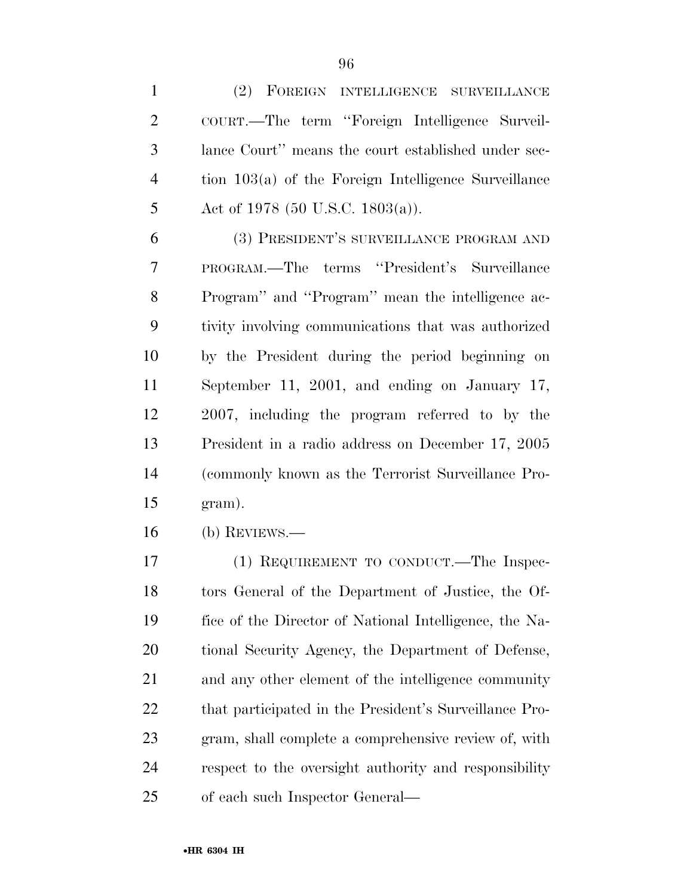(2) FOREIGN INTELLIGENCE SURVEILLANCE COURT.—The term ''Foreign Intelligence Surveillance Court'' means the court established under section 103(a) of the Foreign Intelligence Surveillance Act of 1978 (50 U.S.C. 1803(a)).

(3) PRESIDENT'S SURVEILLANCE PROGRAM AND PROGRAM.—The terms ''President's Surveillance Program'' and ''Program'' mean the intelligence activity involving communications that was authorized by the President during the period beginning on September 11, 2001, and ending on January 17, 2007, including the program referred to by the President in a radio address on December 17, 2005 (commonly known as the Terrorist Surveillance Program).

(b) REVIEWS.—

(1) REQUIREMENT TO CONDUCT.—The Inspectors General of the Department of Justice, the Office of the Director of National Intelligence, the National Security Agency, the Department of Defense, and any other element of the intelligence community that participated in the President's Surveillance Program, shall complete a comprehensive review of, with respect to the oversight authority and responsibility of each such Inspector General—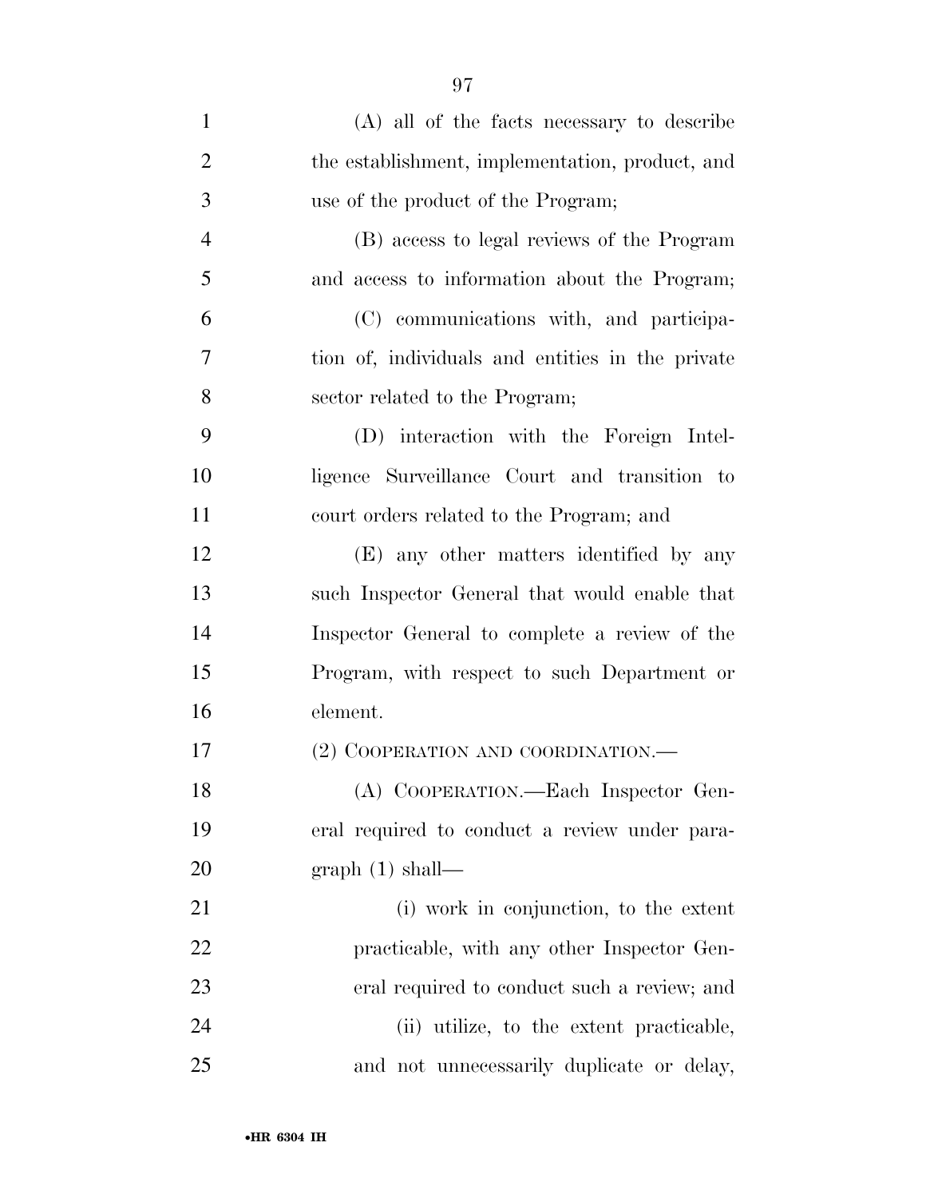(A) all of the facts necessary to describe the establishment, implementation, product, and use of the product of the Program;

(B) access to legal reviews of the Program and access to information about the Program;

(C) communications with, and participation of, individuals and entities in the private sector related to the Program;

(D) interaction with the Foreign Intelligence Surveillance Court and transition to court orders related to the Program; and

(E) any other matters identified by any such Inspector General that would enable that Inspector General to complete a review of the Program, with respect to such Department or element.

(2) COOPERATION AND COORDINATION.—

(A) COOPERATION.—Each Inspector General required to conduct a review under paragraph (1) shall—

(i) work in conjunction, to the extent practicable, with any other Inspector General required to conduct such a review; and

(ii) utilize, to the extent practicable, and not unnecessarily duplicate or delay,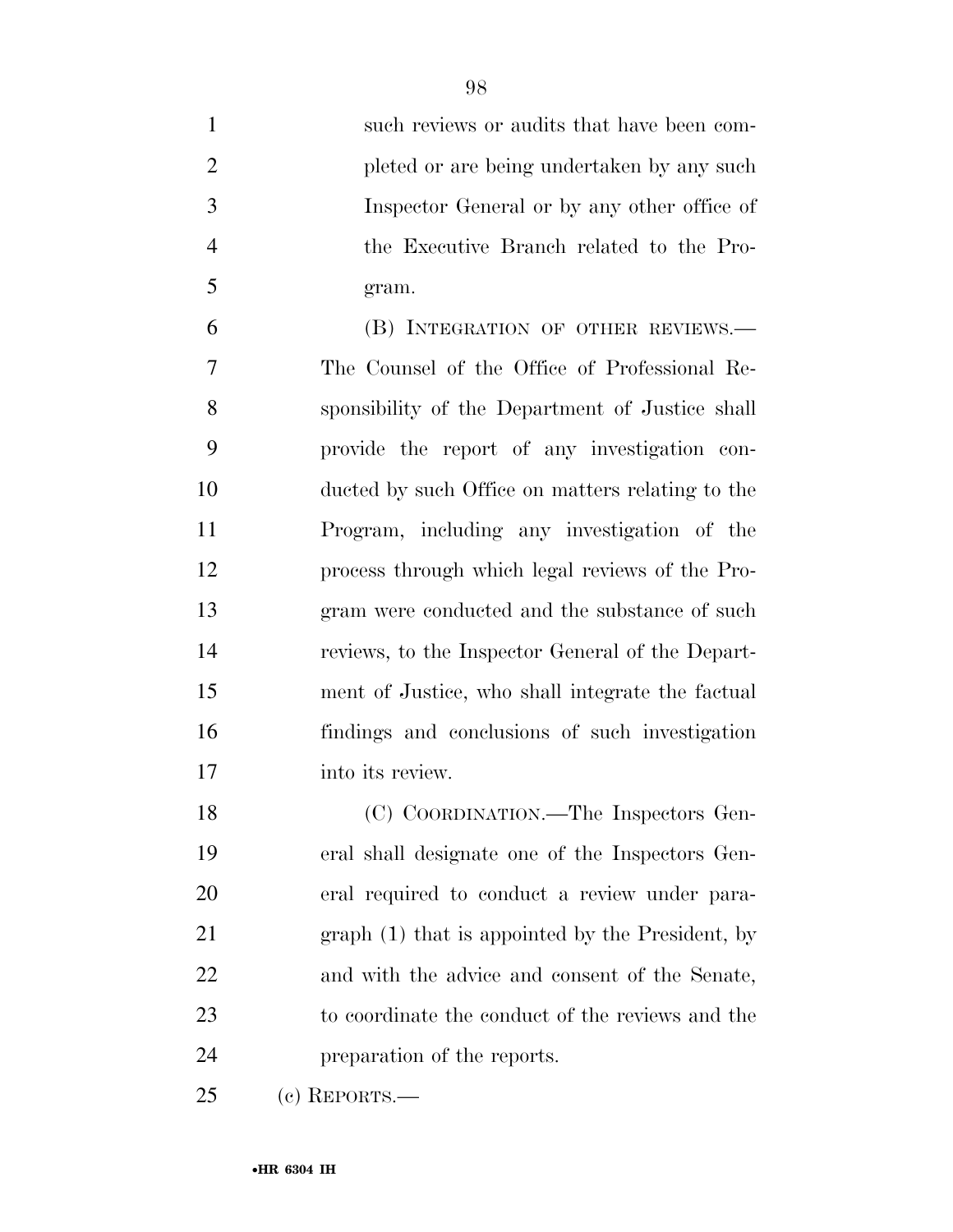such reviews or audits that have been completed or are being undertaken by any such Inspector General or by any other office of the Executive Branch related to the Program.

(B) INTEGRATION OF OTHER REVIEWS.—The Counsel of the Office of Professional Responsibility of the Department of Justice shall provide the report of any investigation conducted by such Office on matters relating to the Program, including any investigation of the process through which legal reviews of the Program were conducted and the substance of such reviews, to the Inspector General of the Department of Justice, who shall integrate the factual findings and conclusions of such investigation into its review.

(C) COORDINATION.—The Inspectors General shall designate one of the Inspectors General required to conduct a review under paragraph (1) that is appointed by the President, by and with the advice and consent of the Senate, to coordinate the conduct of the reviews and the preparation of the reports.

(c) REPORTS.—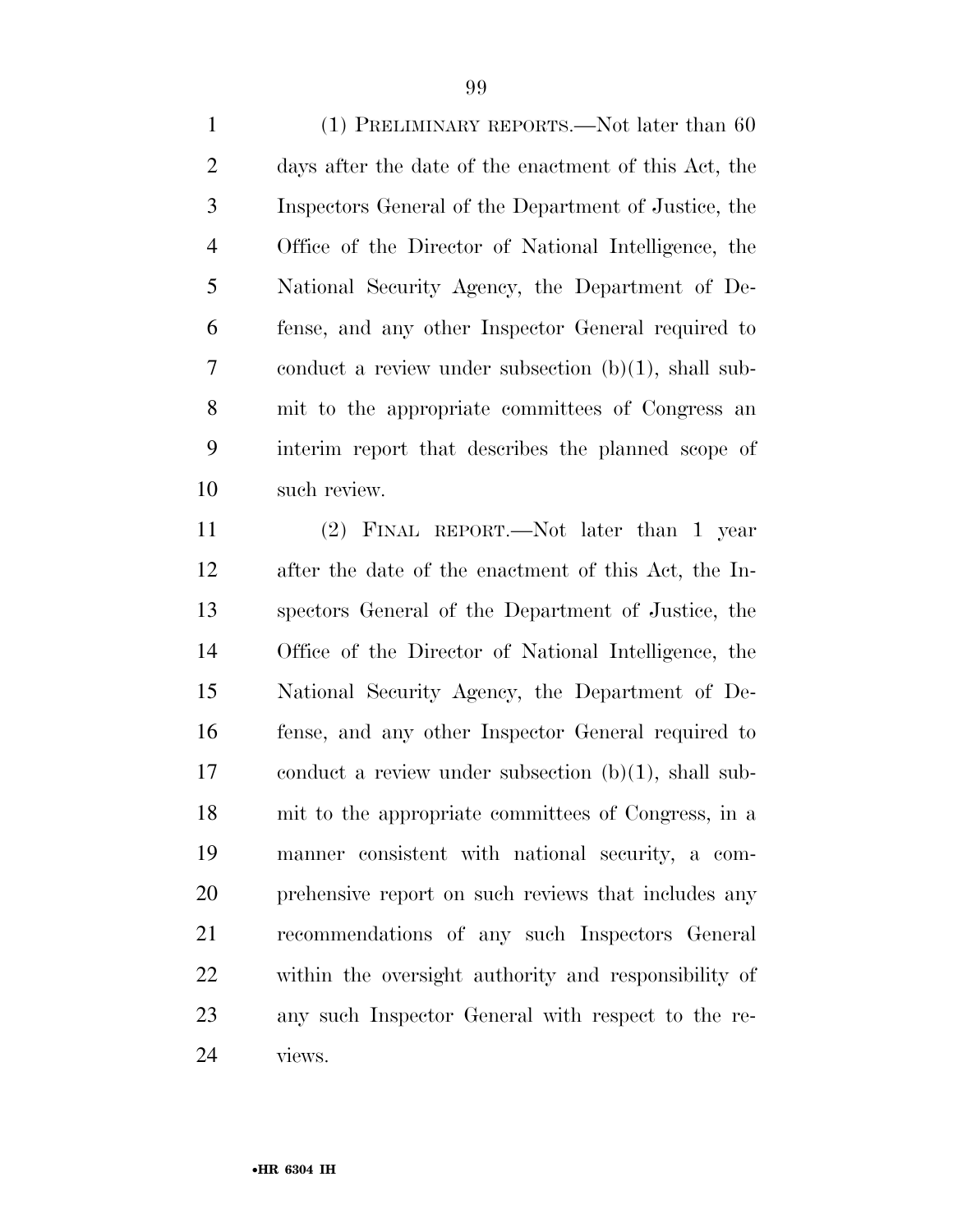(1) PRELIMINARY REPORTS.—Not later than 60 days after the date of the enactment of this Act, the Inspectors General of the Department of Justice, the Office of the Director of National Intelligence, the National Security Agency, the Department of Defense, and any other Inspector General required to conduct a review under subsection (b)(1), shall submit to the appropriate committees of Congress an interim report that describes the planned scope of such review.

(2) FINAL REPORT.—Not later than 1 year after the date of the enactment of this Act, the Inspectors General of the Department of Justice, the Office of the Director of National Intelligence, the National Security Agency, the Department of Defense, and any other Inspector General required to conduct a review under subsection (b)(1), shall submit to the appropriate committees of Congress, in a manner consistent with national security, a comprehensive report on such reviews that includes any recommendations of any such Inspectors General within the oversight authority and responsibility of any such Inspector General with respect to the reviews.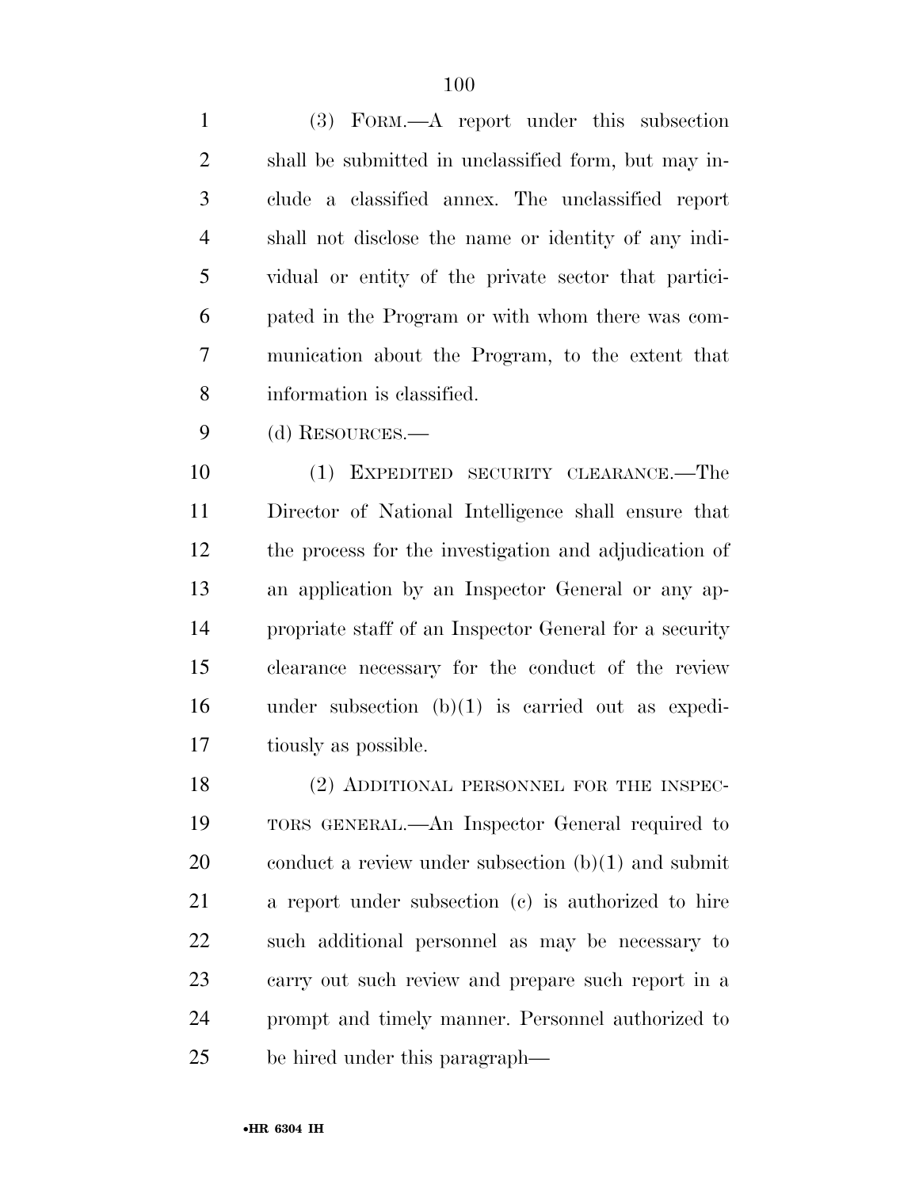(3) FORM.—A report under this subsection shall be submitted in unclassified form, but may include a classified annex. The unclassified report shall not disclose the name or identity of any individual or entity of the private sector that participated in the Program or with whom there was communication about the Program, to the extent that information is classified.

(d) RESOURCES.—

(1) EXPEDITED SECURITY CLEARANCE.—The Director of National Intelligence shall ensure that the process for the investigation and adjudication of an application by an Inspector General or any appropriate staff of an Inspector General for a security clearance necessary for the conduct of the review under subsection (b)(1) is carried out as expeditiously as possible.

(2) ADDITIONAL PERSONNEL FOR THE INSPECTORS GENERAL.—An Inspector General required to conduct a review under subsection (b)(1) and submit a report under subsection (c) is authorized to hire such additional personnel as may be necessary to carry out such review and prepare such report in a prompt and timely manner. Personnel authorized to be hired under this paragraph—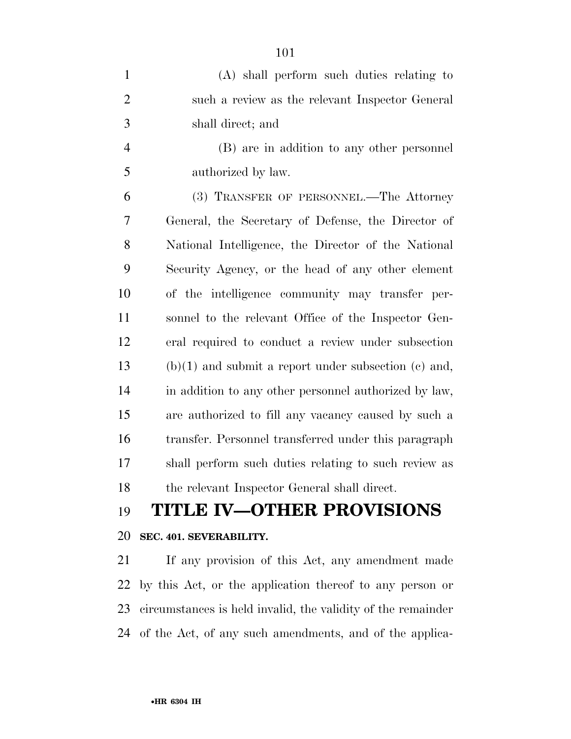(A) shall perform such duties relating to such a review as the relevant Inspector General shall direct; and

(B) are in addition to any other personnel authorized by law.

(3) TRANSFER OF PERSONNEL.—The Attorney General, the Secretary of Defense, the Director of National Intelligence, the Director of the National Security Agency, or the head of any other element of the intelligence community may transfer personnel to the relevant Office of the Inspector General required to conduct a review under subsection (b)(1) and submit a report under subsection (c) and, in addition to any other personnel authorized by law, are authorized to fill any vacancy caused by such a transfer. Personnel transferred under this paragraph shall perform such duties relating to such review as the relevant Inspector General shall direct.

# TITLE IV—OTHER PROVISIONS

**SEC. 401. SEVERABILITY.**

If any provision of this Act, any amendment made by this Act, or the application thereof to any person or circumstances is held invalid, the validity of the remainder of the Act, of any such amendments, and of the applica-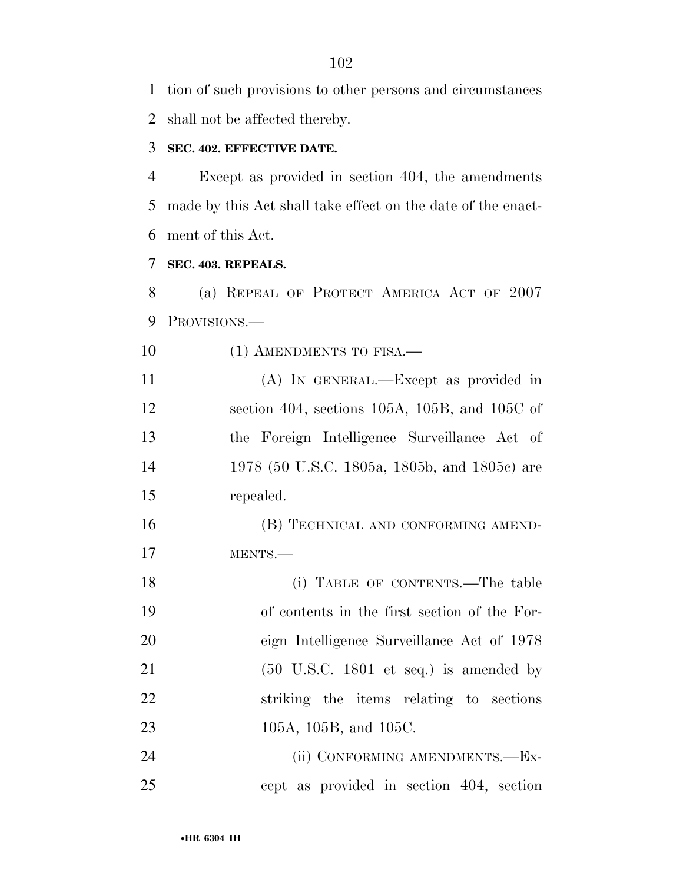tion of such provisions to other persons and circumstances shall not be affected thereby.

**SEC. 402. EFFECTIVE DATE.**

Except as provided in section 404, the amendments made by this Act shall take effect on the date of the enactment of this Act.

**SEC. 403. REPEALS.**

(a) REPEAL OF PROTECT AMERICA ACT OF 2007 PROVISIONS.—

(1) AMENDMENTS TO FISA.—

(A) IN GENERAL.—Except as provided in section 404, sections 105A, 105B, and 105C of the Foreign Intelligence Surveillance Act of 1978 (50 U.S.C. 1805a, 1805b, and 1805c) are repealed.

(B) TECHNICAL AND CONFORMING AMENDMENTS.—

(i) TABLE OF CONTENTS.—The table of contents in the first section of the Foreign Intelligence Surveillance Act of 1978 (50 U.S.C. 1801 et seq.) is amended by striking the items relating to sections 105A, 105B, and 105C.

(ii) CONFORMING AMENDMENTS.—Except as provided in section 404, section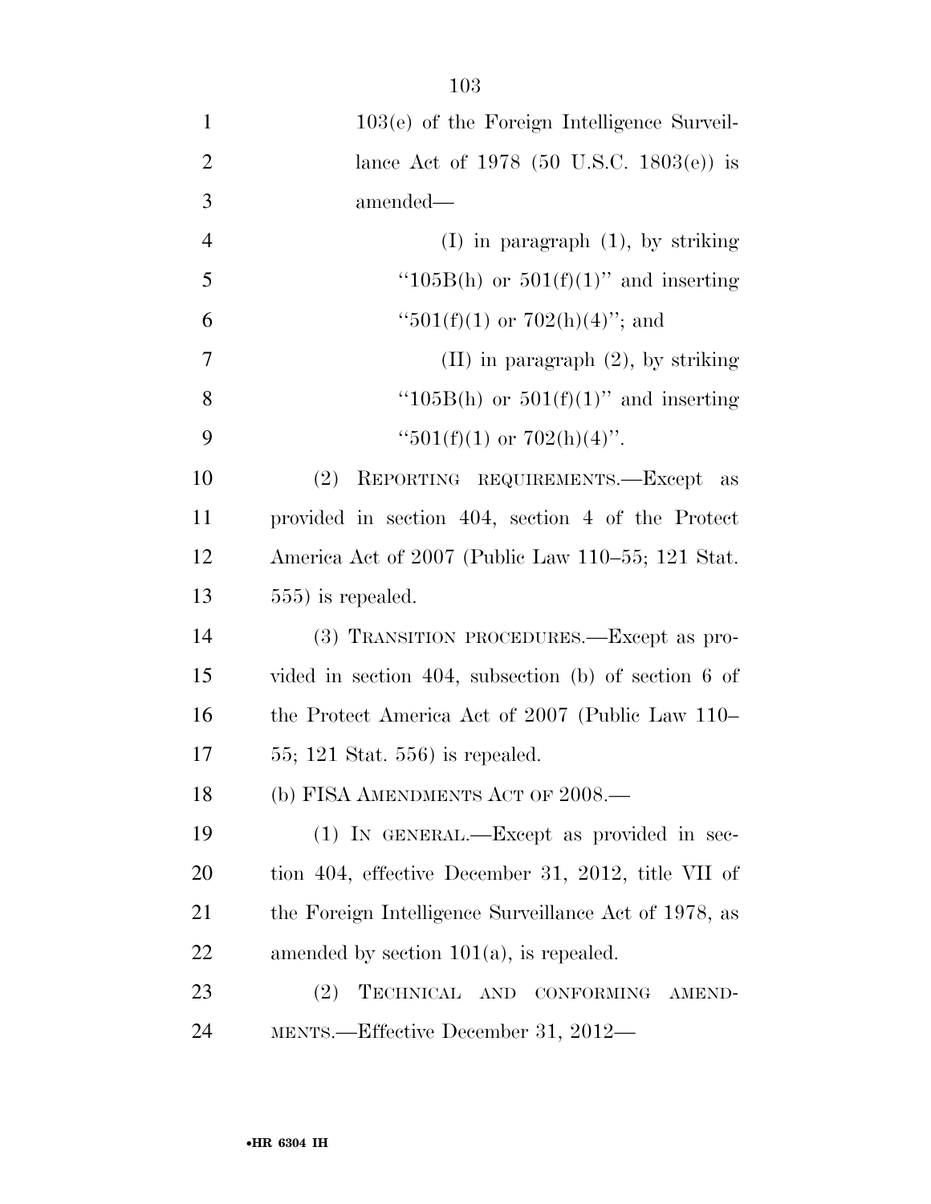103(e) of the Foreign Intelligence Surveillance Act of 1978 (50 U.S.C. 1803(e)) is amended—

(I) in paragraph (1), by striking "105B(h) or 501(f)(1)" and inserting "501(f)(1) or 702(h)(4)"; and

(II) in paragraph (2), by striking "105B(h) or 501(f)(1)" and inserting "501(f)(1) or 702(h)(4)".

(2) REPORTING REQUIREMENTS.—Except as provided in section 404, section 4 of the Protect America Act of 2007 (Public Law 110–55; 121 Stat. 555) is repealed.

(3) TRANSITION PROCEDURES.—Except as provided in section 404, subsection (b) of section 6 of the Protect America Act of 2007 (Public Law 110–55; 121 Stat. 556) is repealed.

(b) FISA AMENDMENTS ACT OF 2008.—

(1) IN GENERAL.—Except as provided in section 404, effective December 31, 2012, title VII of the Foreign Intelligence Surveillance Act of 1978, as amended by section 101(a), is repealed.

(2) TECHNICAL AND CONFORMING AMENDMENTS.—Effective December 31, 2012—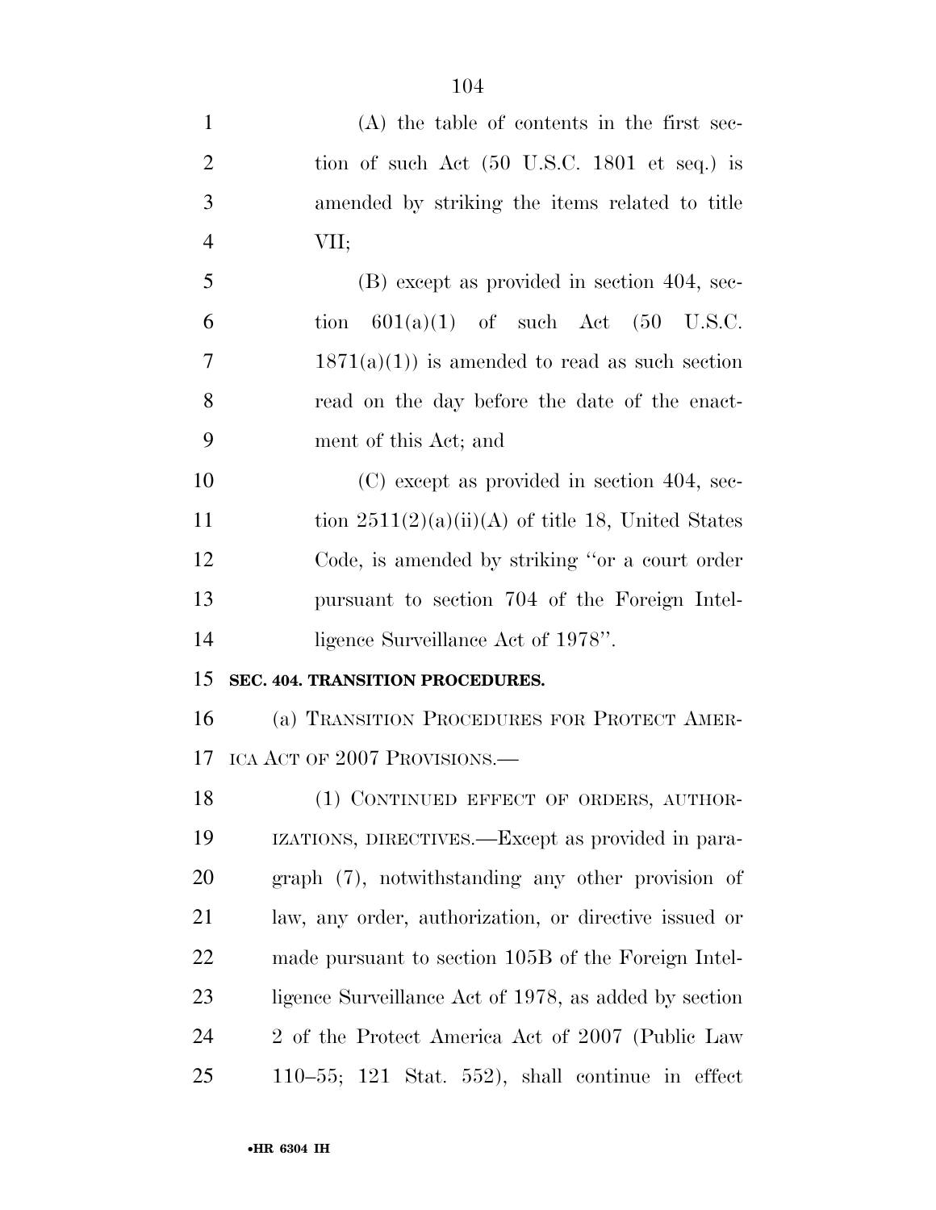(A) the table of contents in the first section of such Act (50 U.S.C. 1801 et seq.) is amended by striking the items related to title VII;

(B) except as provided in section 404, section 601(a)(1) of such Act (50 U.S.C. 1871(a)(1)) is amended to read as such section read on the day before the date of the enactment of this Act; and

(C) except as provided in section 404, section 2511(2)(a)(ii)(A) of title 18, United States Code, is amended by striking "or a court order pursuant to section 704 of the Foreign Intelligence Surveillance Act of 1978".

**SEC. 404. TRANSITION PROCEDURES.**

(a) TRANSITION PROCEDURES FOR PROTECT AMERICA ACT OF 2007 PROVISIONS.—

(1) CONTINUED EFFECT OF ORDERS, AUTHORIZATIONS, DIRECTIVES.—Except as provided in paragraph (7), notwithstanding any other provision of law, any order, authorization, or directive issued or made pursuant to section 105B of the Foreign Intelligence Surveillance Act of 1978, as added by section 2 of the Protect America Act of 2007 (Public Law 110–55; 121 Stat. 552), shall continue in effect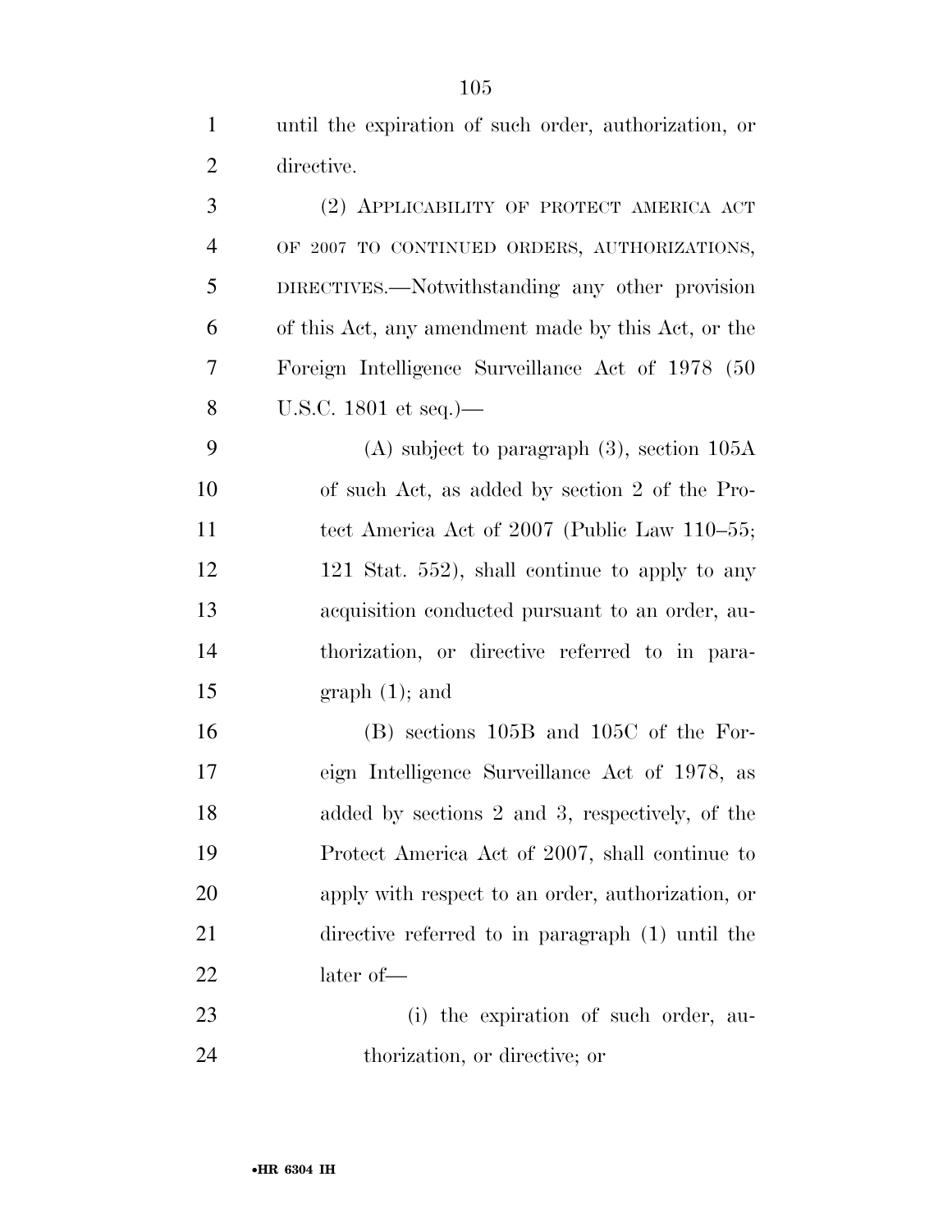until the expiration of such order, authorization, or directive.

(2) APPLICABILITY OF PROTECT AMERICA ACT OF 2007 TO CONTINUED ORDERS, AUTHORIZATIONS, DIRECTIVES.—Notwithstanding any other provision of this Act, any amendment made by this Act, or the Foreign Intelligence Surveillance Act of 1978 (50 U.S.C. 1801 et seq.)—

(A) subject to paragraph (3), section 105A of such Act, as added by section 2 of the Protect America Act of 2007 (Public Law 110–55; 121 Stat. 552), shall continue to apply to any acquisition conducted pursuant to an order, authorization, or directive referred to in paragraph (1); and

(B) sections 105B and 105C of the Foreign Intelligence Surveillance Act of 1978, as added by sections 2 and 3, respectively, of the Protect America Act of 2007, shall continue to apply with respect to an order, authorization, or directive referred to in paragraph (1) until the later of—

(i) the expiration of such order, authorization, or directive; or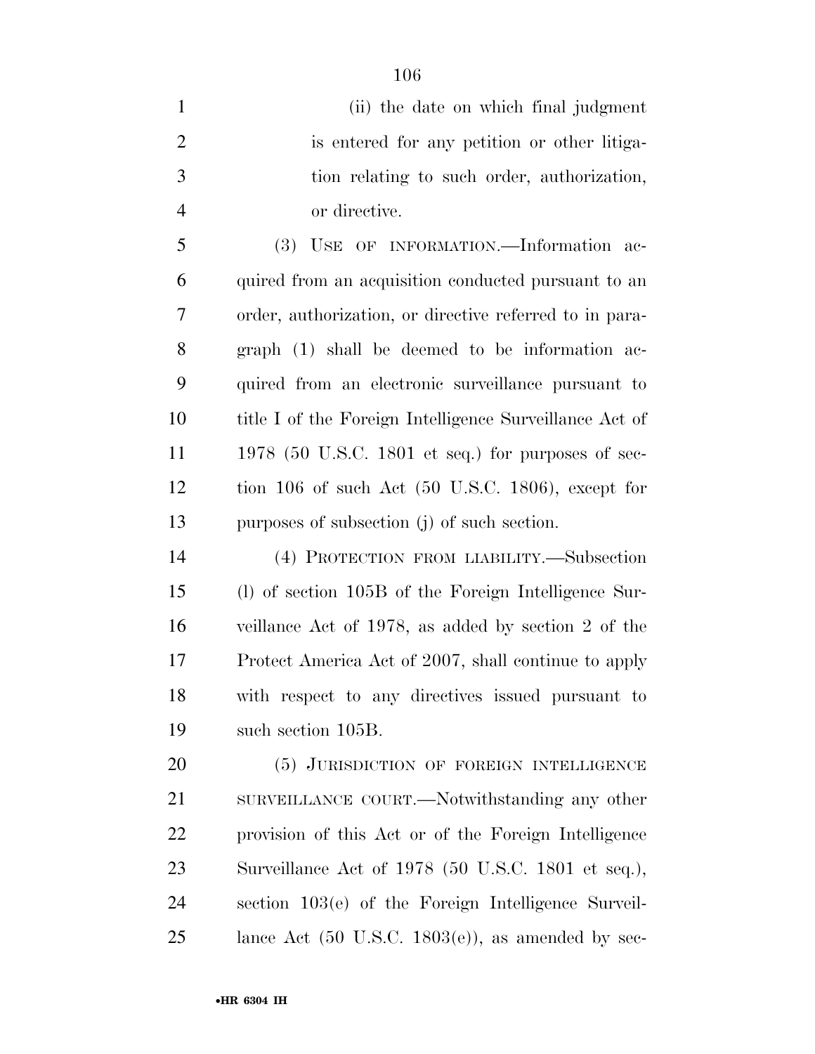(ii) the date on which final judgment is entered for any petition or other litigation relating to such order, authorization, or directive.

(3) USE OF INFORMATION.—Information acquired from an acquisition conducted pursuant to an order, authorization, or directive referred to in paragraph (1) shall be deemed to be information acquired from an electronic surveillance pursuant to title I of the Foreign Intelligence Surveillance Act of 1978 (50 U.S.C. 1801 et seq.) for purposes of section 106 of such Act (50 U.S.C. 1806), except for purposes of subsection (j) of such section.

(4) PROTECTION FROM LIABILITY.—Subsection (l) of section 105B of the Foreign Intelligence Surveillance Act of 1978, as added by section 2 of the Protect America Act of 2007, shall continue to apply with respect to any directives issued pursuant to such section 105B.

(5) JURISDICTION OF FOREIGN INTELLIGENCE SURVEILLANCE COURT.—Notwithstanding any other provision of this Act or of the Foreign Intelligence Surveillance Act of 1978 (50 U.S.C. 1801 et seq.), section 103(e) of the Foreign Intelligence Surveillance Act (50 U.S.C. 1803(e)), as amended by sec-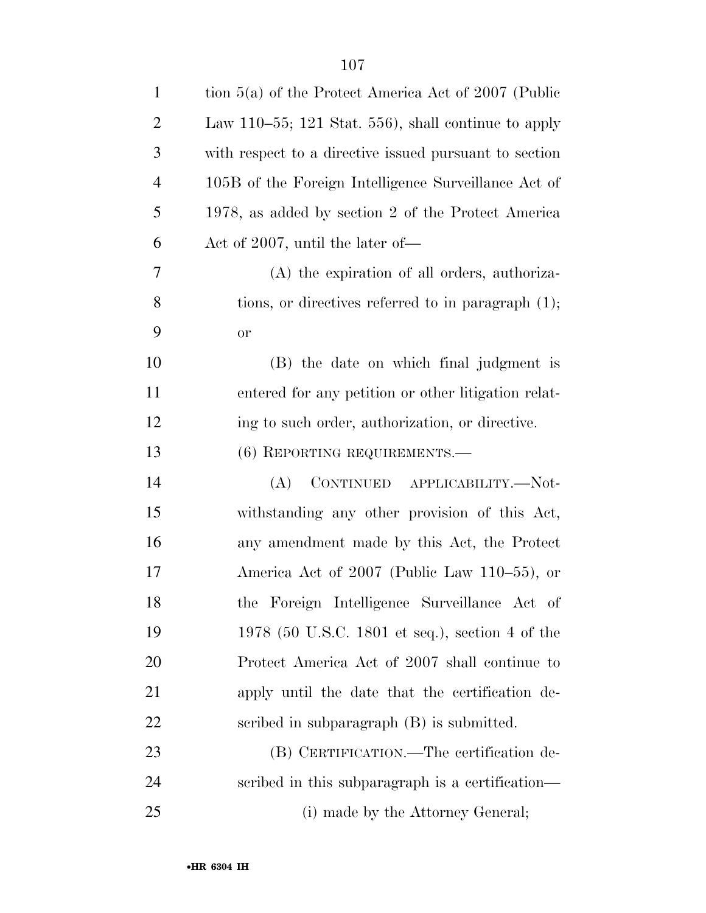tion 5(a) of the Protect America Act of 2007 (Public Law 110–55; 121 Stat. 556), shall continue to apply with respect to a directive issued pursuant to section 105B of the Foreign Intelligence Surveillance Act of 1978, as added by section 2 of the Protect America Act of 2007, until the later of—

(A) the expiration of all orders, authorizations, or directives referred to in paragraph (1); or

(B) the date on which final judgment is entered for any petition or other litigation relating to such order, authorization, or directive.

(6) REPORTING REQUIREMENTS.—

(A) CONTINUED APPLICABILITY.—Notwithstanding any other provision of this Act, any amendment made by this Act, the Protect America Act of 2007 (Public Law 110–55), or the Foreign Intelligence Surveillance Act of 1978 (50 U.S.C. 1801 et seq.), section 4 of the Protect America Act of 2007 shall continue to apply until the date that the certification described in subparagraph (B) is submitted.

(B) CERTIFICATION.—The certification described in this subparagraph is a certification—

(i) made by the Attorney General;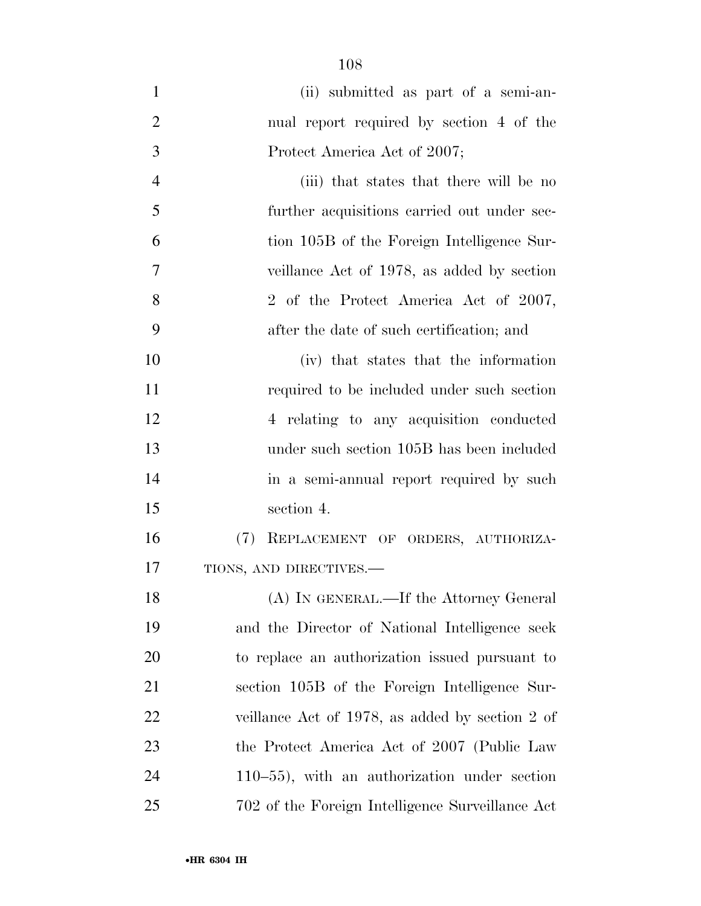(ii) submitted as part of a semi-annual report required by section 4 of the Protect America Act of 2007;

(iii) that states that there will be no further acquisitions carried out under section 105B of the Foreign Intelligence Surveillance Act of 1978, as added by section 2 of the Protect America Act of 2007, after the date of such certification; and

(iv) that states that the information required to be included under such section 4 relating to any acquisition conducted under such section 105B has been included in a semi-annual report required by such section 4.

(7) REPLACEMENT OF ORDERS, AUTHORIZATIONS, AND DIRECTIVES.—

(A) IN GENERAL.—If the Attorney General and the Director of National Intelligence seek to replace an authorization issued pursuant to section 105B of the Foreign Intelligence Surveillance Act of 1978, as added by section 2 of the Protect America Act of 2007 (Public Law 110–55), with an authorization under section 702 of the Foreign Intelligence Surveillance Act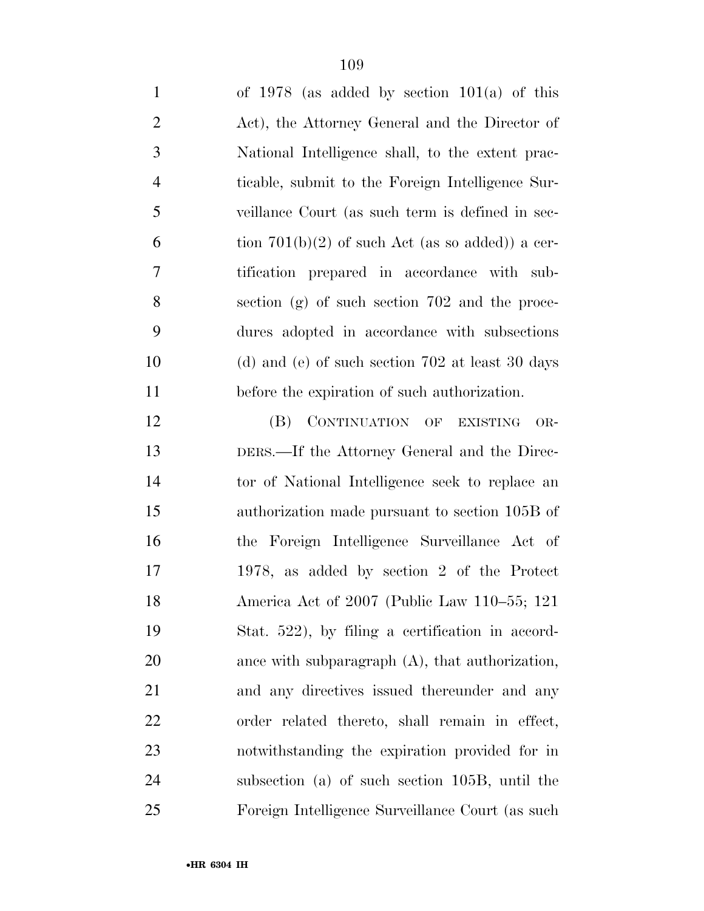of 1978 (as added by section 101(a) of this Act), the Attorney General and the Director of National Intelligence shall, to the extent practicable, submit to the Foreign Intelligence Surveillance Court (as such term is defined in section 701(b)(2) of such Act (as so added)) a certification prepared in accordance with subsection (g) of such section 702 and the procedures adopted in accordance with subsections (d) and (e) of such section 702 at least 30 days before the expiration of such authorization.

(B) CONTINUATION OF EXISTING ORDERS.—If the Attorney General and the Director of National Intelligence seek to replace an authorization made pursuant to section 105B of the Foreign Intelligence Surveillance Act of 1978, as added by section 2 of the Protect America Act of 2007 (Public Law 110–55; 121 Stat. 522), by filing a certification in accordance with subparagraph (A), that authorization, and any directives issued thereunder and any order related thereto, shall remain in effect, notwithstanding the expiration provided for in subsection (a) of such section 105B, until the Foreign Intelligence Surveillance Court (as such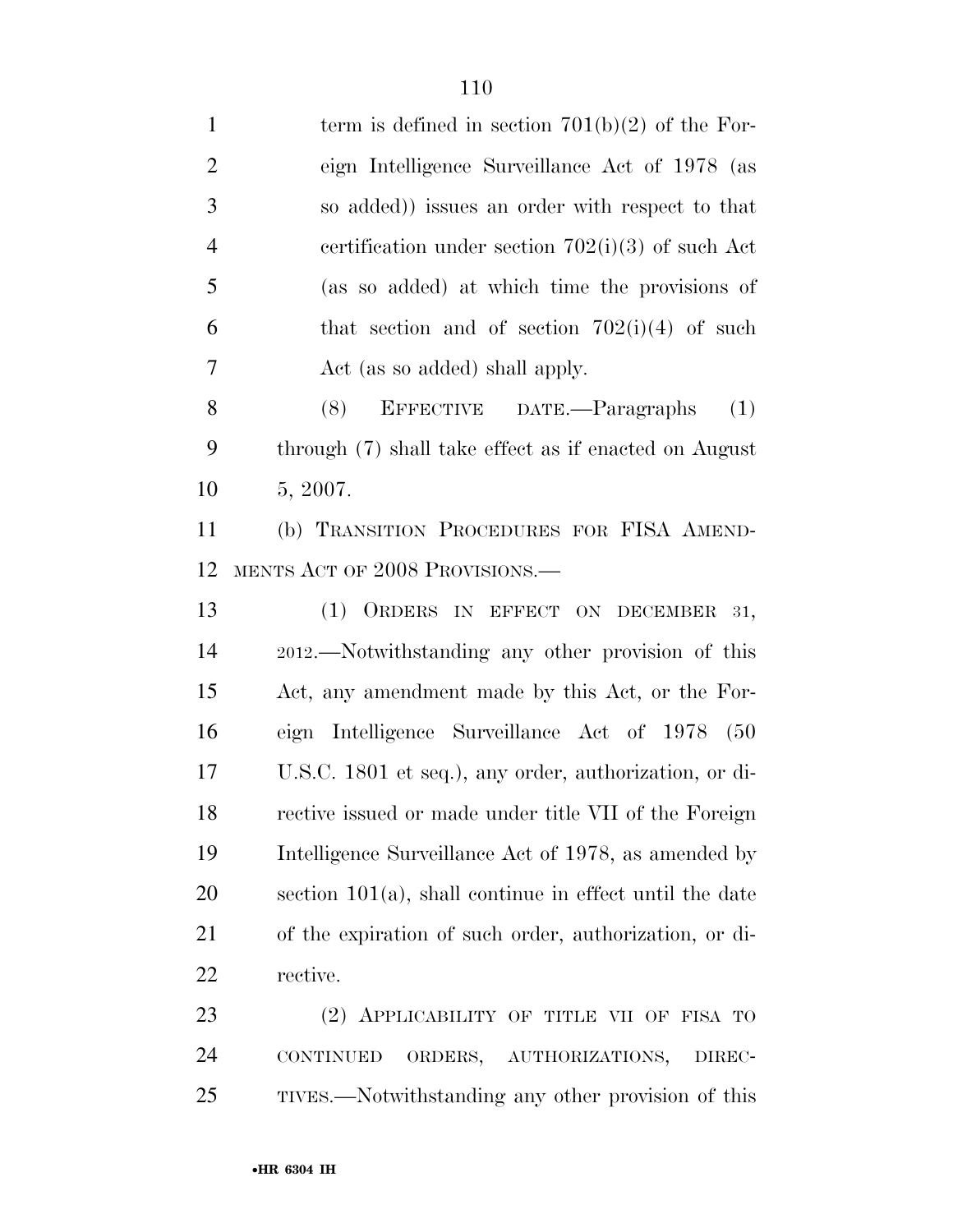term is defined in section 701(b)(2) of the Foreign Intelligence Surveillance Act of 1978 (as so added)) issues an order with respect to that certification under section 702(i)(3) of such Act (as so added) at which time the provisions of that section and of section 702(i)(4) of such Act (as so added) shall apply.

(8) EFFECTIVE DATE.—Paragraphs (1) through (7) shall take effect as if enacted on August 5, 2007.

(b) TRANSITION PROCEDURES FOR FISA AMENDMENTS ACT OF 2008 PROVISIONS.—

(1) ORDERS IN EFFECT ON DECEMBER 31, 2012.—Notwithstanding any other provision of this Act, any amendment made by this Act, or the Foreign Intelligence Surveillance Act of 1978 (50 U.S.C. 1801 et seq.), any order, authorization, or directive issued or made under title VII of the Foreign Intelligence Surveillance Act of 1978, as amended by section 101(a), shall continue in effect until the date of the expiration of such order, authorization, or directive.

(2) APPLICABILITY OF TITLE VII OF FISA TO CONTINUED ORDERS, AUTHORIZATIONS, DIRECTIVES.—Notwithstanding any other provision of this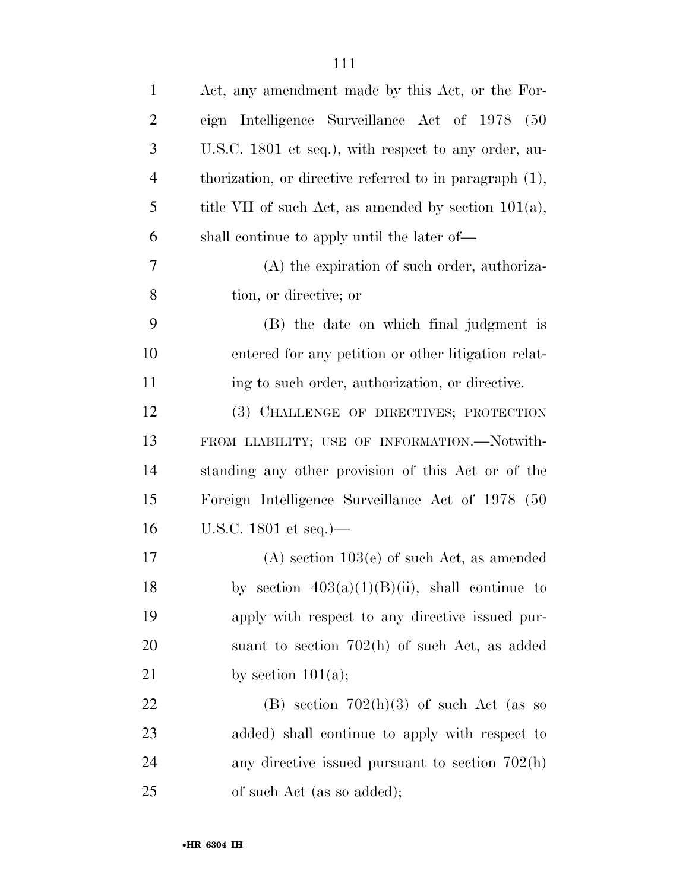Act, any amendment made by this Act, or the Foreign Intelligence Surveillance Act of 1978 (50 U.S.C. 1801 et seq.), with respect to any order, authorization, or directive referred to in paragraph (1), title VII of such Act, as amended by section 101(a), shall continue to apply until the later of—

(A) the expiration of such order, authorization, or directive; or

(B) the date on which final judgment is entered for any petition or other litigation relating to such order, authorization, or directive.

(3) CHALLENGE OF DIRECTIVES; PROTECTION FROM LIABILITY; USE OF INFORMATION.—Notwithstanding any other provision of this Act or of the Foreign Intelligence Surveillance Act of 1978 (50 U.S.C. 1801 et seq.)—

(A) section 103(e) of such Act, as amended by section 403(a)(1)(B)(ii), shall continue to apply with respect to any directive issued pursuant to section 702(h) of such Act, as added by section 101(a);

(B) section 702(h)(3) of such Act (as so added) shall continue to apply with respect to any directive issued pursuant to section 702(h) of such Act (as so added);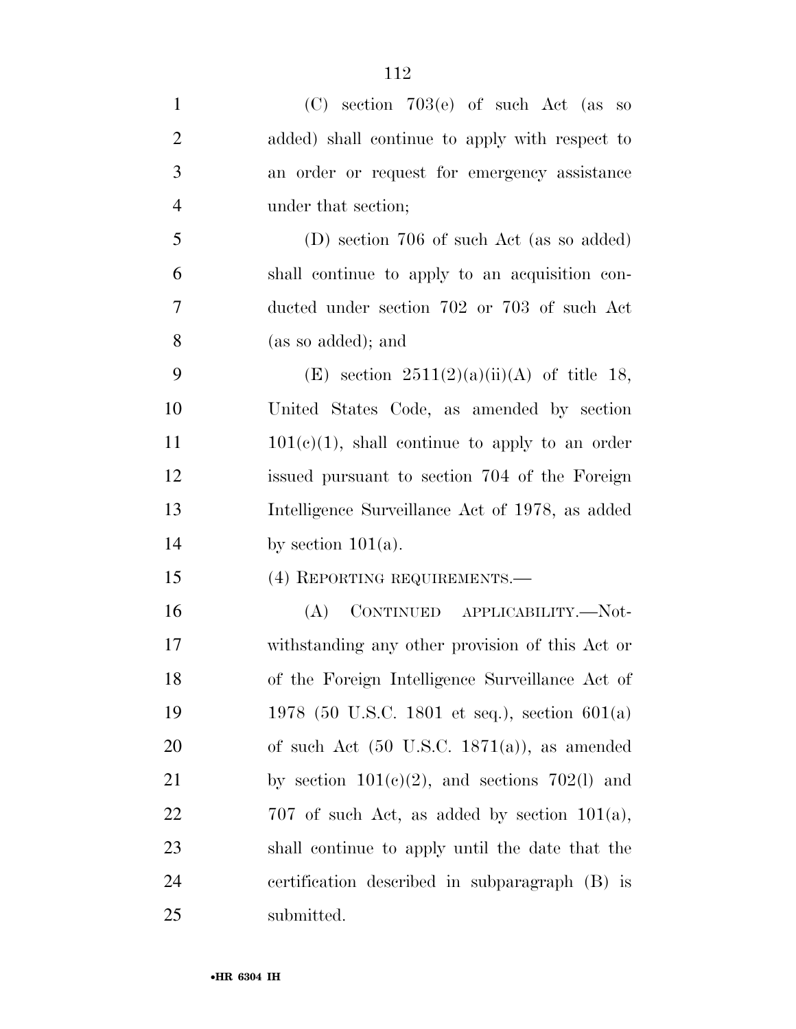(C) section 703(e) of such Act (as so added) shall continue to apply with respect to an order or request for emergency assistance under that section;

(D) section 706 of such Act (as so added) shall continue to apply to an acquisition conducted under section 702 or 703 of such Act (as so added); and

(E) section 2511(2)(a)(ii)(A) of title 18, United States Code, as amended by section 101(c)(1), shall continue to apply to an order issued pursuant to section 704 of the Foreign Intelligence Surveillance Act of 1978, as added by section 101(a).

(4) REPORTING REQUIREMENTS.—

(A) CONTINUED APPLICABILITY.—Notwithstanding any other provision of this Act or of the Foreign Intelligence Surveillance Act of 1978 (50 U.S.C. 1801 et seq.), section 601(a) of such Act (50 U.S.C. 1871(a)), as amended by section 101(c)(2), and sections 702(l) and 707 of such Act, as added by section 101(a), shall continue to apply until the date that the certification described in subparagraph (B) is submitted.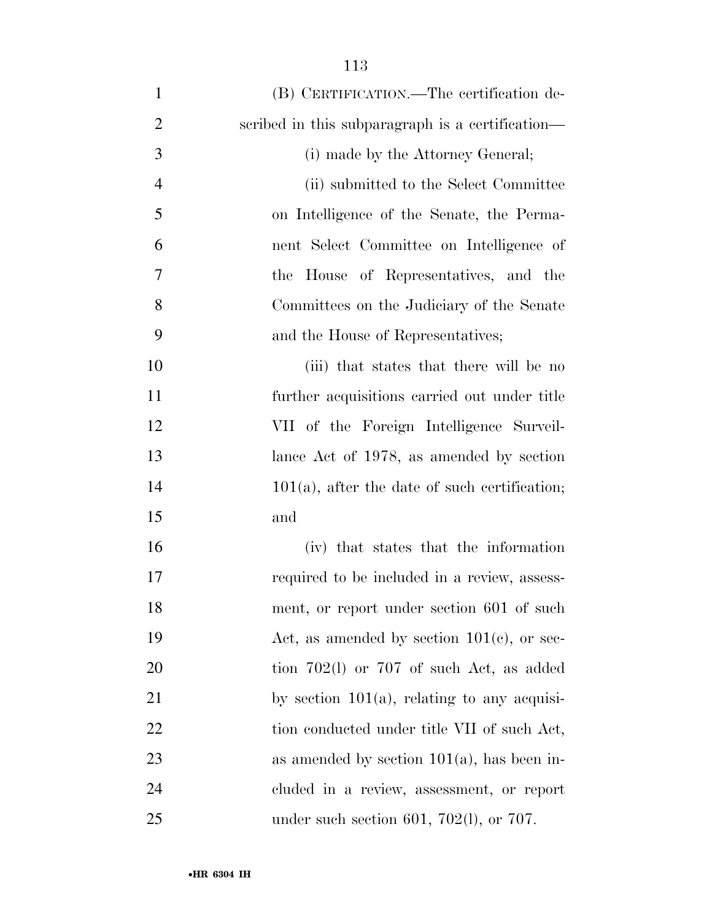(B) CERTIFICATION.—The certification described in this subparagraph is a certification—

(i) made by the Attorney General;

(ii) submitted to the Select Committee on Intelligence of the Senate, the Permanent Select Committee on Intelligence of the House of Representatives, and the Committees on the Judiciary of the Senate and the House of Representatives;

(iii) that states that there will be no further acquisitions carried out under title VII of the Foreign Intelligence Surveillance Act of 1978, as amended by section 101(a), after the date of such certification; and

(iv) that states that the information required to be included in a review, assessment, or report under section 601 of such Act, as amended by section 101(c), or section 702(l) or 707 of such Act, as added by section 101(a), relating to any acquisition conducted under title VII of such Act, as amended by section 101(a), has been included in a review, assessment, or report under such section 601, 702(l), or 707.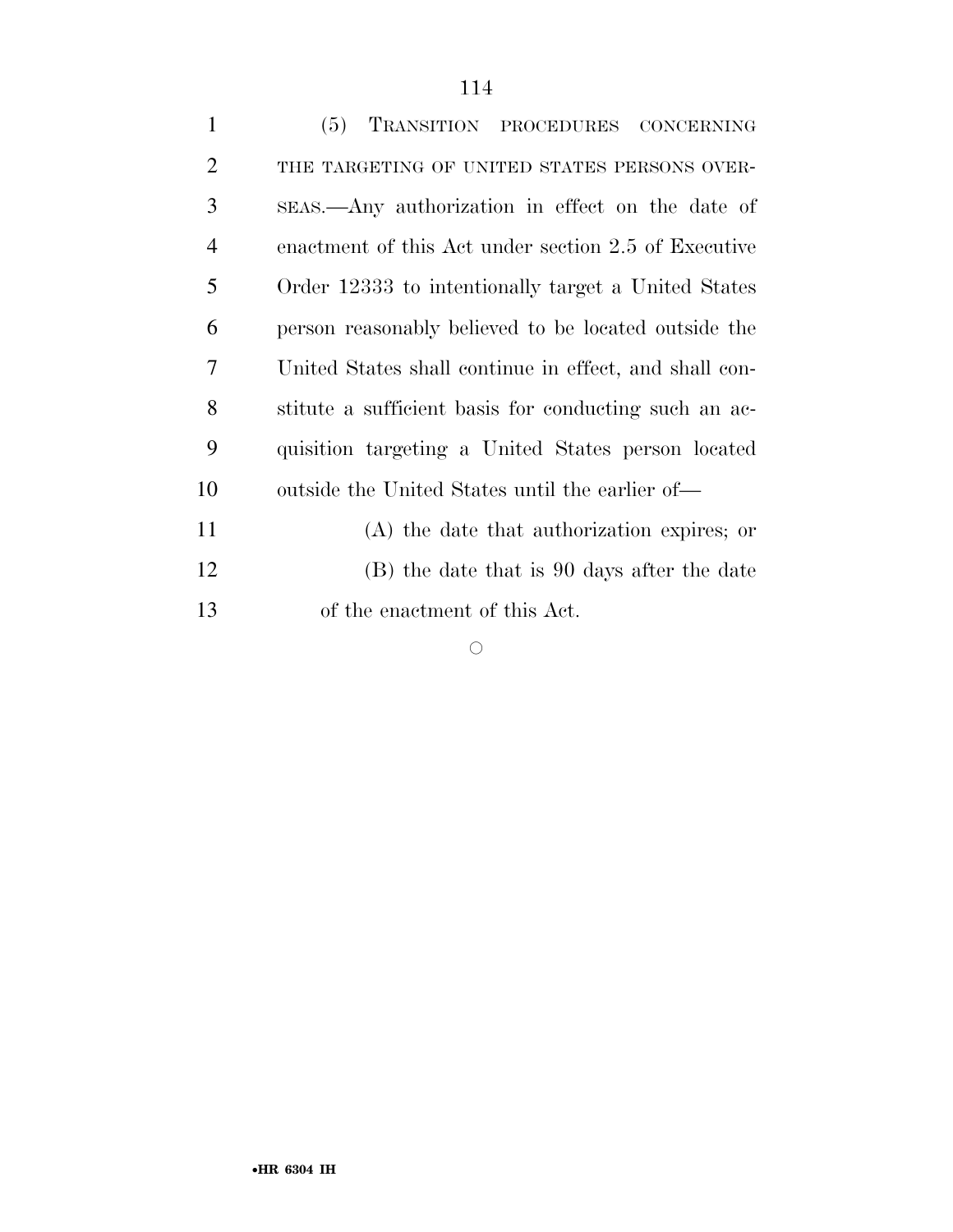(5) TRANSITION PROCEDURES CONCERNING THE TARGETING OF UNITED STATES PERSONS OVERSEAS.—Any authorization in effect on the date of enactment of this Act under section 2.5 of Executive Order 12333 to intentionally target a United States person reasonably believed to be located outside the United States shall continue in effect, and shall constitute a sufficient basis for conducting such an acquisition targeting a United States person located outside the United States until the earlier of—

(A) the date that authorization expires; or

(B) the date that is 90 days after the date of the enactment of this Act.

○